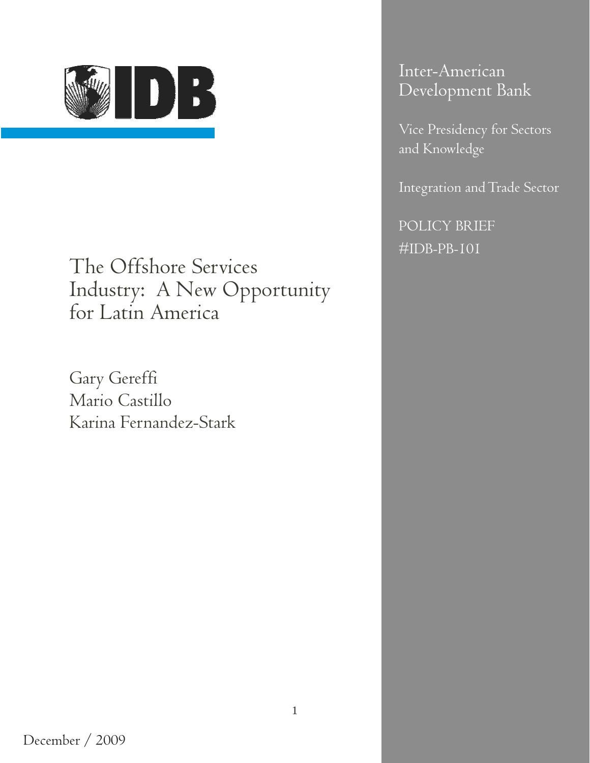# The Offshore Services Industry: A New Opportunity for Latin America

Gary Gereffi
Mario Castillo
Karina Fernandez-Stark

Inter-American Development Bank

Vice Presidency for Sectors and Knowledge

Integration and Trade Sector

POLICY BRIEF
#IDB-PB-101

December / 2009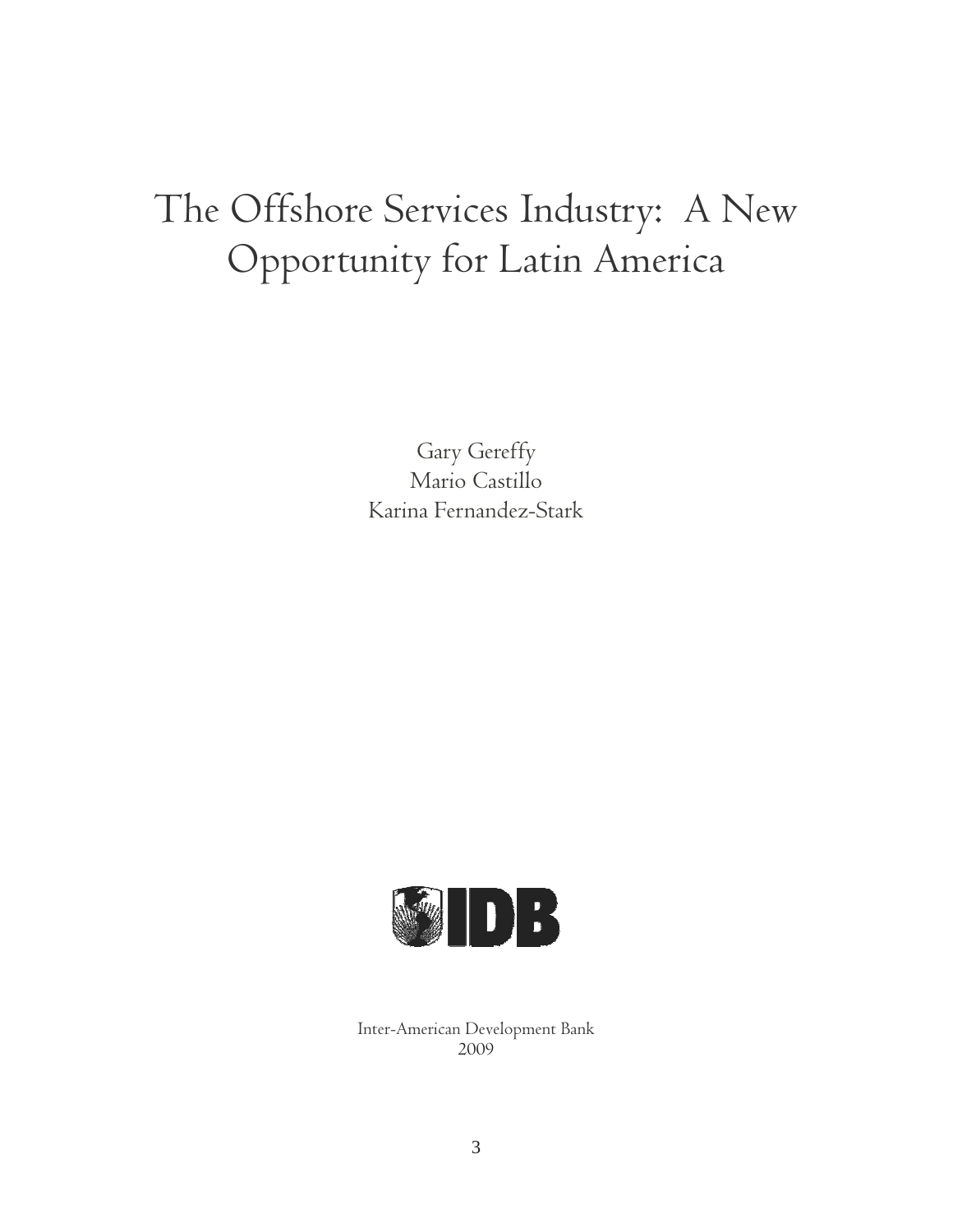# The Offshore Services Industry: A New Opportunity for Latin America

Gary Gereffy
Mario Castillo
Karina Fernandez-Stark

IDB

Inter-American Development Bank
2009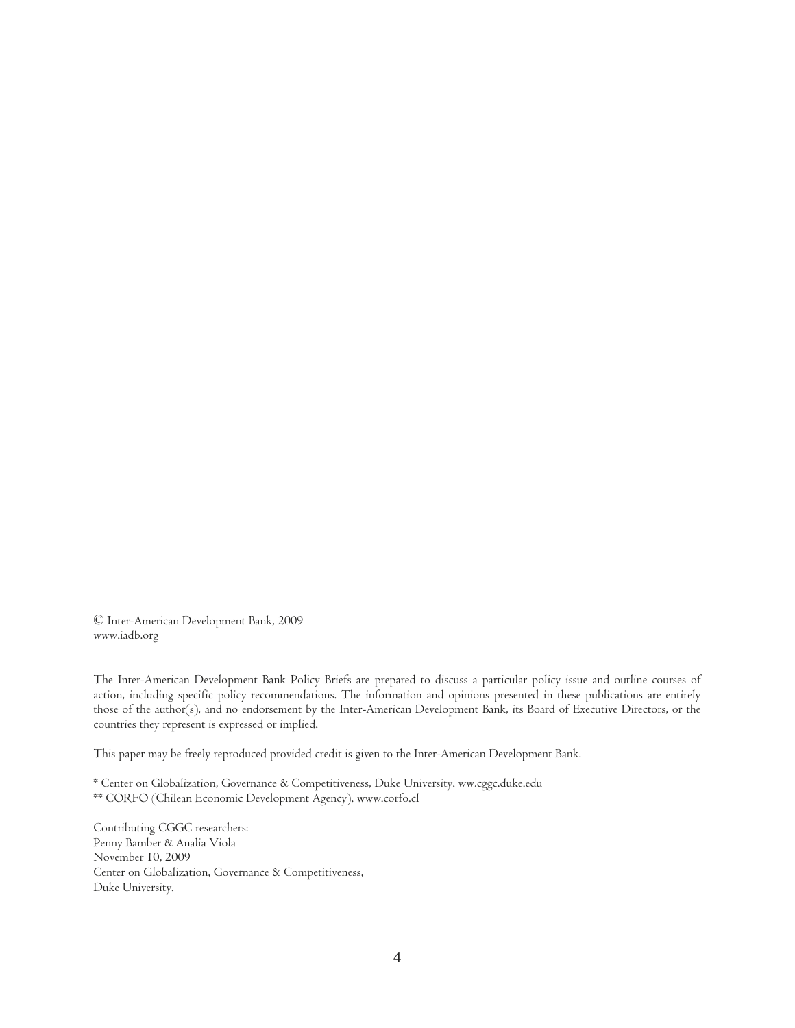© Inter-American Development Bank, 2009
www.iadb.org

The Inter-American Development Bank Policy Briefs are prepared to discuss a particular policy issue and outline courses of action, including specific policy recommendations. The information and opinions presented in these publications are entirely those of the author(s), and no endorsement by the Inter-American Development Bank, its Board of Executive Directors, or the countries they represent is expressed or implied.

This paper may be freely reproduced provided credit is given to the Inter-American Development Bank.

* Center on Globalization, Governance & Competitiveness, Duke University. ww.cggc.duke.edu
** CORFO (Chilean Economic Development Agency). www.corfo.cl

Contributing CGGC researchers:
Penny Bamber & Analia Viola
November 10, 2009
Center on Globalization, Governance & Competitiveness,
Duke University.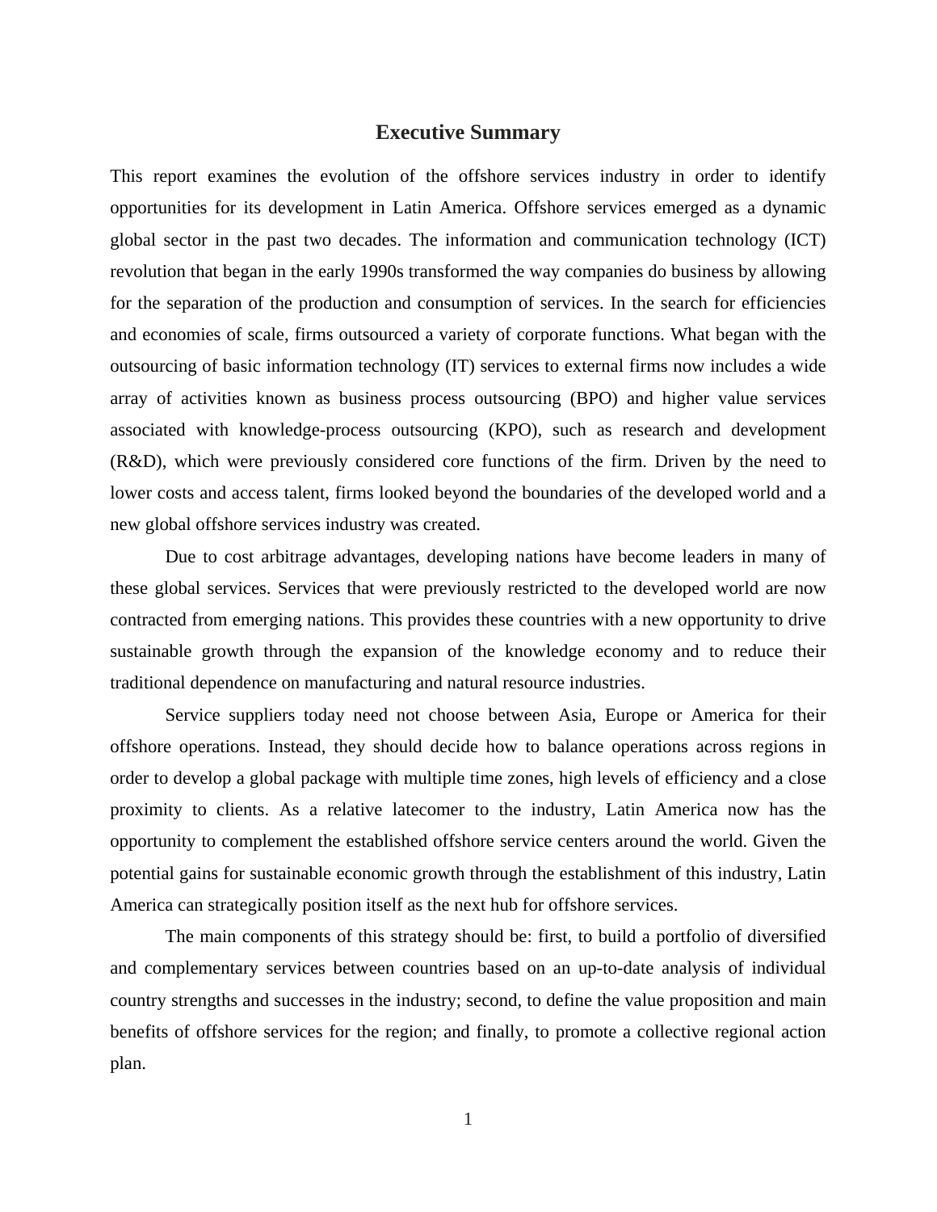# Executive Summary

This report examines the evolution of the offshore services industry in order to identify opportunities for its development in Latin America. Offshore services emerged as a dynamic global sector in the past two decades. The information and communication technology (ICT) revolution that began in the early 1990s transformed the way companies do business by allowing for the separation of the production and consumption of services. In the search for efficiencies and economies of scale, firms outsourced a variety of corporate functions. What began with the outsourcing of basic information technology (IT) services to external firms now includes a wide array of activities known as business process outsourcing (BPO) and higher value services associated with knowledge-process outsourcing (KPO), such as research and development (R&D), which were previously considered core functions of the firm. Driven by the need to lower costs and access talent, firms looked beyond the boundaries of the developed world and a new global offshore services industry was created.

Due to cost arbitrage advantages, developing nations have become leaders in many of these global services. Services that were previously restricted to the developed world are now contracted from emerging nations. This provides these countries with a new opportunity to drive sustainable growth through the expansion of the knowledge economy and to reduce their traditional dependence on manufacturing and natural resource industries.

Service suppliers today need not choose between Asia, Europe or America for their offshore operations. Instead, they should decide how to balance operations across regions in order to develop a global package with multiple time zones, high levels of efficiency and a close proximity to clients. As a relative latecomer to the industry, Latin America now has the opportunity to complement the established offshore service centers around the world. Given the potential gains for sustainable economic growth through the establishment of this industry, Latin America can strategically position itself as the next hub for offshore services.

The main components of this strategy should be: first, to build a portfolio of diversified and complementary services between countries based on an up-to-date analysis of individual country strengths and successes in the industry; second, to define the value proposition and main benefits of offshore services for the region; and finally, to promote a collective regional action plan.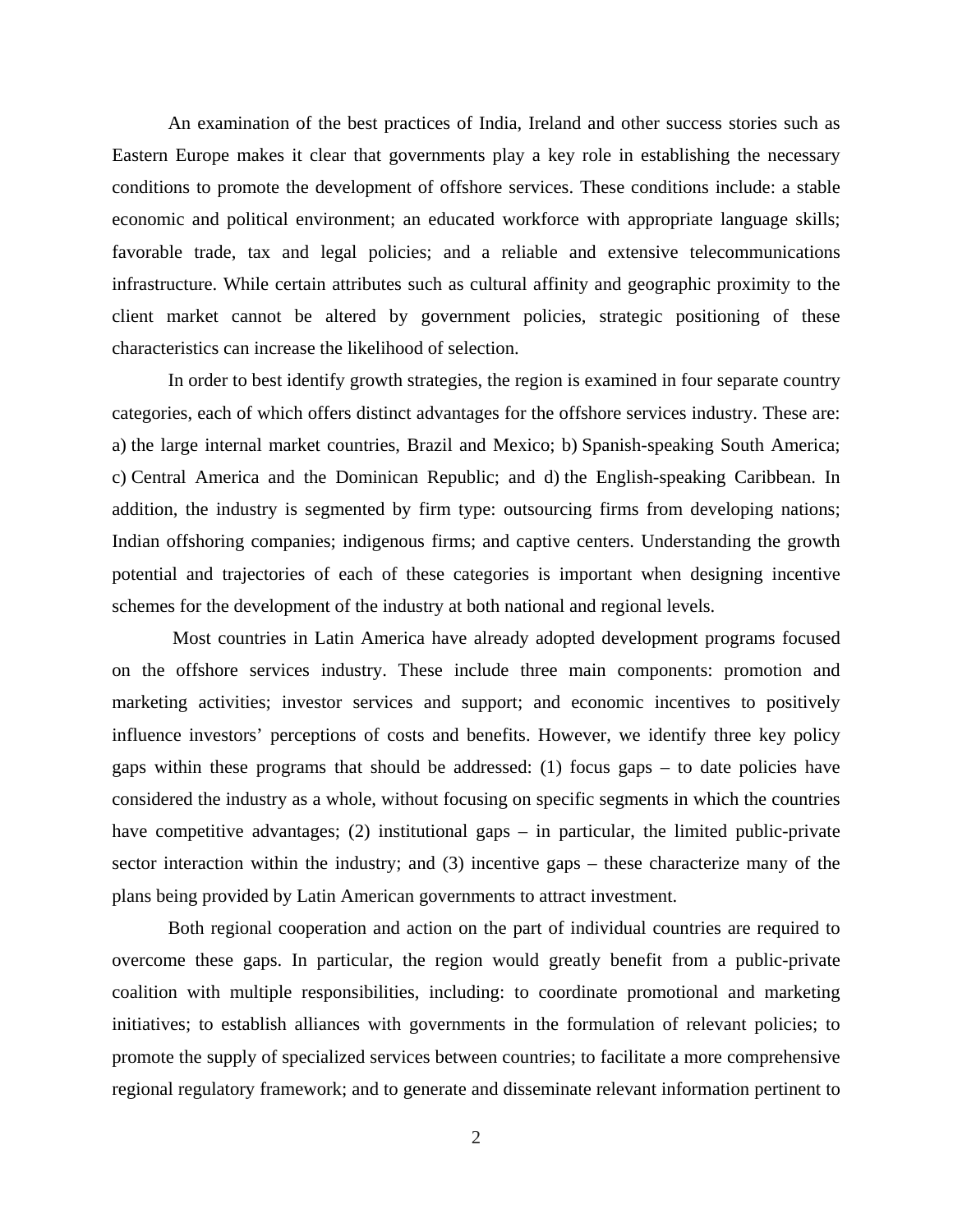An examination of the best practices of India, Ireland and other success stories such as Eastern Europe makes it clear that governments play a key role in establishing the necessary conditions to promote the development of offshore services. These conditions include: a stable economic and political environment; an educated workforce with appropriate language skills; favorable trade, tax and legal policies; and a reliable and extensive telecommunications infrastructure. While certain attributes such as cultural affinity and geographic proximity to the client market cannot be altered by government policies, strategic positioning of these characteristics can increase the likelihood of selection.

In order to best identify growth strategies, the region is examined in four separate country categories, each of which offers distinct advantages for the offshore services industry. These are: a) the large internal market countries, Brazil and Mexico; b) Spanish-speaking South America; c) Central America and the Dominican Republic; and d) the English-speaking Caribbean. In addition, the industry is segmented by firm type: outsourcing firms from developing nations; Indian offshoring companies; indigenous firms; and captive centers. Understanding the growth potential and trajectories of each of these categories is important when designing incentive schemes for the development of the industry at both national and regional levels.

Most countries in Latin America have already adopted development programs focused on the offshore services industry. These include three main components: promotion and marketing activities; investor services and support; and economic incentives to positively influence investors' perceptions of costs and benefits. However, we identify three key policy gaps within these programs that should be addressed: (1) focus gaps – to date policies have considered the industry as a whole, without focusing on specific segments in which the countries have competitive advantages; (2) institutional gaps – in particular, the limited public-private sector interaction within the industry; and (3) incentive gaps – these characterize many of the plans being provided by Latin American governments to attract investment.

Both regional cooperation and action on the part of individual countries are required to overcome these gaps. In particular, the region would greatly benefit from a public-private coalition with multiple responsibilities, including: to coordinate promotional and marketing initiatives; to establish alliances with governments in the formulation of relevant policies; to promote the supply of specialized services between countries; to facilitate a more comprehensive regional regulatory framework; and to generate and disseminate relevant information pertinent to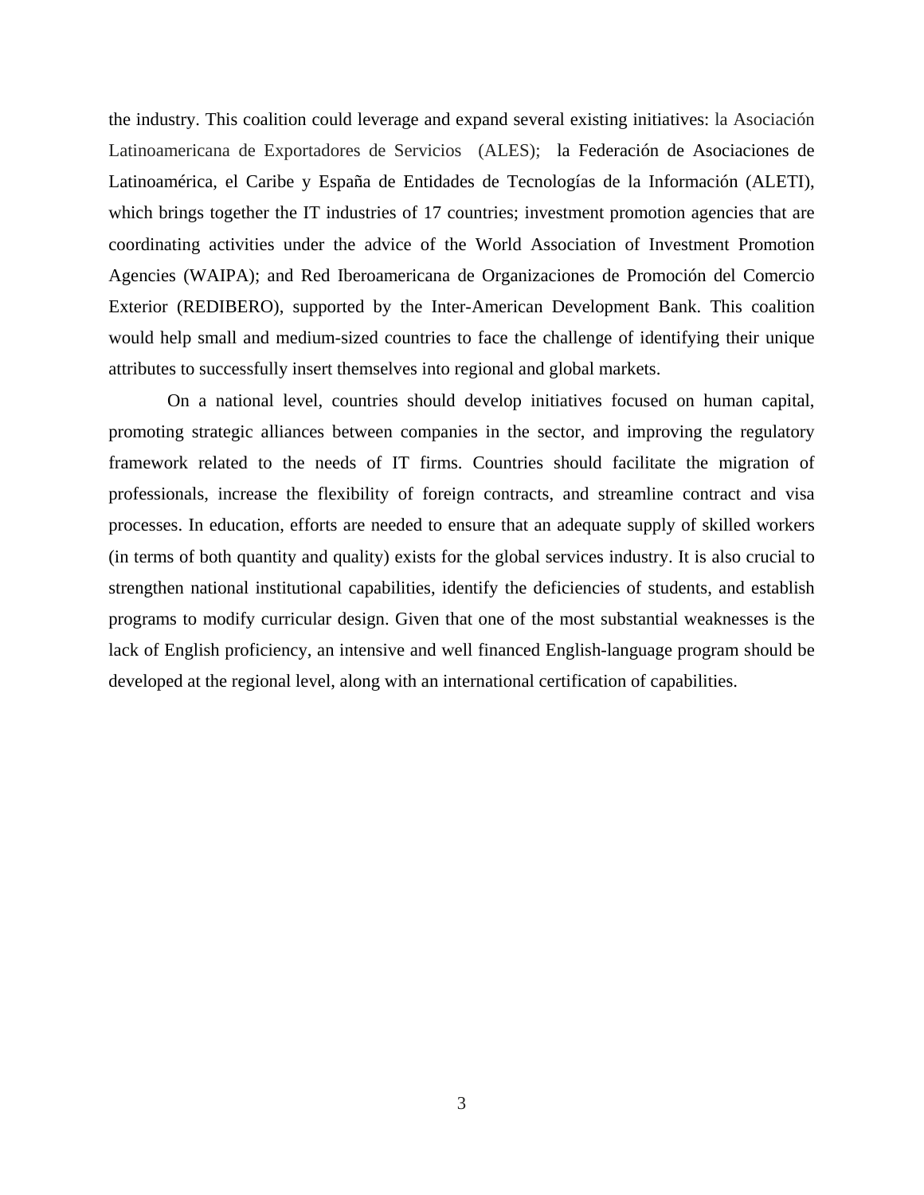the industry. This coalition could leverage and expand several existing initiatives: la Asociación Latinoamericana de Exportadores de Servicios (ALES); la Federación de Asociaciones de Latinoamérica, el Caribe y España de Entidades de Tecnologías de la Información (ALETI), which brings together the IT industries of 17 countries; investment promotion agencies that are coordinating activities under the advice of the World Association of Investment Promotion Agencies (WAIPA); and Red Iberoamericana de Organizaciones de Promoción del Comercio Exterior (REDIBERO), supported by the Inter-American Development Bank. This coalition would help small and medium-sized countries to face the challenge of identifying their unique attributes to successfully insert themselves into regional and global markets.

On a national level, countries should develop initiatives focused on human capital, promoting strategic alliances between companies in the sector, and improving the regulatory framework related to the needs of IT firms. Countries should facilitate the migration of professionals, increase the flexibility of foreign contracts, and streamline contract and visa processes. In education, efforts are needed to ensure that an adequate supply of skilled workers (in terms of both quantity and quality) exists for the global services industry. It is also crucial to strengthen national institutional capabilities, identify the deficiencies of students, and establish programs to modify curricular design. Given that one of the most substantial weaknesses is the lack of English proficiency, an intensive and well financed English-language program should be developed at the regional level, along with an international certification of capabilities.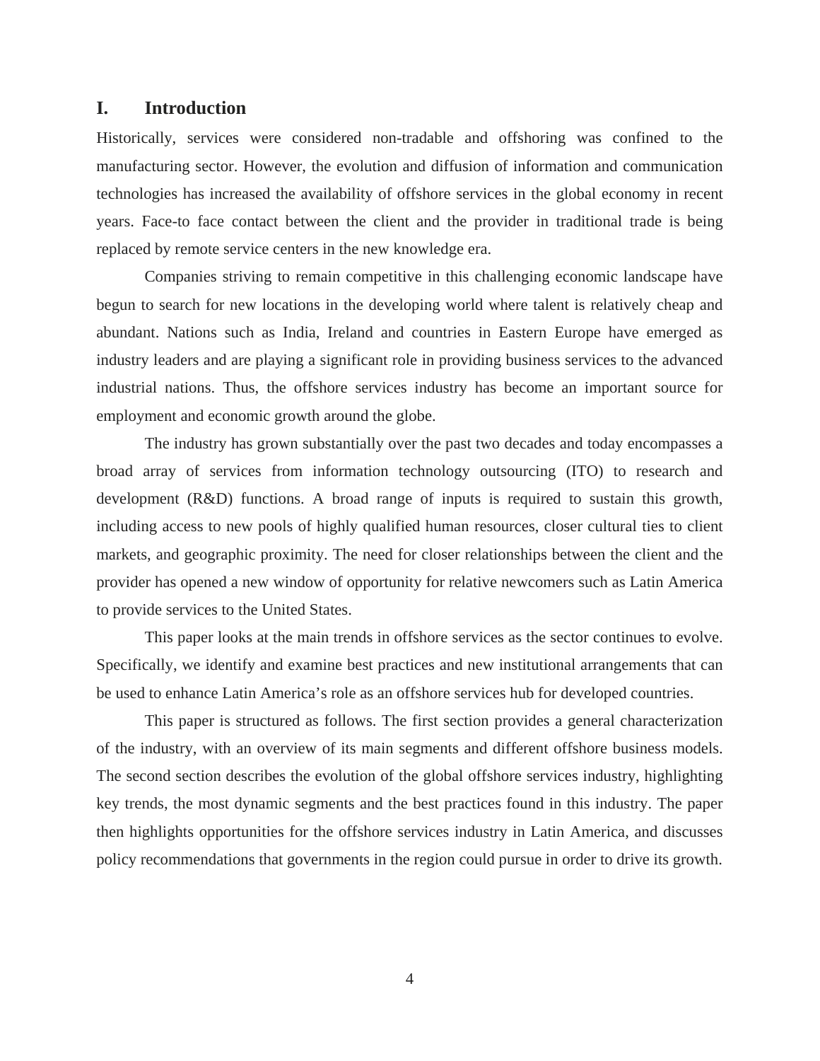# I. Introduction

Historically, services were considered non-tradable and offshoring was confined to the manufacturing sector. However, the evolution and diffusion of information and communication technologies has increased the availability of offshore services in the global economy in recent years. Face-to face contact between the client and the provider in traditional trade is being replaced by remote service centers in the new knowledge era.

Companies striving to remain competitive in this challenging economic landscape have begun to search for new locations in the developing world where talent is relatively cheap and abundant. Nations such as India, Ireland and countries in Eastern Europe have emerged as industry leaders and are playing a significant role in providing business services to the advanced industrial nations. Thus, the offshore services industry has become an important source for employment and economic growth around the globe.

The industry has grown substantially over the past two decades and today encompasses a broad array of services from information technology outsourcing (ITO) to research and development (R&D) functions. A broad range of inputs is required to sustain this growth, including access to new pools of highly qualified human resources, closer cultural ties to client markets, and geographic proximity. The need for closer relationships between the client and the provider has opened a new window of opportunity for relative newcomers such as Latin America to provide services to the United States.

This paper looks at the main trends in offshore services as the sector continues to evolve. Specifically, we identify and examine best practices and new institutional arrangements that can be used to enhance Latin America's role as an offshore services hub for developed countries.

This paper is structured as follows. The first section provides a general characterization of the industry, with an overview of its main segments and different offshore business models. The second section describes the evolution of the global offshore services industry, highlighting key trends, the most dynamic segments and the best practices found in this industry. The paper then highlights opportunities for the offshore services industry in Latin America, and discusses policy recommendations that governments in the region could pursue in order to drive its growth.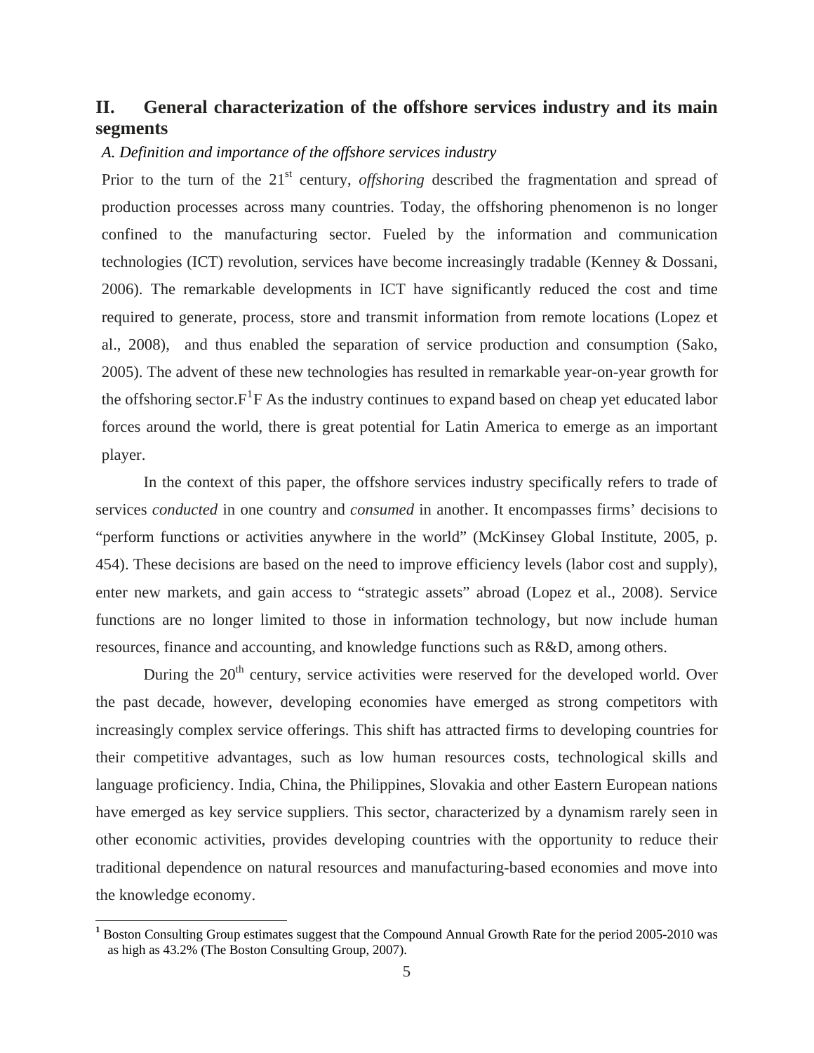## II. General characterization of the offshore services industry and its main segments

### *A. Definition and importance of the offshore services industry*

Prior to the turn of the 21st century, *offshoring* described the fragmentation and spread of production processes across many countries. Today, the offshoring phenomenon is no longer confined to the manufacturing sector. Fueled by the information and communication technologies (ICT) revolution, services have become increasingly tradable (Kenney & Dossani, 2006). The remarkable developments in ICT have significantly reduced the cost and time required to generate, process, store and transmit information from remote locations (Lopez et al., 2008), and thus enabled the separation of service production and consumption (Sako, 2005). The advent of these new technologies has resulted in remarkable year-on-year growth for the offshoring sector.F[1]F As the industry continues to expand based on cheap yet educated labor forces around the world, there is great potential for Latin America to emerge as an important player.

In the context of this paper, the offshore services industry specifically refers to trade of services *conducted* in one country and *consumed* in another. It encompasses firms' decisions to "perform functions or activities anywhere in the world" (McKinsey Global Institute, 2005, p. 454). These decisions are based on the need to improve efficiency levels (labor cost and supply), enter new markets, and gain access to "strategic assets" abroad (Lopez et al., 2008). Service functions are no longer limited to those in information technology, but now include human resources, finance and accounting, and knowledge functions such as R&D, among others.

During the 20th century, service activities were reserved for the developed world. Over the past decade, however, developing economies have emerged as strong competitors with increasingly complex service offerings. This shift has attracted firms to developing countries for their competitive advantages, such as low human resources costs, technological skills and language proficiency. India, China, the Philippines, Slovakia and other Eastern European nations have emerged as key service suppliers. This sector, characterized by a dynamism rarely seen in other economic activities, provides developing countries with the opportunity to reduce their traditional dependence on natural resources and manufacturing-based economies and move into the knowledge economy.

---

[1] Boston Consulting Group estimates suggest that the Compound Annual Growth Rate for the period 2005-2010 was as high as 43.2% (The Boston Consulting Group, 2007).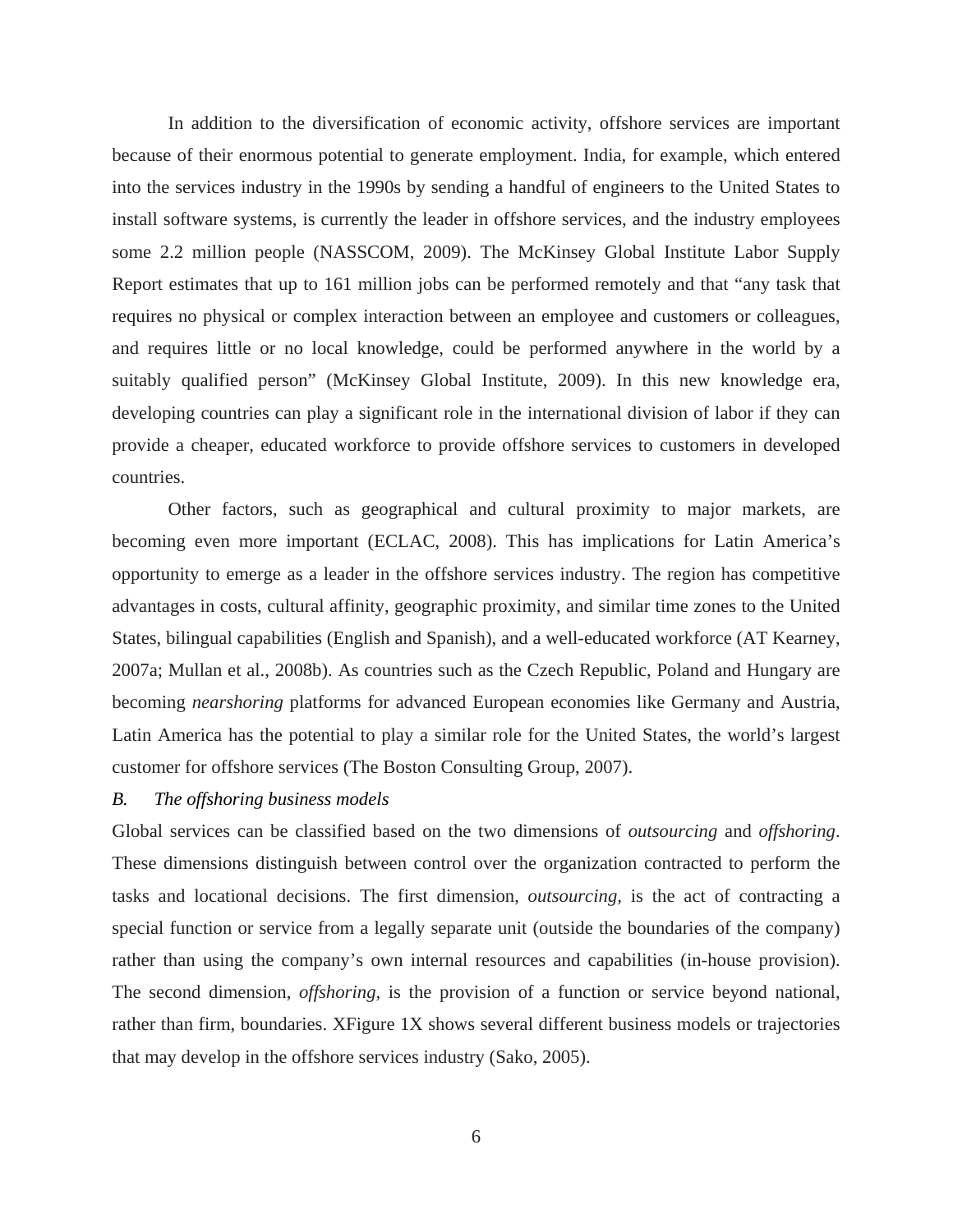In addition to the diversification of economic activity, offshore services are important because of their enormous potential to generate employment. India, for example, which entered into the services industry in the 1990s by sending a handful of engineers to the United States to install software systems, is currently the leader in offshore services, and the industry employees some 2.2 million people (NASSCOM, 2009). The McKinsey Global Institute Labor Supply Report estimates that up to 161 million jobs can be performed remotely and that "any task that requires no physical or complex interaction between an employee and customers or colleagues, and requires little or no local knowledge, could be performed anywhere in the world by a suitably qualified person" (McKinsey Global Institute, 2009). In this new knowledge era, developing countries can play a significant role in the international division of labor if they can provide a cheaper, educated workforce to provide offshore services to customers in developed countries.

Other factors, such as geographical and cultural proximity to major markets, are becoming even more important (ECLAC, 2008). This has implications for Latin America's opportunity to emerge as a leader in the offshore services industry. The region has competitive advantages in costs, cultural affinity, geographic proximity, and similar time zones to the United States, bilingual capabilities (English and Spanish), and a well-educated workforce (AT Kearney, 2007a; Mullan et al., 2008b). As countries such as the Czech Republic, Poland and Hungary are becoming *nearshoring* platforms for advanced European economies like Germany and Austria, Latin America has the potential to play a similar role for the United States, the world's largest customer for offshore services (The Boston Consulting Group, 2007).

### *B. The offshoring business models*

Global services can be classified based on the two dimensions of *outsourcing* and *offshoring*. These dimensions distinguish between control over the organization contracted to perform the tasks and locational decisions. The first dimension, *outsourcing,* is the act of contracting a special function or service from a legally separate unit (outside the boundaries of the company) rather than using the company's own internal resources and capabilities (in-house provision). The second dimension, *offshoring,* is the provision of a function or service beyond national, rather than firm, boundaries. XFigure 1X shows several different business models or trajectories that may develop in the offshore services industry (Sako, 2005).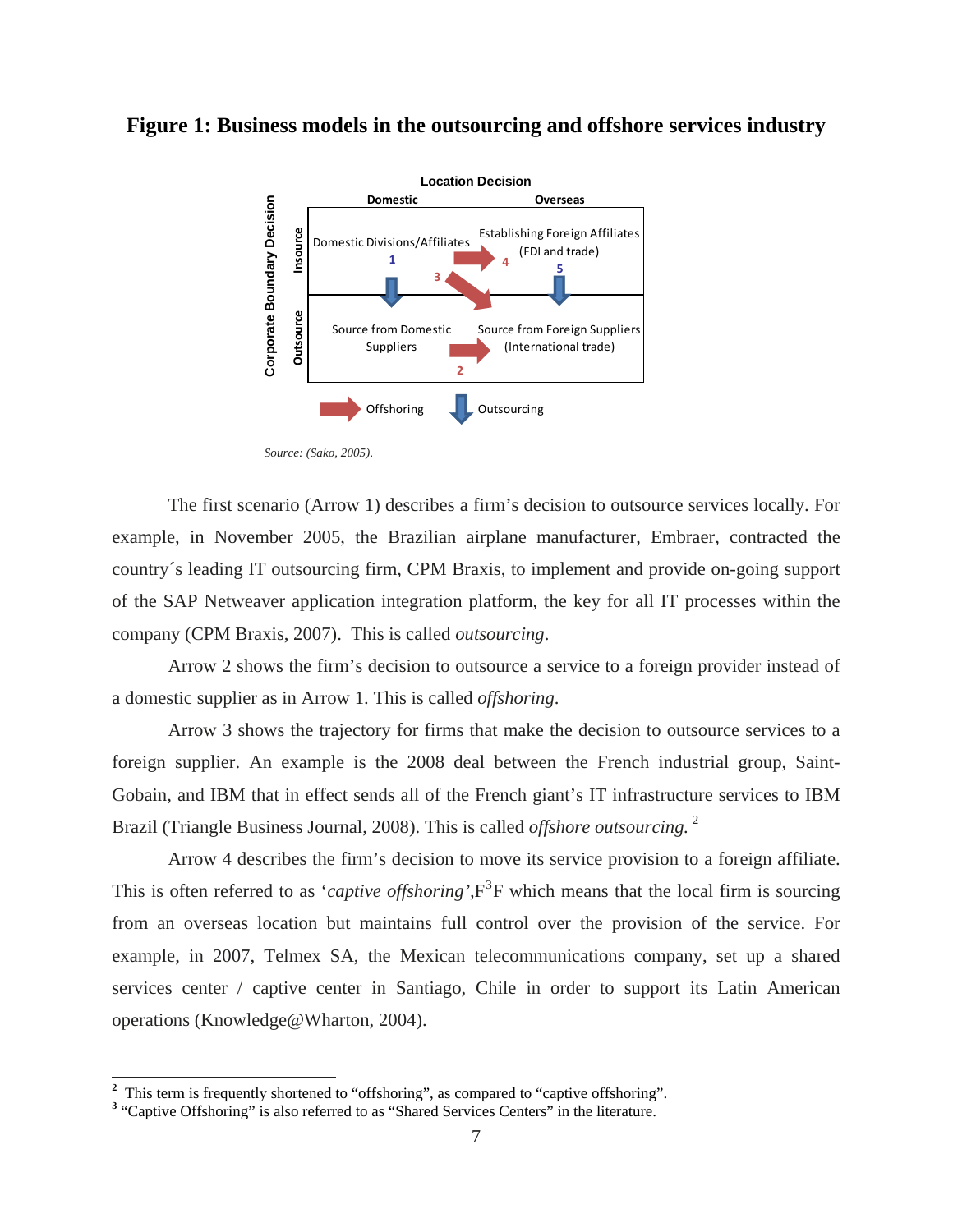**Figure 1: Business models in the outsourcing and offshore services industry**

| Corporate Boundary Decision | Domestic | Overseas |
| --- | --- | --- |
| Insource | Domestic Divisions/Affiliates 1 | Establishing Foreign Affiliates (FDI and trade) 5 |
| Outsource | Source from Domestic Suppliers | Source from Foreign Suppliers (International trade) |

Location Decision. Arrows: 1 (Domestic Divisions/Affiliates → Source from Domestic Suppliers), 2 (Source from Domestic Suppliers → Source from Foreign Suppliers), 3 (Domestic Divisions/Affiliates → Source from Foreign Suppliers), 4 (Domestic Divisions/Affiliates → Establishing Foreign Affiliates), 5 (Establishing Foreign Affiliates → Source from Foreign Suppliers). Legend: red arrow = Offshoring; blue arrow = Outsourcing.

*Source: (Sako, 2005).*

The first scenario (Arrow 1) describes a firm's decision to outsource services locally. For example, in November 2005, the Brazilian airplane manufacturer, Embraer, contracted the country´s leading IT outsourcing firm, CPM Braxis, to implement and provide on-going support of the SAP Netweaver application integration platform, the key for all IT processes within the company (CPM Braxis, 2007). This is called *outsourcing*.

Arrow 2 shows the firm's decision to outsource a service to a foreign provider instead of a domestic supplier as in Arrow 1. This is called *offshoring*.

Arrow 3 shows the trajectory for firms that make the decision to outsource services to a foreign supplier. An example is the 2008 deal between the French industrial group, Saint-Gobain, and IBM that in effect sends all of the French giant's IT infrastructure services to IBM Brazil (Triangle Business Journal, 2008). This is called *offshore outsourcing.* [2]

Arrow 4 describes the firm's decision to move its service provision to a foreign affiliate. This is often referred to as '*captive offshoring*',F[3]F which means that the local firm is sourcing from an overseas location but maintains full control over the provision of the service. For example, in 2007, Telmex SA, the Mexican telecommunications company, set up a shared services center / captive center in Santiago, Chile in order to support its Latin American operations (Knowledge@Wharton, 2004).

[2] This term is frequently shortened to "offshoring", as compared to "captive offshoring".

[3] "Captive Offshoring" is also referred to as "Shared Services Centers" in the literature.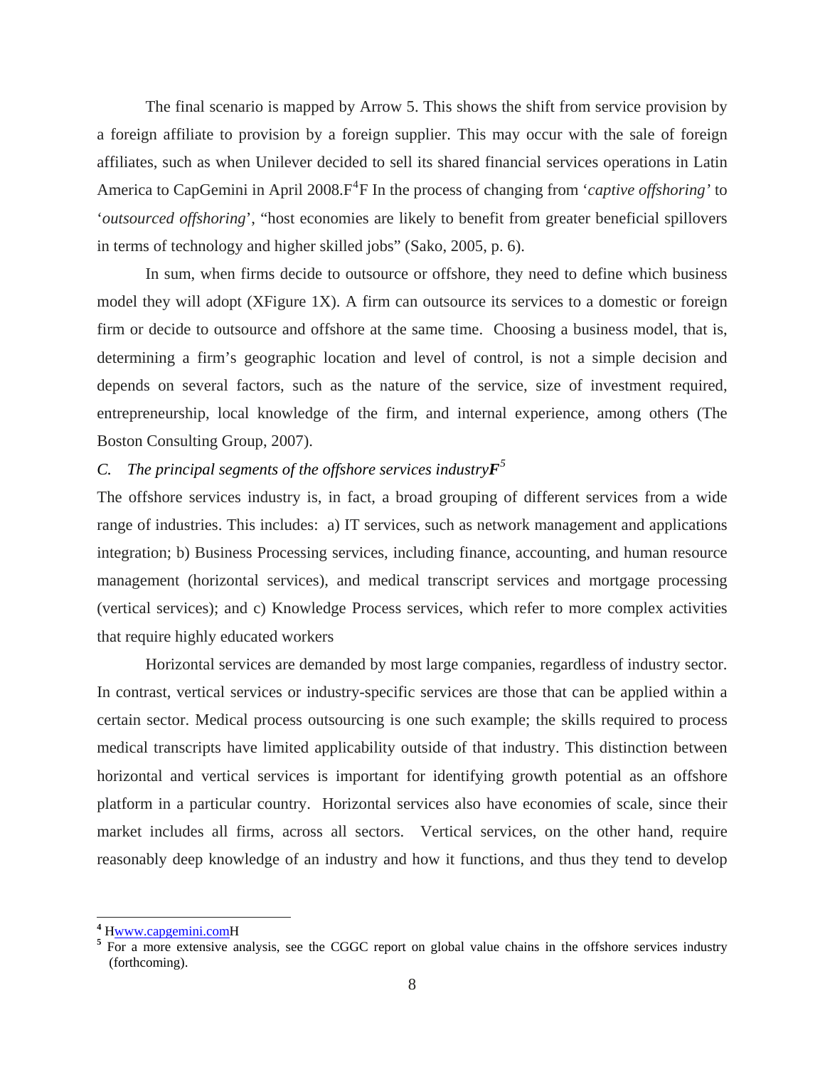The final scenario is mapped by Arrow 5. This shows the shift from service provision by a foreign affiliate to provision by a foreign supplier. This may occur with the sale of foreign affiliates, such as when Unilever decided to sell its shared financial services operations in Latin America to CapGemini in April 2008.[4] In the process of changing from '*captive offshoring*' to '*outsourced offshoring*', "host economies are likely to benefit from greater beneficial spillovers in terms of technology and higher skilled jobs" (Sako, 2005, p. 6).

In sum, when firms decide to outsource or offshore, they need to define which business model they will adopt (Figure 1). A firm can outsource its services to a domestic or foreign firm or decide to outsource and offshore at the same time. Choosing a business model, that is, determining a firm's geographic location and level of control, is not a simple decision and depends on several factors, such as the nature of the service, size of investment required, entrepreneurship, local knowledge of the firm, and internal experience, among others (The Boston Consulting Group, 2007).

### *C. The principal segments of the offshore services industry*[5]

The offshore services industry is, in fact, a broad grouping of different services from a wide range of industries. This includes: a) IT services, such as network management and applications integration; b) Business Processing services, including finance, accounting, and human resource management (horizontal services), and medical transcript services and mortgage processing (vertical services); and c) Knowledge Process services, which refer to more complex activities that require highly educated workers

Horizontal services are demanded by most large companies, regardless of industry sector. In contrast, vertical services or industry-specific services are those that can be applied within a certain sector. Medical process outsourcing is one such example; the skills required to process medical transcripts have limited applicability outside of that industry. This distinction between horizontal and vertical services is important for identifying growth potential as an offshore platform in a particular country. Horizontal services also have economies of scale, since their market includes all firms, across all sectors. Vertical services, on the other hand, require reasonably deep knowledge of an industry and how it functions, and thus they tend to develop

---

[4] www.capgemini.com

[5] For a more extensive analysis, see the CGGC report on global value chains in the offshore services industry (forthcoming).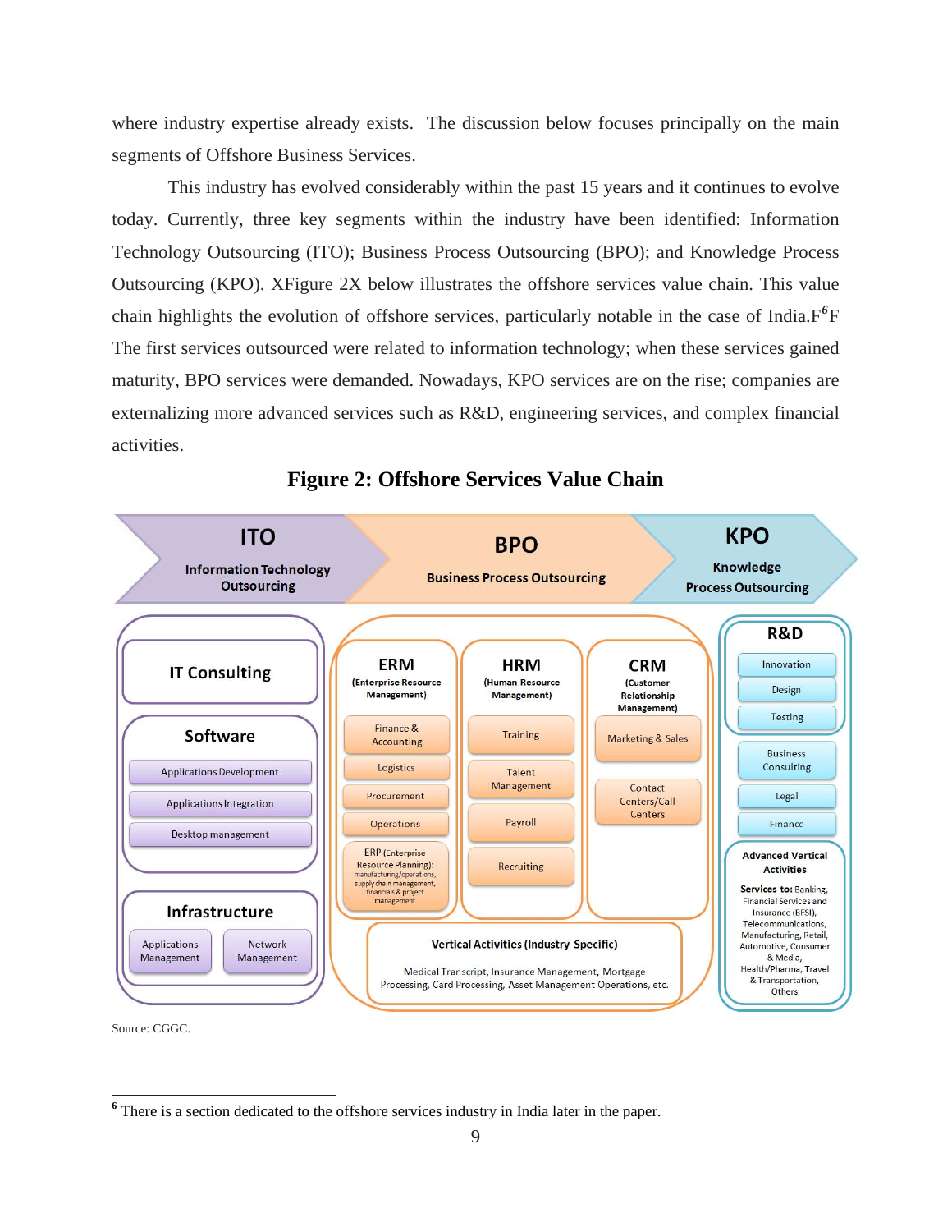where industry expertise already exists. The discussion below focuses principally on the main segments of Offshore Business Services.

This industry has evolved considerably within the past 15 years and it continues to evolve today. Currently, three key segments within the industry have been identified: Information Technology Outsourcing (ITO); Business Process Outsourcing (BPO); and Knowledge Process Outsourcing (KPO). XFigure 2X below illustrates the offshore services value chain. This value chain highlights the evolution of offshore services, particularly notable in the case of India.F[6]F The first services outsourced were related to information technology; when these services gained maturity, BPO services were demanded. Nowadays, KPO services are on the rise; companies are externalizing more advanced services such as R&D, engineering services, and complex financial activities.

**Figure 2: Offshore Services Value Chain**

| ITO — Information Technology Outsourcing | BPO — Business Process Outsourcing | KPO — Knowledge Process Outsourcing |
| --- | --- | --- |
| **IT Consulting** | **ERM** (Enterprise Resource Management): Finance & Accounting; Logistics; Procurement; Operations; ERP (Enterprise Resource Planning): manufacturing/operations, supply chain management, financials & project management | **R&D**: Innovation; Design; Testing |
| **Software**: Applications Development; Applications Integration; Desktop management | **HRM** (Human Resource Management): Training; Talent Management; Payroll; Recruiting | Business Consulting; Legal; Finance |
| **Infrastructure**: Applications Management; Network Management | **CRM** (Customer Relationship Management): Marketing & Sales; Contact Centers/Call Centers | **Advanced Vertical Activities** — Services to: Banking, Financial Services and Insurance (BFSI), Telecommunications, Manufacturing, Retail, Automotive, Consumer & Media, Health/Pharma, Travel & Transportation, Others |
| | **Vertical Activities (Industry Specific)**: Medical Transcript, Insurance Management, Mortgage Processing, Card Processing, Asset Management Operations, etc. | |

Source: CGGC.

[6] There is a section dedicated to the offshore services industry in India later in the paper.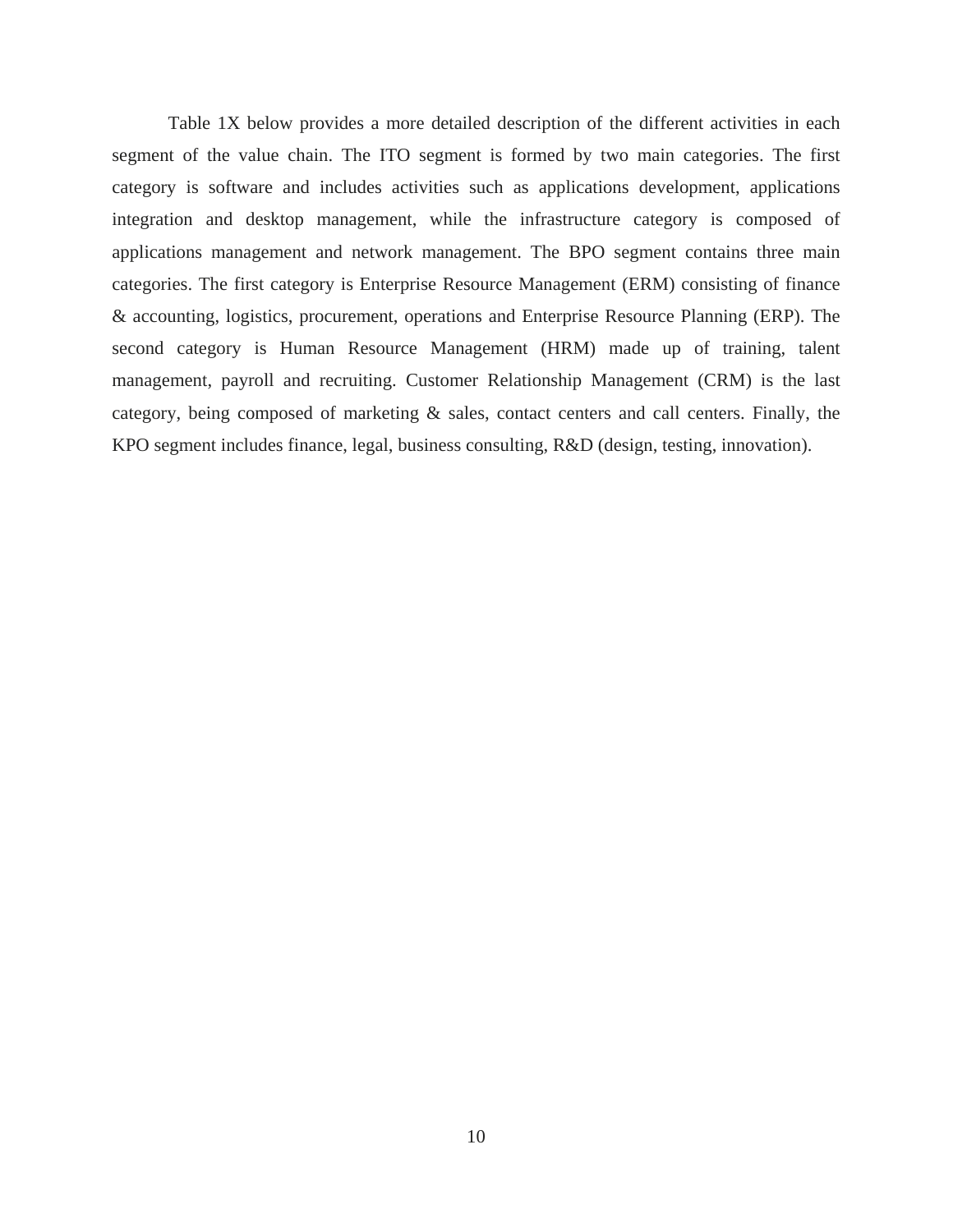Table 1X below provides a more detailed description of the different activities in each segment of the value chain. The ITO segment is formed by two main categories. The first category is software and includes activities such as applications development, applications integration and desktop management, while the infrastructure category is composed of applications management and network management. The BPO segment contains three main categories. The first category is Enterprise Resource Management (ERM) consisting of finance & accounting, logistics, procurement, operations and Enterprise Resource Planning (ERP). The second category is Human Resource Management (HRM) made up of training, talent management, payroll and recruiting. Customer Relationship Management (CRM) is the last category, being composed of marketing & sales, contact centers and call centers. Finally, the KPO segment includes finance, legal, business consulting, R&D (design, testing, innovation).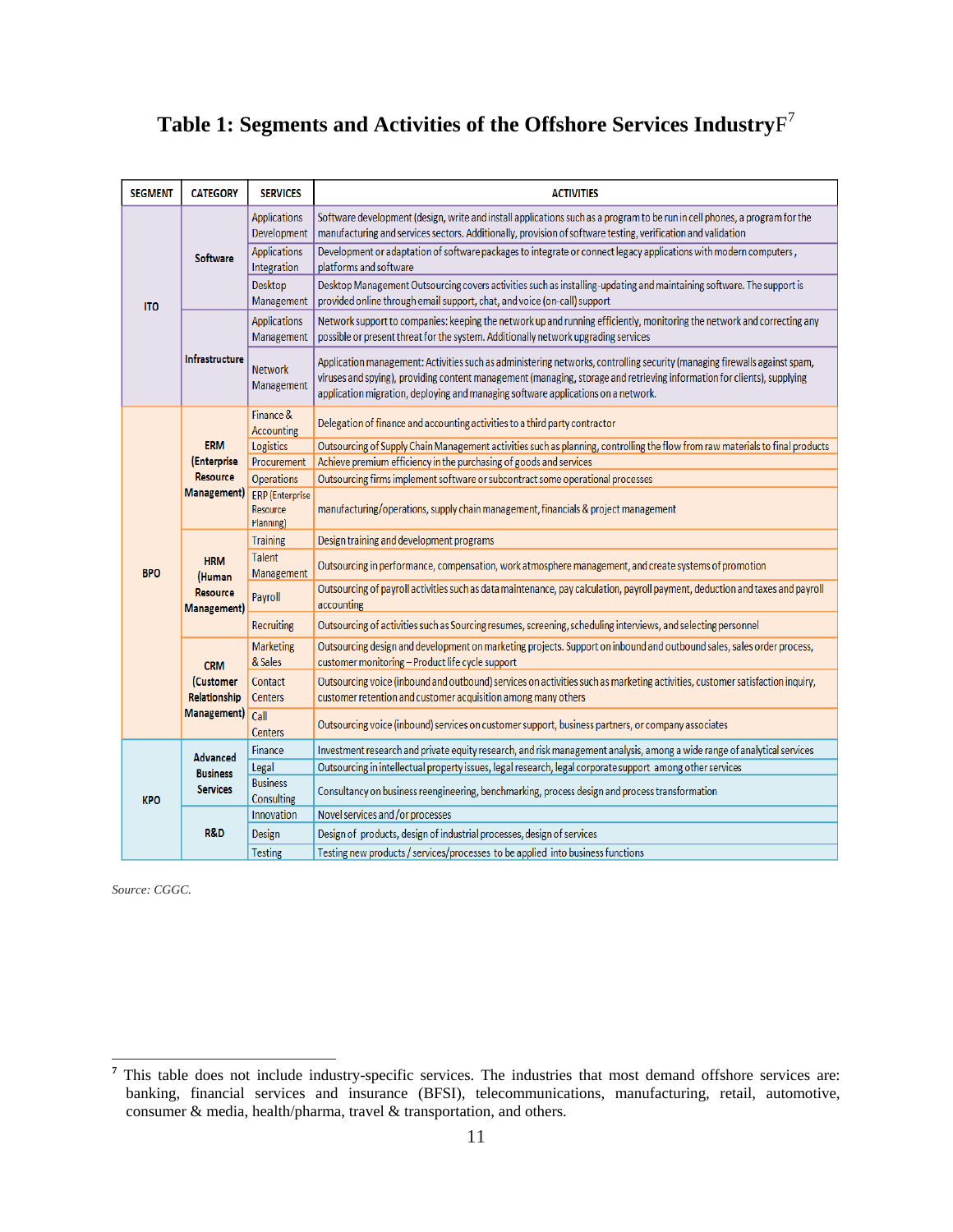# Table 1: Segments and Activities of the Offshore Services Industry[7]

| SEGMENT | CATEGORY | SERVICES | ACTIVITIES |
|---|---|---|---|
| ITO | Software | Applications Development | Software development (design, write and install applications such as a program to be run in cell phones, a program for the manufacturing and services sectors. Additionally, provision of software testing, verification and validation |
| | | Applications Integration | Development or adaptation of software packages to integrate or connect legacy applications with modern computers, platforms and software |
| | | Desktop Management | Desktop Management Outsourcing covers activities such as installing-updating and maintaining software. The support is provided online through email support, chat, and voice (on-call) support |
| | Infrastructure | Applications Management | Network support to companies: keeping the network up and running efficiently, monitoring the network and correcting any possible or present threat for the system. Additionally network upgrading services |
| | | Network Management | Application management: Activities such as administering networks, controlling security (managing firewalls against spam, viruses and spying), providing content management (managing, storage and retrieving information for clients), supplying application migration, deploying and managing software applications on a network. |
| BPO | ERM (Enterprise Resource Management) | Finance & Accounting | Delegation of finance and accounting activities to a third party contractor |
| | | Logistics | Outsourcing of Supply Chain Management activities such as planning, controlling the flow from raw materials to final products |
| | | Procurement | Achieve premium efficiency in the purchasing of goods and services |
| | | Operations | Outsourcing firms implement software or subcontract some operational processes |
| | | ERP (Enterprise Resource Planning) | manufacturing/operations, supply chain management, financials & project management |
| | HRM (Human Resource Management) | Training | Design training and development programs |
| | | Talent Management | Outsourcing in performance, compensation, work atmosphere management, and create systems of promotion |
| | | Payroll | Outsourcing of payroll activities such as data maintenance, pay calculation, payroll payment, deduction and taxes and payroll accounting |
| | | Recruiting | Outsourcing of activities such as Sourcing resumes, screening, scheduling interviews, and selecting personnel |
| | CRM (Customer Relationship Management) | Marketing & Sales | Outsourcing design and development on marketing projects. Support on inbound and outbound sales, sales order process, customer monitoring – Product life cycle support |
| | | Contact Centers | Outsourcing voice (inbound and outbound) services on activities such as marketing activities, customer satisfaction inquiry, customer retention and customer acquisition among many others |
| | | Call Centers | Outsourcing voice (inbound) services on customer support, business partners, or company associates |
| KPO | Advanced Business Services | Finance | Investment research and private equity research, and risk management analysis, among a wide range of analytical services |
| | | Legal | Outsourcing in intellectual property issues, legal research, legal corporate support among other services |
| | | Business Consulting | Consultancy on business reengineering, benchmarking, process design and process transformation |
| | R&D | Innovation | Novel services and /or processes |
| | | Design | Design of products, design of industrial processes, design of services |
| | | Testing | Testing new products / services/processes to be applied into business functions |

*Source: CGGC.*

[7] This table does not include industry-specific services. The industries that most demand offshore services are: banking, financial services and insurance (BFSI), telecommunications, manufacturing, retail, automotive, consumer & media, health/pharma, travel & transportation, and others.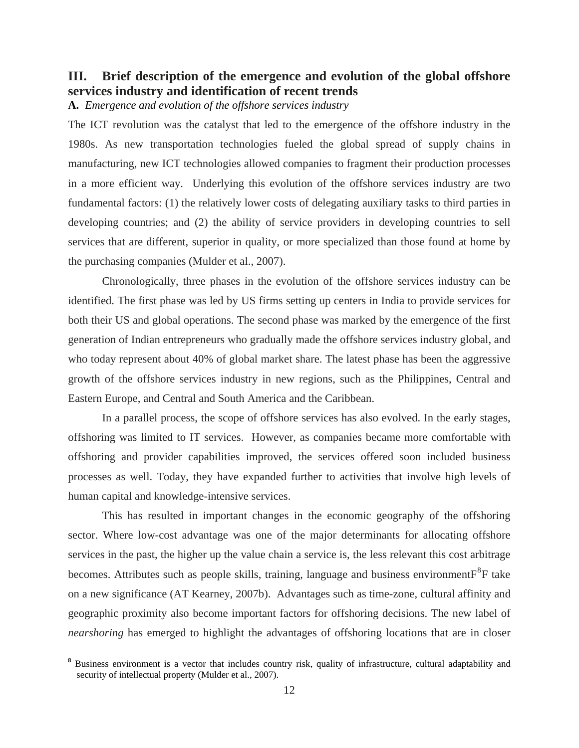## III. Brief description of the emergence and evolution of the global offshore services industry and identification of recent trends

**A.** *Emergence and evolution of the offshore services industry*

The ICT revolution was the catalyst that led to the emergence of the offshore industry in the 1980s. As new transportation technologies fueled the global spread of supply chains in manufacturing, new ICT technologies allowed companies to fragment their production processes in a more efficient way. Underlying this evolution of the offshore services industry are two fundamental factors: (1) the relatively lower costs of delegating auxiliary tasks to third parties in developing countries; and (2) the ability of service providers in developing countries to sell services that are different, superior in quality, or more specialized than those found at home by the purchasing companies (Mulder et al., 2007).

Chronologically, three phases in the evolution of the offshore services industry can be identified. The first phase was led by US firms setting up centers in India to provide services for both their US and global operations. The second phase was marked by the emergence of the first generation of Indian entrepreneurs who gradually made the offshore services industry global, and who today represent about 40% of global market share. The latest phase has been the aggressive growth of the offshore services industry in new regions, such as the Philippines, Central and Eastern Europe, and Central and South America and the Caribbean.

In a parallel process, the scope of offshore services has also evolved. In the early stages, offshoring was limited to IT services. However, as companies became more comfortable with offshoring and provider capabilities improved, the services offered soon included business processes as well. Today, they have expanded further to activities that involve high levels of human capital and knowledge-intensive services.

This has resulted in important changes in the economic geography of the offshoring sector. Where low-cost advantage was one of the major determinants for allocating offshore services in the past, the higher up the value chain a service is, the less relevant this cost arbitrage becomes. Attributes such as people skills, training, language and business environment[8] take on a new significance (AT Kearney, 2007b). Advantages such as time-zone, cultural affinity and geographic proximity also become important factors for offshoring decisions. The new label of *nearshoring* has emerged to highlight the advantages of offshoring locations that are in closer

---

[8] Business environment is a vector that includes country risk, quality of infrastructure, cultural adaptability and security of intellectual property (Mulder et al., 2007).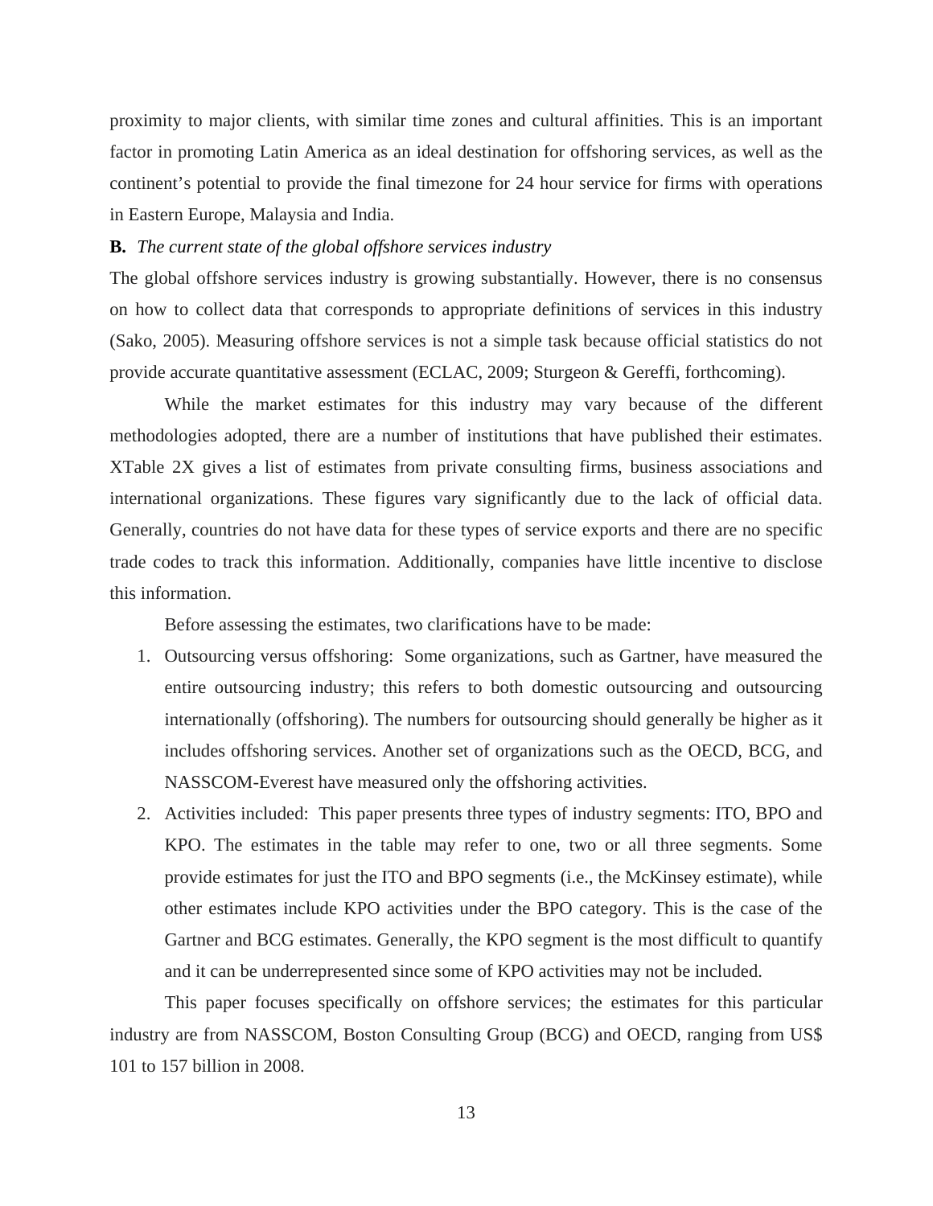proximity to major clients, with similar time zones and cultural affinities. This is an important factor in promoting Latin America as an ideal destination for offshoring services, as well as the continent's potential to provide the final timezone for 24 hour service for firms with operations in Eastern Europe, Malaysia and India.

**B.** *The current state of the global offshore services industry*

The global offshore services industry is growing substantially. However, there is no consensus on how to collect data that corresponds to appropriate definitions of services in this industry (Sako, 2005). Measuring offshore services is not a simple task because official statistics do not provide accurate quantitative assessment (ECLAC, 2009; Sturgeon & Gereffi, forthcoming).

While the market estimates for this industry may vary because of the different methodologies adopted, there are a number of institutions that have published their estimates. XTable 2X gives a list of estimates from private consulting firms, business associations and international organizations. These figures vary significantly due to the lack of official data. Generally, countries do not have data for these types of service exports and there are no specific trade codes to track this information. Additionally, companies have little incentive to disclose this information.

Before assessing the estimates, two clarifications have to be made:

1. Outsourcing versus offshoring: Some organizations, such as Gartner, have measured the entire outsourcing industry; this refers to both domestic outsourcing and outsourcing internationally (offshoring). The numbers for outsourcing should generally be higher as it includes offshoring services. Another set of organizations such as the OECD, BCG, and NASSCOM-Everest have measured only the offshoring activities.
2. Activities included: This paper presents three types of industry segments: ITO, BPO and KPO. The estimates in the table may refer to one, two or all three segments. Some provide estimates for just the ITO and BPO segments (i.e., the McKinsey estimate), while other estimates include KPO activities under the BPO category. This is the case of the Gartner and BCG estimates. Generally, the KPO segment is the most difficult to quantify and it can be underrepresented since some of KPO activities may not be included.

This paper focuses specifically on offshore services; the estimates for this particular industry are from NASSCOM, Boston Consulting Group (BCG) and OECD, ranging from US$ 101 to 157 billion in 2008.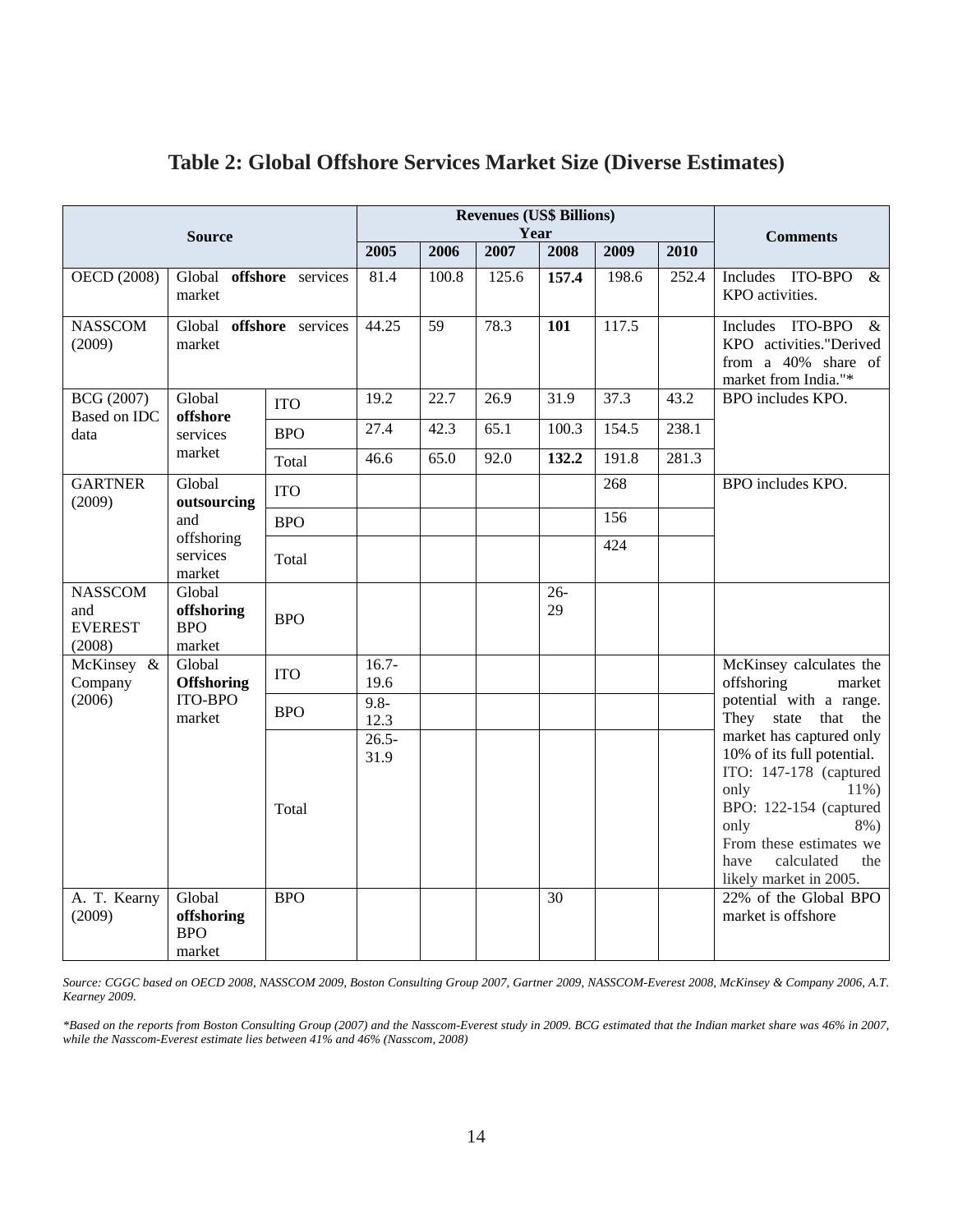## Table 2: Global Offshore Services Market Size (Diverse Estimates)

| Source | | | Revenues (US$ Billions) Year | | | | | | Comments |
|---|---|---|---|---|---|---|---|---|---|
| | | | 2005 | 2006 | 2007 | 2008 | 2009 | 2010 | |
| OECD (2008) | Global **offshore** services market | | 81.4 | 100.8 | 125.6 | **157.4** | 198.6 | 252.4 | Includes ITO-BPO & KPO activities. |
| NASSCOM (2009) | Global **offshore** services market | | 44.25 | 59 | 78.3 | **101** | 117.5 | | Includes ITO-BPO & KPO activities."Derived from a 40% share of market from India."* |
| BCG (2007) Based on IDC data | Global **offshore** services market | ITO | 19.2 | 22.7 | 26.9 | 31.9 | 37.3 | 43.2 | BPO includes KPO. |
| | | BPO | 27.4 | 42.3 | 65.1 | 100.3 | 154.5 | 238.1 | |
| | | Total | 46.6 | 65.0 | 92.0 | **132.2** | 191.8 | 281.3 | |
| GARTNER (2009) | Global **outsourcing** and offshoring services market | ITO | | | | | 268 | | BPO includes KPO. |
| | | BPO | | | | | 156 | | |
| | | Total | | | | | 424 | | |
| NASSCOM and EVEREST (2008) | Global **offshoring** BPO market | BPO | | | | 26-29 | | | |
| McKinsey & Company (2006) | Global **Offshoring** ITO-BPO market | ITO | 16.7-19.6 | | | | | | McKinsey calculates the offshoring market potential with a range. They state that the market has captured only 10% of its full potential. ITO: 147-178 (captured only 11%) BPO: 122-154 (captured only 8%) From these estimates we have calculated the likely market in 2005. |
| | | BPO | 9.8-12.3 | | | | | | |
| | | Total | 26.5-31.9 | | | | | | |
| A. T. Kearny (2009) | Global **offshoring** BPO market | BPO | | | | 30 | | | 22% of the Global BPO market is offshore |

*Source: CGGC based on OECD 2008, NASSCOM 2009, Boston Consulting Group 2007, Gartner 2009, NASSCOM-Everest 2008, McKinsey & Company 2006, A.T. Kearney 2009.*

*\*Based on the reports from Boston Consulting Group (2007) and the Nasscom-Everest study in 2009. BCG estimated that the Indian market share was 46% in 2007, while the Nasscom-Everest estimate lies between 41% and 46% (Nasscom, 2008)*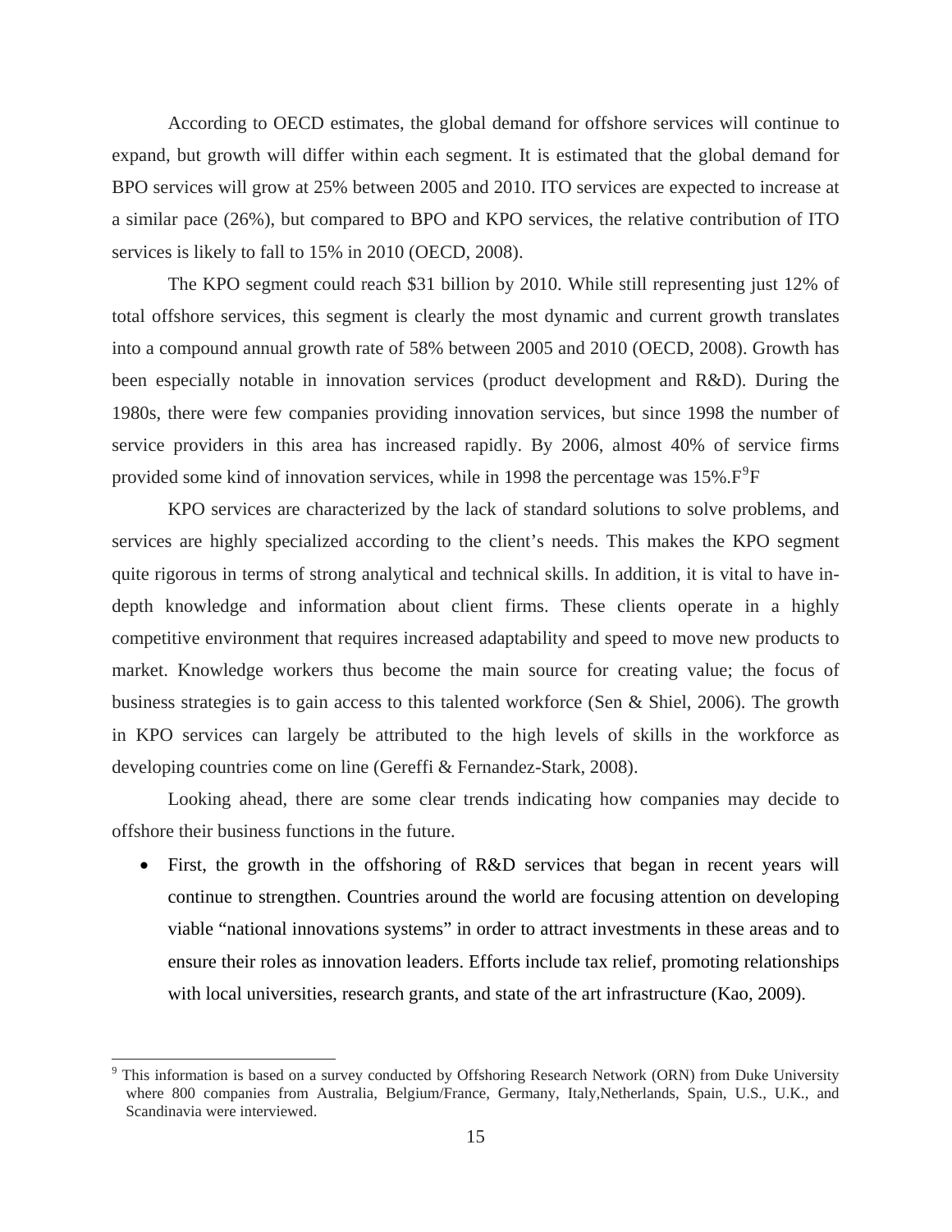According to OECD estimates, the global demand for offshore services will continue to expand, but growth will differ within each segment. It is estimated that the global demand for BPO services will grow at 25% between 2005 and 2010. ITO services are expected to increase at a similar pace (26%), but compared to BPO and KPO services, the relative contribution of ITO services is likely to fall to 15% in 2010 (OECD, 2008).

The KPO segment could reach $31 billion by 2010. While still representing just 12% of total offshore services, this segment is clearly the most dynamic and current growth translates into a compound annual growth rate of 58% between 2005 and 2010 (OECD, 2008). Growth has been especially notable in innovation services (product development and R&D). During the 1980s, there were few companies providing innovation services, but since 1998 the number of service providers in this area has increased rapidly. By 2006, almost 40% of service firms provided some kind of innovation services, while in 1998 the percentage was 15%.F[9]F

KPO services are characterized by the lack of standard solutions to solve problems, and services are highly specialized according to the client's needs. This makes the KPO segment quite rigorous in terms of strong analytical and technical skills. In addition, it is vital to have in-depth knowledge and information about client firms. These clients operate in a highly competitive environment that requires increased adaptability and speed to move new products to market. Knowledge workers thus become the main source for creating value; the focus of business strategies is to gain access to this talented workforce (Sen & Shiel, 2006). The growth in KPO services can largely be attributed to the high levels of skills in the workforce as developing countries come on line (Gereffi & Fernandez-Stark, 2008).

Looking ahead, there are some clear trends indicating how companies may decide to offshore their business functions in the future.

- First, the growth in the offshoring of R&D services that began in recent years will continue to strengthen. Countries around the world are focusing attention on developing viable "national innovations systems" in order to attract investments in these areas and to ensure their roles as innovation leaders. Efforts include tax relief, promoting relationships with local universities, research grants, and state of the art infrastructure (Kao, 2009).

---

[9] This information is based on a survey conducted by Offshoring Research Network (ORN) from Duke University where 800 companies from Australia, Belgium/France, Germany, Italy,Netherlands, Spain, U.S., U.K., and Scandinavia were interviewed.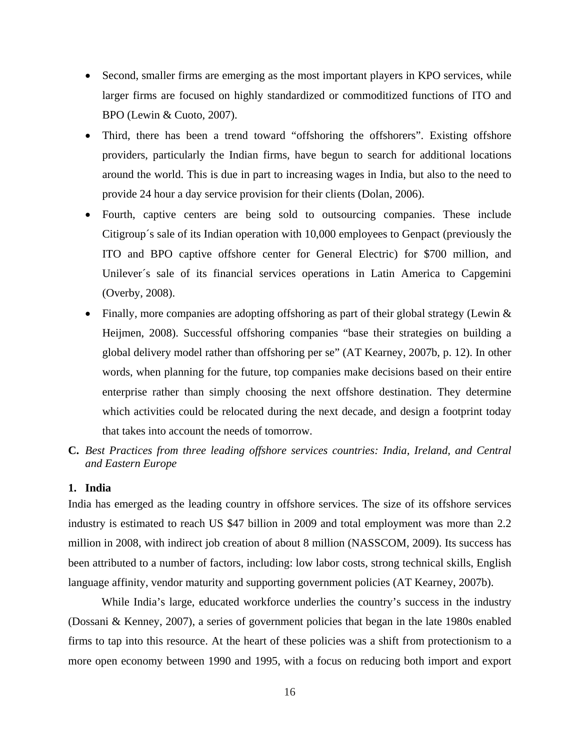- Second, smaller firms are emerging as the most important players in KPO services, while larger firms are focused on highly standardized or commoditized functions of ITO and BPO (Lewin & Cuoto, 2007).
- Third, there has been a trend toward "offshoring the offshorers". Existing offshore providers, particularly the Indian firms, have begun to search for additional locations around the world. This is due in part to increasing wages in India, but also to the need to provide 24 hour a day service provision for their clients (Dolan, 2006).
- Fourth, captive centers are being sold to outsourcing companies. These include Citigroup´s sale of its Indian operation with 10,000 employees to Genpact (previously the ITO and BPO captive offshore center for General Electric) for $700 million, and Unilever´s sale of its financial services operations in Latin America to Capgemini (Overby, 2008).
- Finally, more companies are adopting offshoring as part of their global strategy (Lewin & Heijmen, 2008). Successful offshoring companies "base their strategies on building a global delivery model rather than offshoring per se" (AT Kearney, 2007b, p. 12). In other words, when planning for the future, top companies make decisions based on their entire enterprise rather than simply choosing the next offshore destination. They determine which activities could be relocated during the next decade, and design a footprint today that takes into account the needs of tomorrow.

### C. *Best Practices from three leading offshore services countries: India, Ireland, and Central and Eastern Europe*

#### 1. India

India has emerged as the leading country in offshore services. The size of its offshore services industry is estimated to reach US $47 billion in 2009 and total employment was more than 2.2 million in 2008, with indirect job creation of about 8 million (NASSCOM, 2009). Its success has been attributed to a number of factors, including: low labor costs, strong technical skills, English language affinity, vendor maturity and supporting government policies (AT Kearney, 2007b).

While India's large, educated workforce underlies the country's success in the industry (Dossani & Kenney, 2007), a series of government policies that began in the late 1980s enabled firms to tap into this resource. At the heart of these policies was a shift from protectionism to a more open economy between 1990 and 1995, with a focus on reducing both import and export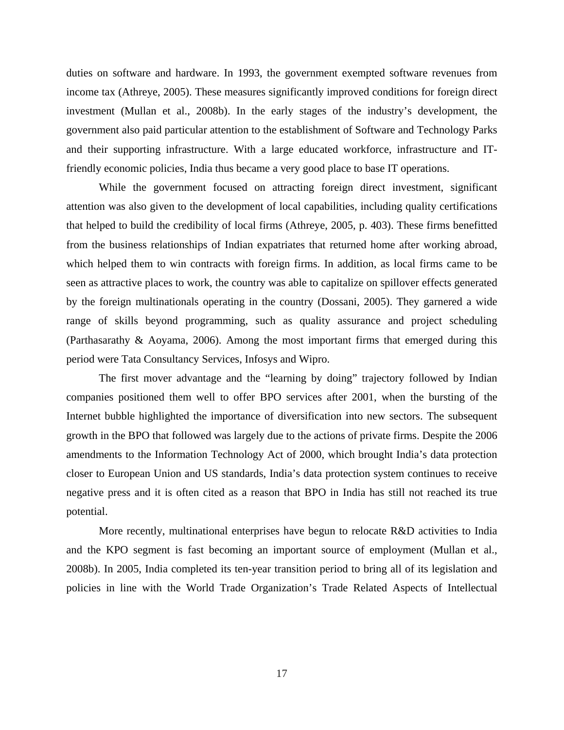duties on software and hardware. In 1993, the government exempted software revenues from income tax (Athreye, 2005). These measures significantly improved conditions for foreign direct investment (Mullan et al., 2008b). In the early stages of the industry's development, the government also paid particular attention to the establishment of Software and Technology Parks and their supporting infrastructure. With a large educated workforce, infrastructure and IT-friendly economic policies, India thus became a very good place to base IT operations.

While the government focused on attracting foreign direct investment, significant attention was also given to the development of local capabilities, including quality certifications that helped to build the credibility of local firms (Athreye, 2005, p. 403). These firms benefitted from the business relationships of Indian expatriates that returned home after working abroad, which helped them to win contracts with foreign firms. In addition, as local firms came to be seen as attractive places to work, the country was able to capitalize on spillover effects generated by the foreign multinationals operating in the country (Dossani, 2005). They garnered a wide range of skills beyond programming, such as quality assurance and project scheduling (Parthasarathy & Aoyama, 2006). Among the most important firms that emerged during this period were Tata Consultancy Services, Infosys and Wipro.

The first mover advantage and the "learning by doing" trajectory followed by Indian companies positioned them well to offer BPO services after 2001, when the bursting of the Internet bubble highlighted the importance of diversification into new sectors. The subsequent growth in the BPO that followed was largely due to the actions of private firms. Despite the 2006 amendments to the Information Technology Act of 2000, which brought India's data protection closer to European Union and US standards, India's data protection system continues to receive negative press and it is often cited as a reason that BPO in India has still not reached its true potential.

More recently, multinational enterprises have begun to relocate R&D activities to India and the KPO segment is fast becoming an important source of employment (Mullan et al., 2008b). In 2005, India completed its ten-year transition period to bring all of its legislation and policies in line with the World Trade Organization's Trade Related Aspects of Intellectual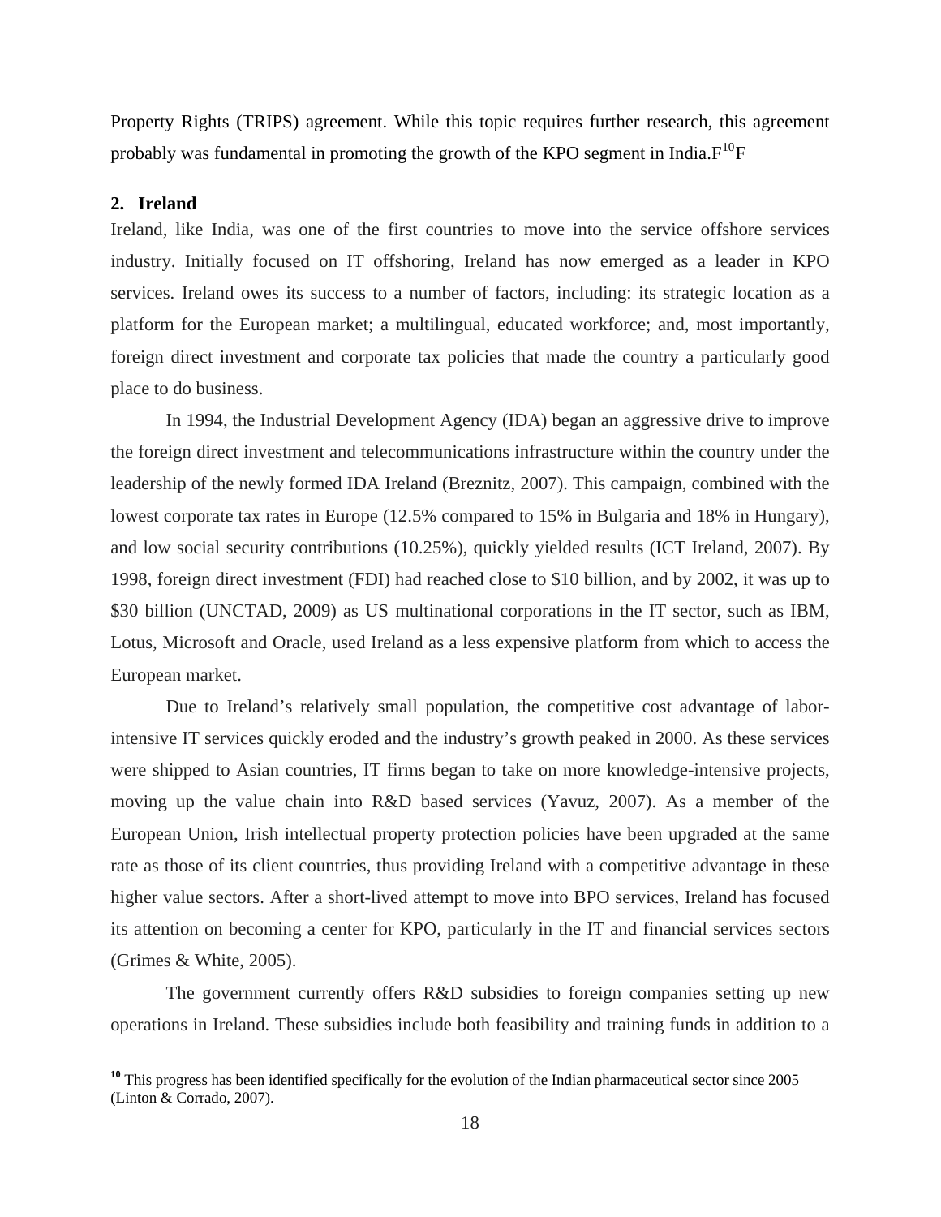Property Rights (TRIPS) agreement. While this topic requires further research, this agreement probably was fundamental in promoting the growth of the KPO segment in India.[10]

## 2. Ireland

Ireland, like India, was one of the first countries to move into the service offshore services industry. Initially focused on IT offshoring, Ireland has now emerged as a leader in KPO services. Ireland owes its success to a number of factors, including: its strategic location as a platform for the European market; a multilingual, educated workforce; and, most importantly, foreign direct investment and corporate tax policies that made the country a particularly good place to do business.

In 1994, the Industrial Development Agency (IDA) began an aggressive drive to improve the foreign direct investment and telecommunications infrastructure within the country under the leadership of the newly formed IDA Ireland (Breznitz, 2007). This campaign, combined with the lowest corporate tax rates in Europe (12.5% compared to 15% in Bulgaria and 18% in Hungary), and low social security contributions (10.25%), quickly yielded results (ICT Ireland, 2007). By 1998, foreign direct investment (FDI) had reached close to $10 billion, and by 2002, it was up to $30 billion (UNCTAD, 2009) as US multinational corporations in the IT sector, such as IBM, Lotus, Microsoft and Oracle, used Ireland as a less expensive platform from which to access the European market.

Due to Ireland's relatively small population, the competitive cost advantage of labor-intensive IT services quickly eroded and the industry's growth peaked in 2000. As these services were shipped to Asian countries, IT firms began to take on more knowledge-intensive projects, moving up the value chain into R&D based services (Yavuz, 2007). As a member of the European Union, Irish intellectual property protection policies have been upgraded at the same rate as those of its client countries, thus providing Ireland with a competitive advantage in these higher value sectors. After a short-lived attempt to move into BPO services, Ireland has focused its attention on becoming a center for KPO, particularly in the IT and financial services sectors (Grimes & White, 2005).

The government currently offers R&D subsidies to foreign companies setting up new operations in Ireland. These subsidies include both feasibility and training funds in addition to a

---

[10] This progress has been identified specifically for the evolution of the Indian pharmaceutical sector since 2005 (Linton & Corrado, 2007).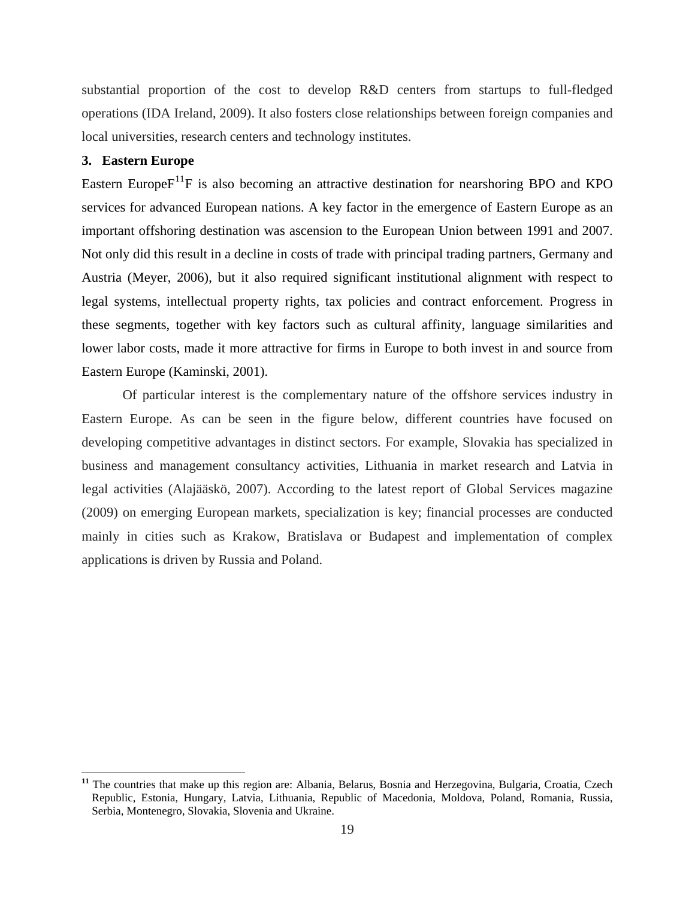substantial proportion of the cost to develop R&D centers from startups to full-fledged operations (IDA Ireland, 2009). It also fosters close relationships between foreign companies and local universities, research centers and technology institutes.

### 3. Eastern Europe

Eastern Europe[11] is also becoming an attractive destination for nearshoring BPO and KPO services for advanced European nations. A key factor in the emergence of Eastern Europe as an important offshoring destination was ascension to the European Union between 1991 and 2007. Not only did this result in a decline in costs of trade with principal trading partners, Germany and Austria (Meyer, 2006), but it also required significant institutional alignment with respect to legal systems, intellectual property rights, tax policies and contract enforcement. Progress in these segments, together with key factors such as cultural affinity, language similarities and lower labor costs, made it more attractive for firms in Europe to both invest in and source from Eastern Europe (Kaminski, 2001).

Of particular interest is the complementary nature of the offshore services industry in Eastern Europe. As can be seen in the figure below, different countries have focused on developing competitive advantages in distinct sectors. For example, Slovakia has specialized in business and management consultancy activities, Lithuania in market research and Latvia in legal activities (Alajääskö, 2007). According to the latest report of Global Services magazine (2009) on emerging European markets, specialization is key; financial processes are conducted mainly in cities such as Krakow, Bratislava or Budapest and implementation of complex applications is driven by Russia and Poland.

---

[11] The countries that make up this region are: Albania, Belarus, Bosnia and Herzegovina, Bulgaria, Croatia, Czech Republic, Estonia, Hungary, Latvia, Lithuania, Republic of Macedonia, Moldova, Poland, Romania, Russia, Serbia, Montenegro, Slovakia, Slovenia and Ukraine.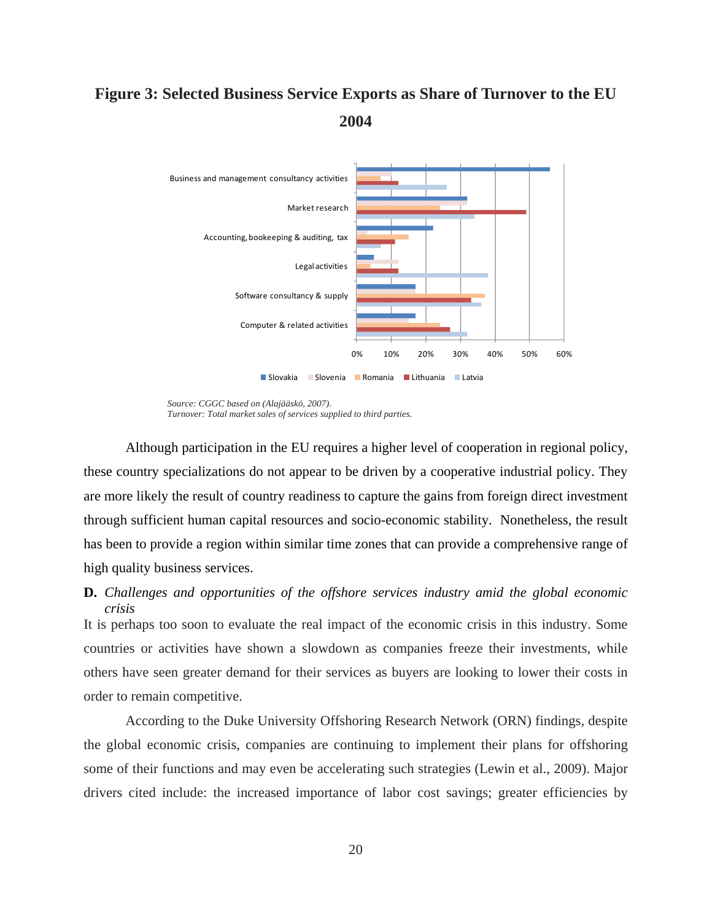**Figure 3: Selected Business Service Exports as Share of Turnover to the EU 2004**

*Source: CGGC based on (Alajääskö, 2007).*
*Turnover: Total market sales of services supplied to third parties.*

Although participation in the EU requires a higher level of cooperation in regional policy, these country specializations do not appear to be driven by a cooperative industrial policy. They are more likely the result of country readiness to capture the gains from foreign direct investment through sufficient human capital resources and socio-economic stability. Nonetheless, the result has been to provide a region within similar time zones that can provide a comprehensive range of high quality business services.

### D. *Challenges and opportunities of the offshore services industry amid the global economic crisis*

It is perhaps too soon to evaluate the real impact of the economic crisis in this industry. Some countries or activities have shown a slowdown as companies freeze their investments, while others have seen greater demand for their services as buyers are looking to lower their costs in order to remain competitive.

According to the Duke University Offshoring Research Network (ORN) findings, despite the global economic crisis, companies are continuing to implement their plans for offshoring some of their functions and may even be accelerating such strategies (Lewin et al., 2009). Major drivers cited include: the increased importance of labor cost savings; greater efficiencies by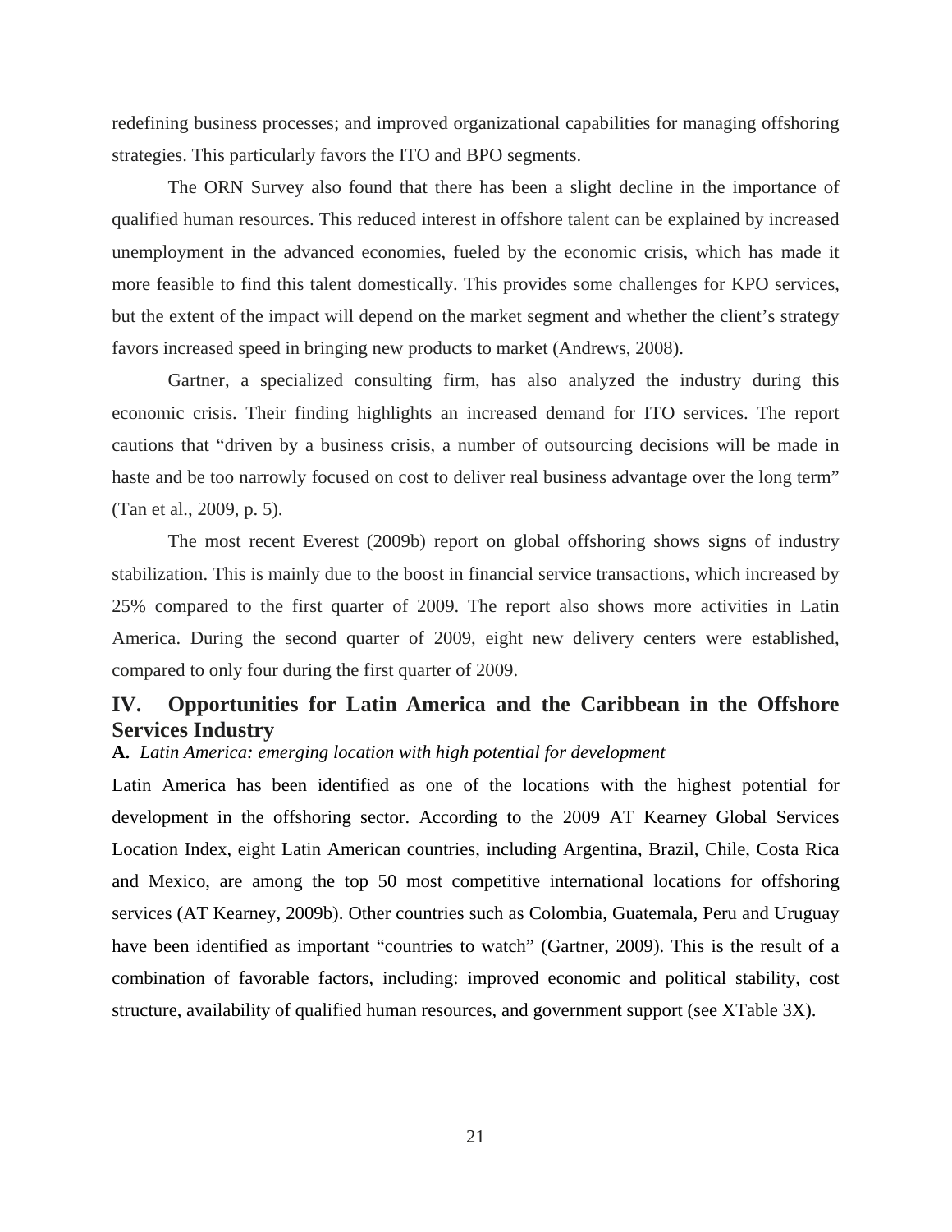redefining business processes; and improved organizational capabilities for managing offshoring strategies. This particularly favors the ITO and BPO segments.

The ORN Survey also found that there has been a slight decline in the importance of qualified human resources. This reduced interest in offshore talent can be explained by increased unemployment in the advanced economies, fueled by the economic crisis, which has made it more feasible to find this talent domestically. This provides some challenges for KPO services, but the extent of the impact will depend on the market segment and whether the client's strategy favors increased speed in bringing new products to market (Andrews, 2008).

Gartner, a specialized consulting firm, has also analyzed the industry during this economic crisis. Their finding highlights an increased demand for ITO services. The report cautions that "driven by a business crisis, a number of outsourcing decisions will be made in haste and be too narrowly focused on cost to deliver real business advantage over the long term" (Tan et al., 2009, p. 5).

The most recent Everest (2009b) report on global offshoring shows signs of industry stabilization. This is mainly due to the boost in financial service transactions, which increased by 25% compared to the first quarter of 2009. The report also shows more activities in Latin America. During the second quarter of 2009, eight new delivery centers were established, compared to only four during the first quarter of 2009.

## IV. Opportunities for Latin America and the Caribbean in the Offshore Services Industry

### A. *Latin America: emerging location with high potential for development*

Latin America has been identified as one of the locations with the highest potential for development in the offshoring sector. According to the 2009 AT Kearney Global Services Location Index, eight Latin American countries, including Argentina, Brazil, Chile, Costa Rica and Mexico, are among the top 50 most competitive international locations for offshoring services (AT Kearney, 2009b). Other countries such as Colombia, Guatemala, Peru and Uruguay have been identified as important "countries to watch" (Gartner, 2009). This is the result of a combination of favorable factors, including: improved economic and political stability, cost structure, availability of qualified human resources, and government support (see XTable 3X).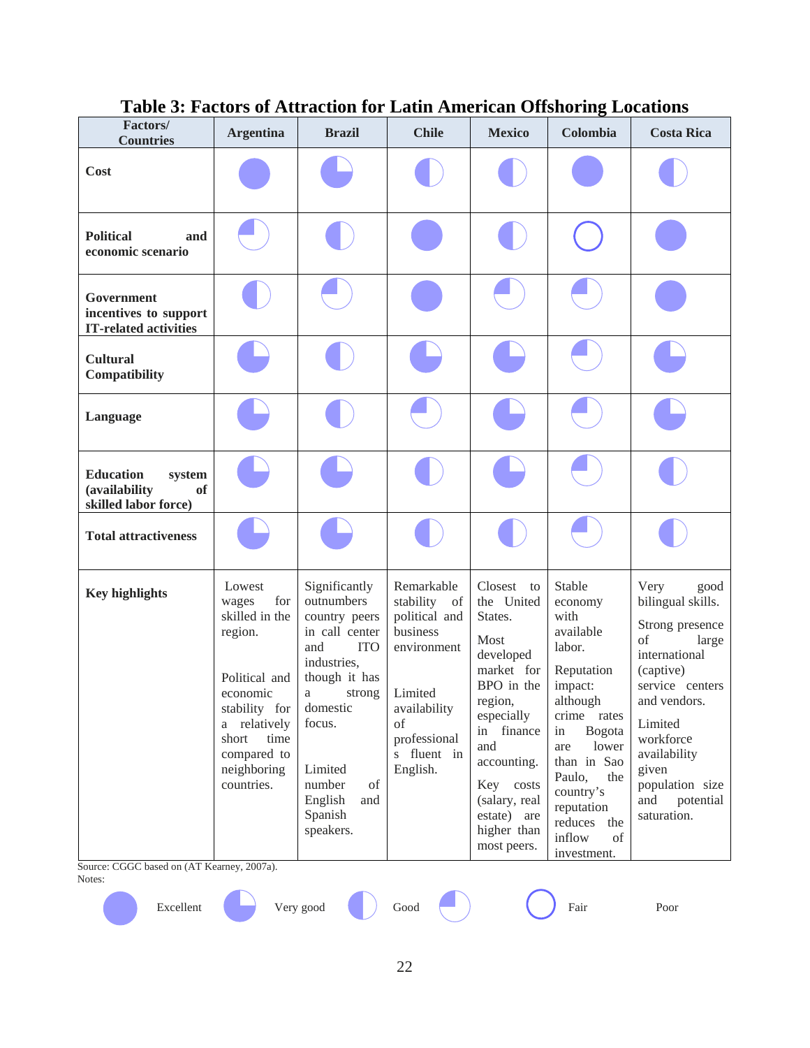## Table 3: Factors of Attraction for Latin American Offshoring Locations

| Factors/ Countries | Argentina | Brazil | Chile | Mexico | Colombia | Costa Rica |
|---|---|---|---|---|---|---|
| **Cost** | ● | ◕ | ◑ | ◑ | ● | ◑ |
| **Political and economic scenario** | ◔ | ◑ | ● | ◑ | ○ | ● |
| **Government incentives to support IT-related activities** | ◑ | ◔ | ● | ◔ | ◔ | ● |
| **Cultural Compatibility** | ◕ | ◑ | ◕ | ◕ | ◔ | ◕ |
| **Language** | ◕ | ◑ | ◔ | ◕ | ◔ | ◕ |
| **Education system (availability of skilled labor force)** | ◕ | ◕ | ◑ | ◕ | ◔ | ◑ |
| **Total attractiveness** | ◕ | ◕ | ◑ | ◑ | ◔ | ◑ |
| **Key highlights** | Lowest wages for skilled in the region.<br><br>Political and economic stability for a relatively short time compared to neighboring countries. | Significantly outnumbers country peers in call center and ITO industries, though it has a strong domestic focus.<br><br>Limited number of English and Spanish speakers. | Remarkable stability of political and business environment<br><br>Limited availability of professionals fluent in English. | Closest to the United States.<br><br>Most developed market for BPO in the region, especially in finance and accounting.<br><br>Key costs (salary, real estate) are higher than most peers. | Stable economy with available labor.<br><br>Reputation impact: although crime rates in Bogota are lower than in Sao Paulo, the country's reputation reduces the inflow of investment. | Very good bilingual skills.<br><br>Strong presence of large international (captive) service centers and vendors.<br><br>Limited workforce availability given population size and potential saturation. |

Source: CGGC based on (AT Kearney, 2007a).

Notes:

● Excellent ◕ Very good ◑ Good ◔ ○ Fair Poor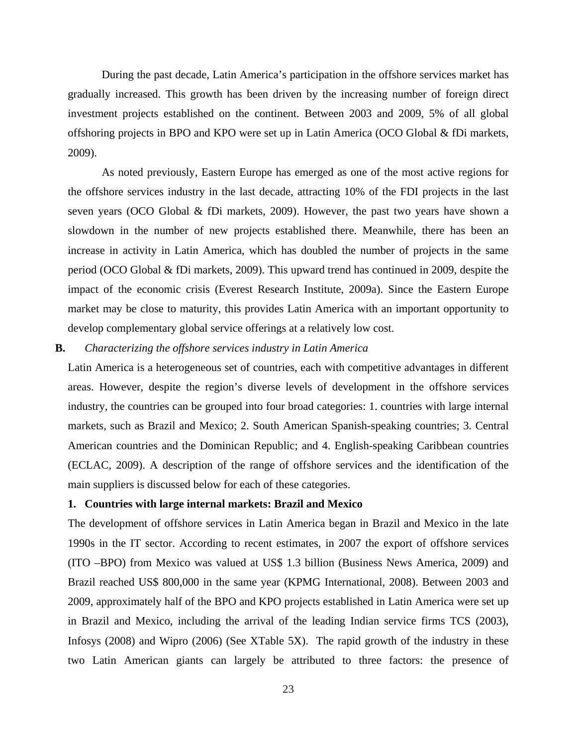During the past decade, Latin America's participation in the offshore services market has gradually increased. This growth has been driven by the increasing number of foreign direct investment projects established on the continent. Between 2003 and 2009, 5% of all global offshoring projects in BPO and KPO were set up in Latin America (OCO Global & fDi markets, 2009).

As noted previously, Eastern Europe has emerged as one of the most active regions for the offshore services industry in the last decade, attracting 10% of the FDI projects in the last seven years (OCO Global & fDi markets, 2009). However, the past two years have shown a slowdown in the number of new projects established there. Meanwhile, there has been an increase in activity in Latin America, which has doubled the number of projects in the same period (OCO Global & fDi markets, 2009). This upward trend has continued in 2009, despite the impact of the economic crisis (Everest Research Institute, 2009a). Since the Eastern Europe market may be close to maturity, this provides Latin America with an important opportunity to develop complementary global service offerings at a relatively low cost.

**B.** *Characterizing the offshore services industry in Latin America*

Latin America is a heterogeneous set of countries, each with competitive advantages in different areas. However, despite the region's diverse levels of development in the offshore services industry, the countries can be grouped into four broad categories: 1. countries with large internal markets, such as Brazil and Mexico; 2. South American Spanish-speaking countries; 3. Central American countries and the Dominican Republic; and 4. English-speaking Caribbean countries (ECLAC, 2009). A description of the range of offshore services and the identification of the main suppliers is discussed below for each of these categories.

**1. Countries with large internal markets: Brazil and Mexico**

The development of offshore services in Latin America began in Brazil and Mexico in the late 1990s in the IT sector. According to recent estimates, in 2007 the export of offshore services (ITO –BPO) from Mexico was valued at US$ 1.3 billion (Business News America, 2009) and Brazil reached US$ 800,000 in the same year (KPMG International, 2008). Between 2003 and 2009, approximately half of the BPO and KPO projects established in Latin America were set up in Brazil and Mexico, including the arrival of the leading Indian service firms TCS (2003), Infosys (2008) and Wipro (2006) (See XTable 5X). The rapid growth of the industry in these two Latin American giants can largely be attributed to three factors: the presence of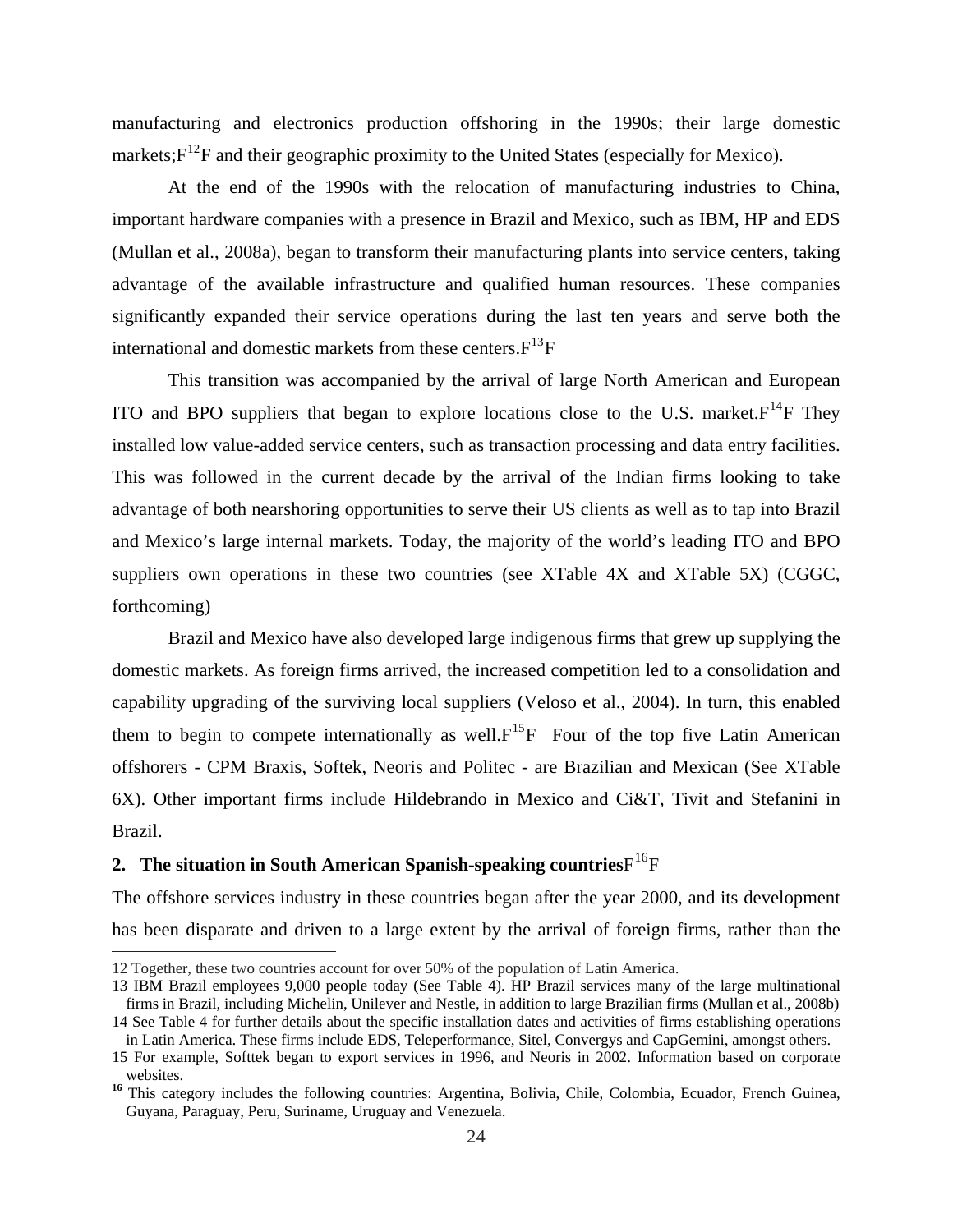manufacturing and electronics production offshoring in the 1990s; their large domestic markets;[12] and their geographic proximity to the United States (especially for Mexico).

At the end of the 1990s with the relocation of manufacturing industries to China, important hardware companies with a presence in Brazil and Mexico, such as IBM, HP and EDS (Mullan et al., 2008a), began to transform their manufacturing plants into service centers, taking advantage of the available infrastructure and qualified human resources. These companies significantly expanded their service operations during the last ten years and serve both the international and domestic markets from these centers.[13]

This transition was accompanied by the arrival of large North American and European ITO and BPO suppliers that began to explore locations close to the U.S. market.[14] They installed low value-added service centers, such as transaction processing and data entry facilities. This was followed in the current decade by the arrival of the Indian firms looking to take advantage of both nearshoring opportunities to serve their US clients as well as to tap into Brazil and Mexico's large internal markets. Today, the majority of the world's leading ITO and BPO suppliers own operations in these two countries (see Table 4 and Table 5) (CGGC, forthcoming)

Brazil and Mexico have also developed large indigenous firms that grew up supplying the domestic markets. As foreign firms arrived, the increased competition led to a consolidation and capability upgrading of the surviving local suppliers (Veloso et al., 2004). In turn, this enabled them to begin to compete internationally as well.[15] Four of the top five Latin American offshorers - CPM Braxis, Softek, Neoris and Politec - are Brazilian and Mexican (See Table 6). Other important firms include Hildebrando in Mexico and Ci&T, Tivit and Stefanini in Brazil.

## 2. The situation in South American Spanish-speaking countries[16]

The offshore services industry in these countries began after the year 2000, and its development has been disparate and driven to a large extent by the arrival of foreign firms, rather than the

---

12 Together, these two countries account for over 50% of the population of Latin America.

13 IBM Brazil employees 9,000 people today (See Table 4). HP Brazil services many of the large multinational firms in Brazil, including Michelin, Unilever and Nestle, in addition to large Brazilian firms (Mullan et al., 2008b)

14 See Table 4 for further details about the specific installation dates and activities of firms establishing operations in Latin America. These firms include EDS, Teleperformance, Sitel, Convergys and CapGemini, amongst others.

15 For example, Softtek began to export services in 1996, and Neoris in 2002. Information based on corporate websites.

16 This category includes the following countries: Argentina, Bolivia, Chile, Colombia, Ecuador, French Guinea, Guyana, Paraguay, Peru, Suriname, Uruguay and Venezuela.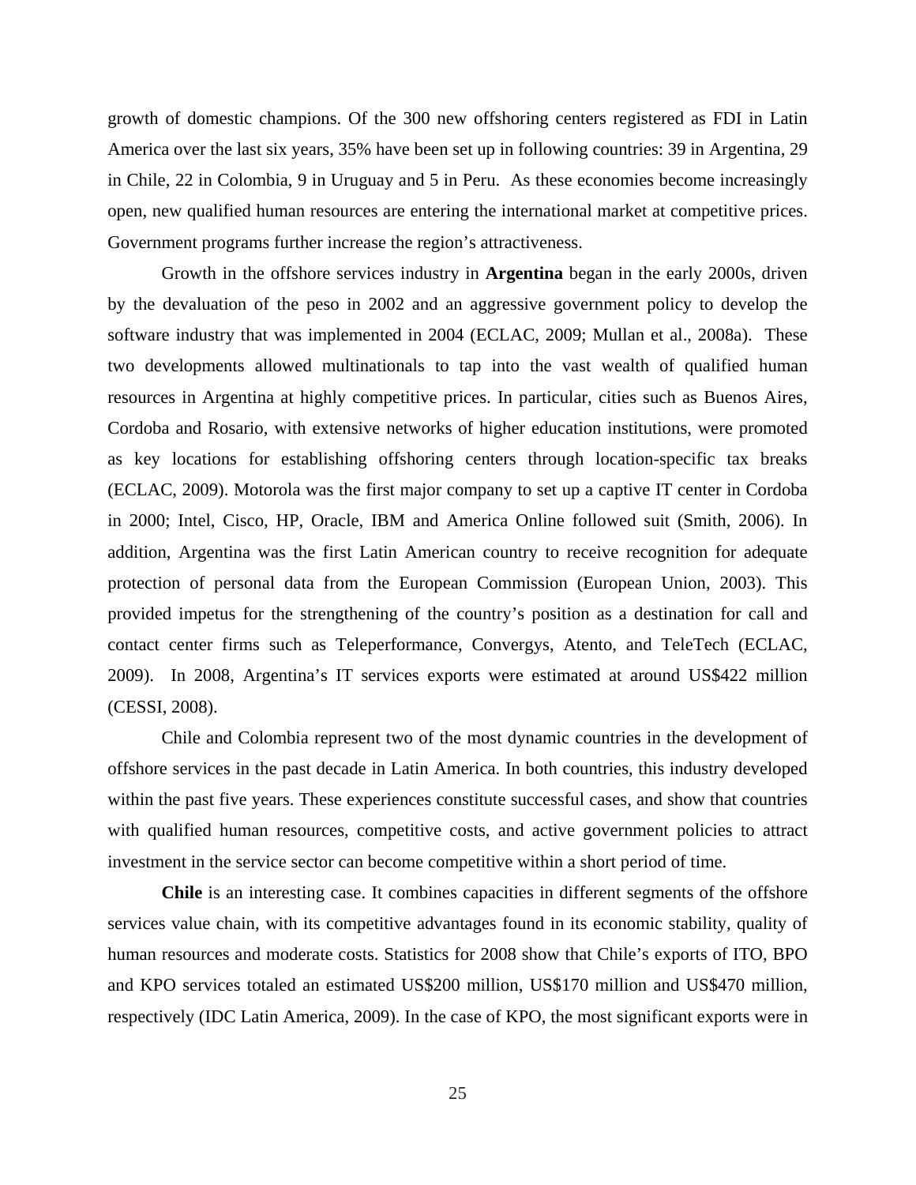growth of domestic champions. Of the 300 new offshoring centers registered as FDI in Latin America over the last six years, 35% have been set up in following countries: 39 in Argentina, 29 in Chile, 22 in Colombia, 9 in Uruguay and 5 in Peru. As these economies become increasingly open, new qualified human resources are entering the international market at competitive prices. Government programs further increase the region's attractiveness.

Growth in the offshore services industry in **Argentina** began in the early 2000s, driven by the devaluation of the peso in 2002 and an aggressive government policy to develop the software industry that was implemented in 2004 (ECLAC, 2009; Mullan et al., 2008a). These two developments allowed multinationals to tap into the vast wealth of qualified human resources in Argentina at highly competitive prices. In particular, cities such as Buenos Aires, Cordoba and Rosario, with extensive networks of higher education institutions, were promoted as key locations for establishing offshoring centers through location-specific tax breaks (ECLAC, 2009). Motorola was the first major company to set up a captive IT center in Cordoba in 2000; Intel, Cisco, HP, Oracle, IBM and America Online followed suit (Smith, 2006). In addition, Argentina was the first Latin American country to receive recognition for adequate protection of personal data from the European Commission (European Union, 2003). This provided impetus for the strengthening of the country's position as a destination for call and contact center firms such as Teleperformance, Convergys, Atento, and TeleTech (ECLAC, 2009). In 2008, Argentina's IT services exports were estimated at around US$422 million (CESSI, 2008).

Chile and Colombia represent two of the most dynamic countries in the development of offshore services in the past decade in Latin America. In both countries, this industry developed within the past five years. These experiences constitute successful cases, and show that countries with qualified human resources, competitive costs, and active government policies to attract investment in the service sector can become competitive within a short period of time.

**Chile** is an interesting case. It combines capacities in different segments of the offshore services value chain, with its competitive advantages found in its economic stability, quality of human resources and moderate costs. Statistics for 2008 show that Chile's exports of ITO, BPO and KPO services totaled an estimated US$200 million, US$170 million and US$470 million, respectively (IDC Latin America, 2009). In the case of KPO, the most significant exports were in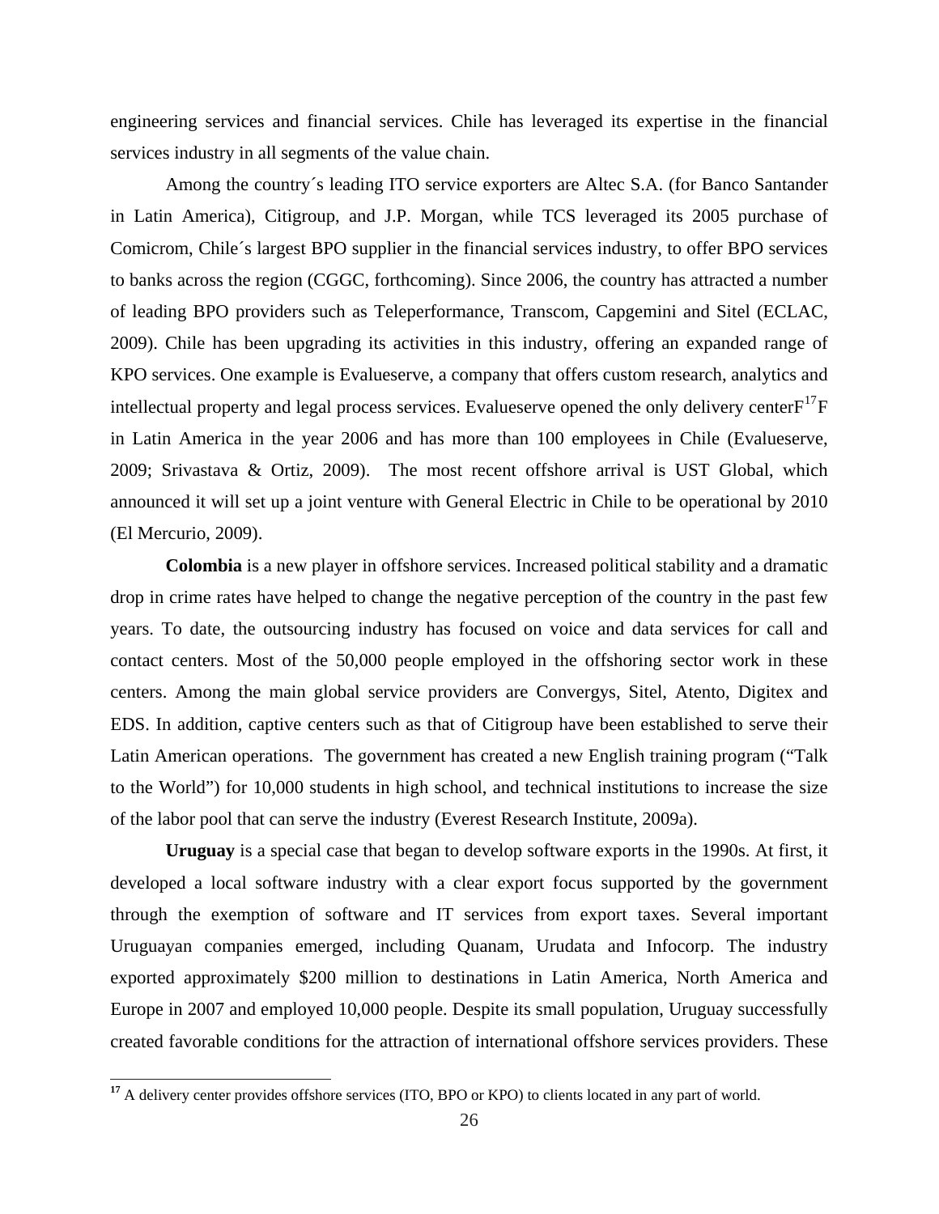engineering services and financial services. Chile has leveraged its expertise in the financial services industry in all segments of the value chain.

Among the country´s leading ITO service exporters are Altec S.A. (for Banco Santander in Latin America), Citigroup, and J.P. Morgan, while TCS leveraged its 2005 purchase of Comicrom, Chile´s largest BPO supplier in the financial services industry, to offer BPO services to banks across the region (CGGC, forthcoming). Since 2006, the country has attracted a number of leading BPO providers such as Teleperformance, Transcom, Capgemini and Sitel (ECLAC, 2009). Chile has been upgrading its activities in this industry, offering an expanded range of KPO services. One example is Evalueserve, a company that offers custom research, analytics and intellectual property and legal process services. Evalueserve opened the only delivery center[17] in Latin America in the year 2006 and has more than 100 employees in Chile (Evalueserve, 2009; Srivastava & Ortiz, 2009). The most recent offshore arrival is UST Global, which announced it will set up a joint venture with General Electric in Chile to be operational by 2010 (El Mercurio, 2009).

**Colombia** is a new player in offshore services. Increased political stability and a dramatic drop in crime rates have helped to change the negative perception of the country in the past few years. To date, the outsourcing industry has focused on voice and data services for call and contact centers. Most of the 50,000 people employed in the offshoring sector work in these centers. Among the main global service providers are Convergys, Sitel, Atento, Digitex and EDS. In addition, captive centers such as that of Citigroup have been established to serve their Latin American operations. The government has created a new English training program ("Talk to the World") for 10,000 students in high school, and technical institutions to increase the size of the labor pool that can serve the industry (Everest Research Institute, 2009a).

**Uruguay** is a special case that began to develop software exports in the 1990s. At first, it developed a local software industry with a clear export focus supported by the government through the exemption of software and IT services from export taxes. Several important Uruguayan companies emerged, including Quanam, Urudata and Infocorp. The industry exported approximately $200 million to destinations in Latin America, North America and Europe in 2007 and employed 10,000 people. Despite its small population, Uruguay successfully created favorable conditions for the attraction of international offshore services providers. These

[17] A delivery center provides offshore services (ITO, BPO or KPO) to clients located in any part of world.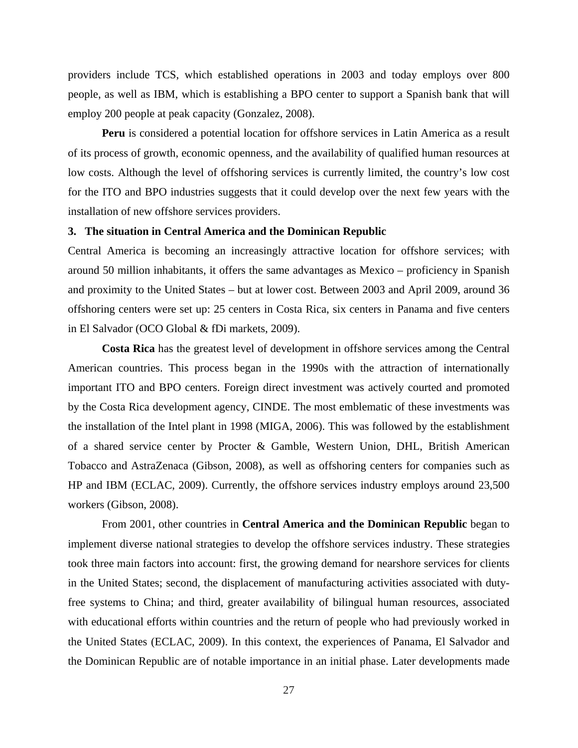providers include TCS, which established operations in 2003 and today employs over 800 people, as well as IBM, which is establishing a BPO center to support a Spanish bank that will employ 200 people at peak capacity (Gonzalez, 2008).

**Peru** is considered a potential location for offshore services in Latin America as a result of its process of growth, economic openness, and the availability of qualified human resources at low costs. Although the level of offshoring services is currently limited, the country's low cost for the ITO and BPO industries suggests that it could develop over the next few years with the installation of new offshore services providers.

### 3. The situation in Central America and the Dominican Republic

Central America is becoming an increasingly attractive location for offshore services; with around 50 million inhabitants, it offers the same advantages as Mexico – proficiency in Spanish and proximity to the United States – but at lower cost. Between 2003 and April 2009, around 36 offshoring centers were set up: 25 centers in Costa Rica, six centers in Panama and five centers in El Salvador (OCO Global & fDi markets, 2009).

**Costa Rica** has the greatest level of development in offshore services among the Central American countries. This process began in the 1990s with the attraction of internationally important ITO and BPO centers. Foreign direct investment was actively courted and promoted by the Costa Rica development agency, CINDE. The most emblematic of these investments was the installation of the Intel plant in 1998 (MIGA, 2006). This was followed by the establishment of a shared service center by Procter & Gamble, Western Union, DHL, British American Tobacco and AstraZenaca (Gibson, 2008), as well as offshoring centers for companies such as HP and IBM (ECLAC, 2009). Currently, the offshore services industry employs around 23,500 workers (Gibson, 2008).

From 2001, other countries in **Central America and the Dominican Republic** began to implement diverse national strategies to develop the offshore services industry. These strategies took three main factors into account: first, the growing demand for nearshore services for clients in the United States; second, the displacement of manufacturing activities associated with duty-free systems to China; and third, greater availability of bilingual human resources, associated with educational efforts within countries and the return of people who had previously worked in the United States (ECLAC, 2009). In this context, the experiences of Panama, El Salvador and the Dominican Republic are of notable importance in an initial phase. Later developments made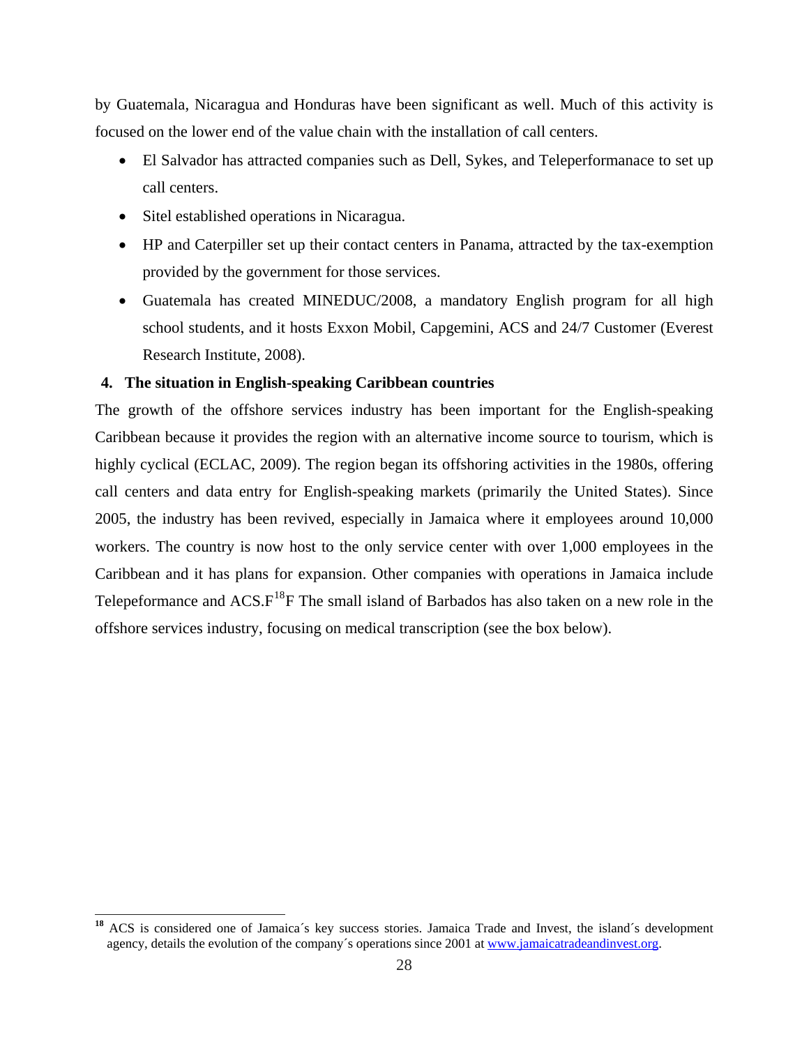by Guatemala, Nicaragua and Honduras have been significant as well. Much of this activity is focused on the lower end of the value chain with the installation of call centers.

- El Salvador has attracted companies such as Dell, Sykes, and Teleperformanace to set up call centers.
- Sitel established operations in Nicaragua.
- HP and Caterpiller set up their contact centers in Panama, attracted by the tax-exemption provided by the government for those services.
- Guatemala has created MINEDUC/2008, a mandatory English program for all high school students, and it hosts Exxon Mobil, Capgemini, ACS and 24/7 Customer (Everest Research Institute, 2008).

## 4. The situation in English-speaking Caribbean countries

The growth of the offshore services industry has been important for the English-speaking Caribbean because it provides the region with an alternative income source to tourism, which is highly cyclical (ECLAC, 2009). The region began its offshoring activities in the 1980s, offering call centers and data entry for English-speaking markets (primarily the United States). Since 2005, the industry has been revived, especially in Jamaica where it employees around 10,000 workers. The country is now host to the only service center with over 1,000 employees in the Caribbean and it has plans for expansion. Other companies with operations in Jamaica include Telepeformance and ACS.F[18]F The small island of Barbados has also taken on a new role in the offshore services industry, focusing on medical transcription (see the box below).

[18] ACS is considered one of Jamaica´s key success stories. Jamaica Trade and Invest, the island´s development agency, details the evolution of the company´s operations since 2001 at www.jamaicatradeandinvest.org.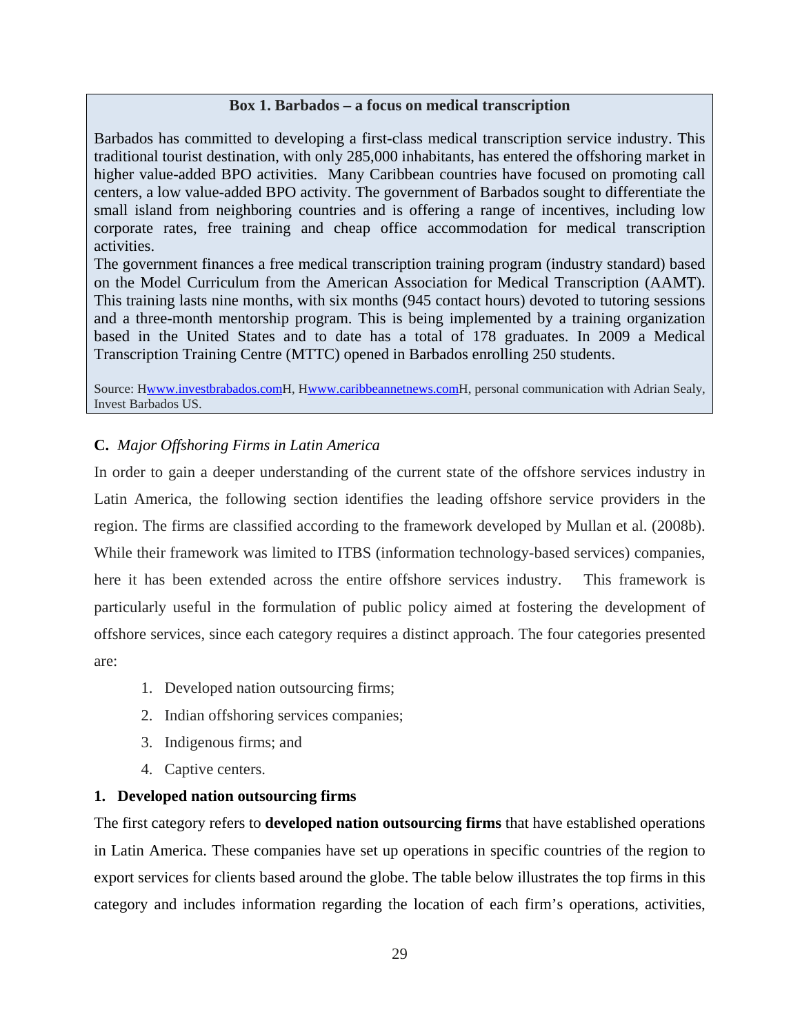**Box 1. Barbados – a focus on medical transcription**

Barbados has committed to developing a first-class medical transcription service industry. This traditional tourist destination, with only 285,000 inhabitants, has entered the offshoring market in higher value-added BPO activities. Many Caribbean countries have focused on promoting call centers, a low value-added BPO activity. The government of Barbados sought to differentiate the small island from neighboring countries and is offering a range of incentives, including low corporate rates, free training and cheap office accommodation for medical transcription activities.

The government finances a free medical transcription training program (industry standard) based on the Model Curriculum from the American Association for Medical Transcription (AAMT). This training lasts nine months, with six months (945 contact hours) devoted to tutoring sessions and a three-month mentorship program. This is being implemented by a training organization based in the United States and to date has a total of 178 graduates. In 2009 a Medical Transcription Training Centre (MTTC) opened in Barbados enrolling 250 students.

Source: Hwww.investbrabados.comH, Hwww.caribbeannetnews.comH, personal communication with Adrian Sealy, Invest Barbados US.

### C. *Major Offshoring Firms in Latin America*

In order to gain a deeper understanding of the current state of the offshore services industry in Latin America, the following section identifies the leading offshore service providers in the region. The firms are classified according to the framework developed by Mullan et al. (2008b). While their framework was limited to ITBS (information technology-based services) companies, here it has been extended across the entire offshore services industry. This framework is particularly useful in the formulation of public policy aimed at fostering the development of offshore services, since each category requires a distinct approach. The four categories presented are:

1. Developed nation outsourcing firms;
2. Indian offshoring services companies;
3. Indigenous firms; and
4. Captive centers.

#### 1. Developed nation outsourcing firms

The first category refers to **developed nation outsourcing firms** that have established operations in Latin America. These companies have set up operations in specific countries of the region to export services for clients based around the globe. The table below illustrates the top firms in this category and includes information regarding the location of each firm's operations, activities,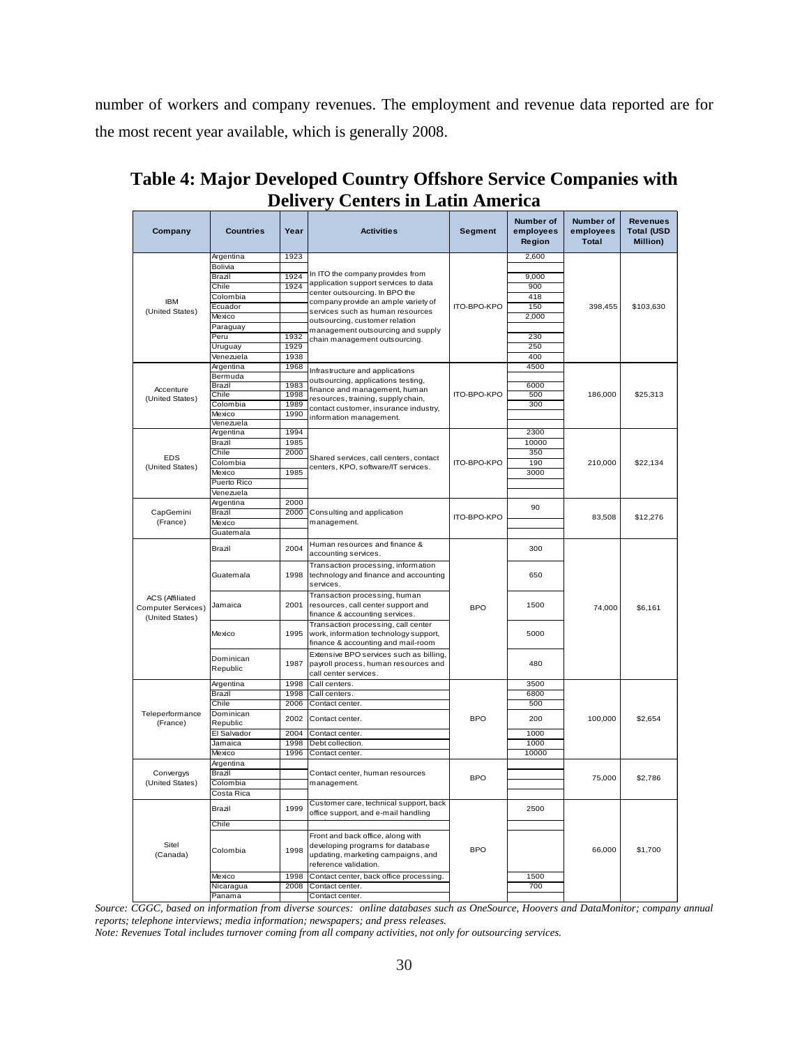number of workers and company revenues. The employment and revenue data reported are for the most recent year available, which is generally 2008.

**Table 4: Major Developed Country Offshore Service Companies with Delivery Centers in Latin America**

| Company | Countries | Year | Activities | Segment | Number of employees Region | Number of employees Total | Revenues Total (USD Million) |
|---|---|---|---|---|---|---|---|
| IBM (United States) | Argentina | 1923 | In ITO the company provides from application support services to data center outsourcing. In BPO the company provide an ample variety of services such as human resources outsourcing, customer relation management outsourcing and supply chain management outsourcing. | ITO-BPO-KPO | 2,600 | 398,455 | $103,630 |
| | Bolivia | | | | | | |
| | Brazil | 1924 | | | 9,000 | | |
| | Chile | 1924 | | | 900 | | |
| | Colombia | | | | 418 | | |
| | Ecuador | | | | 150 | | |
| | Mexico | | | | 2,000 | | |
| | Paraguay | | | | | | |
| | Peru | 1932 | | | 230 | | |
| | Uruguay | 1929 | | | 250 | | |
| | Venezuela | 1938 | | | 400 | | |
| Accenture (United States) | Argentina | 1968 | Infrastructure and applications outsourcing, applications testing, finance and management, human resources, training, supply chain, contact customer, insurance industry, information management. | ITO-BPO-KPO | 4500 | 186,000 | $25,313 |
| | Bermuda | | | | | | |
| | Brazil | 1983 | | | 6000 | | |
| | Chile | 1998 | | | 500 | | |
| | Colombia | 1989 | | | 300 | | |
| | Mexico | 1990 | | | | | |
| | Venezuela | | | | | | |
| EDS (United States) | Argentina | 1994 | Shared services, call centers, contact centers, KPO, software/IT services. | ITO-BPO-KPO | 2300 | 210,000 | $22,134 |
| | Brazil | 1985 | | | 10000 | | |
| | Chile | 2000 | | | 350 | | |
| | Colombia | | | | 190 | | |
| | Mexico | 1985 | | | 3000 | | |
| | Puerto Rico | | | | | | |
| | Venezuela | | | | | | |
| CapGemini (France) | Argentina | 2000 | Consulting and application management. | ITO-BPO-KPO | 90 | 83,508 | $12,276 |
| | Brazil | 2000 | | | | | |
| | Mexico | | | | | | |
| | Guatemala | | | | | | |
| ACS (Affiliated Computer Services) (United States) | Brazil | 2004 | Human resources and finance & accounting services. | BPO | 300 | 74,000 | $6,161 |
| | Guatemala | 1998 | Transaction processing, information technology and finance and accounting services. | | 650 | | |
| | Jamaica | 2001 | Transaction processing, human resources, call center support and finance & accounting services. | | 1500 | | |
| | Mexico | 1995 | Transaction processing, call center work, information technology support, finance & accounting and mail-room | | 5000 | | |
| | Dominican Republic | 1987 | Extensive BPO services such as billing, payroll process, human resources and call center services. | | 480 | | |
| Teleperformance (France) | Argentina | 1998 | Call centers. | BPO | 3500 | 100,000 | $2,654 |
| | Brazil | 1998 | Call centers. | | 6800 | | |
| | Chile | 2006 | Contact center. | | 500 | | |
| | Dominican Republic | 2002 | Contact center. | | 200 | | |
| | El Salvador | 2004 | Contact center. | | 1000 | | |
| | Jamaica | 1998 | Debt collection. | | 1000 | | |
| | Mexico | 1996 | Contact center. | | 10000 | | |
| Convergys (United States) | Argentina | | Contact center, human resources management. | BPO | | 75,000 | $2,786 |
| | Brazil | | | | | | |
| | Colombia | | | | | | |
| | Costa Rica | | | | | | |
| Sitel (Canada) | Brazil | 1999 | Customer care, technical support, back office support, and e-mail handling | BPO | 2500 | 66,000 | $1,700 |
| | Chile | | | | | | |
| | Colombia | 1998 | Front and back office, along with developing programs for database updating, marketing campaigns, and reference validation. | | | | |
| | Mexico | 1998 | Contact center, back office processing. | | 1500 | | |
| | Nicaragua | 2008 | Contact center. | | 700 | | |
| | Panama | | Contact center. | | | | |

*Source: CGGC, based on information from diverse sources: online databases such as OneSource, Hoovers and DataMonitor; company annual reports; telephone interviews; media information; newspapers; and press releases.*
*Note: Revenues Total includes turnover coming from all company activities, not only for outsourcing services.*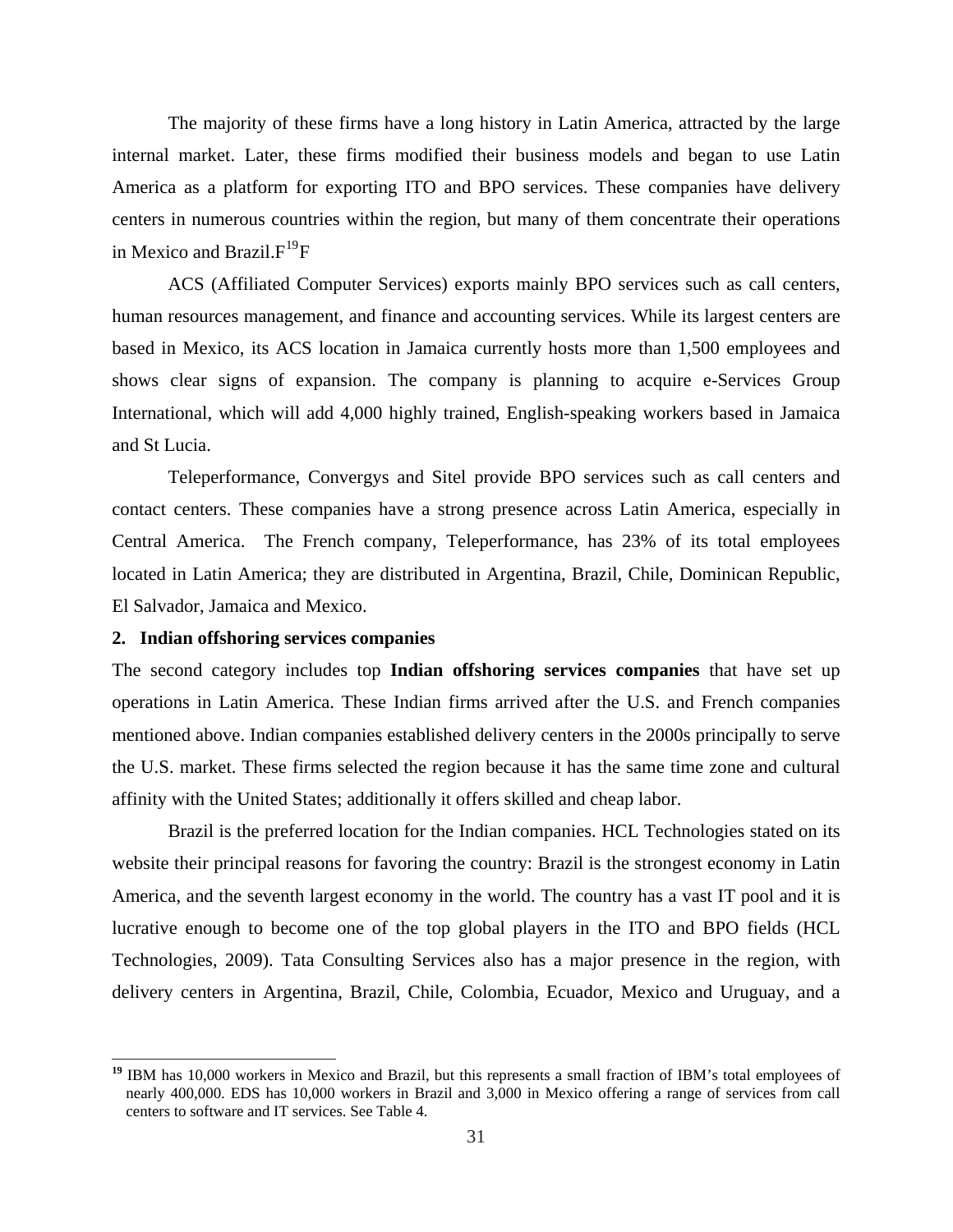The majority of these firms have a long history in Latin America, attracted by the large internal market. Later, these firms modified their business models and began to use Latin America as a platform for exporting ITO and BPO services. These companies have delivery centers in numerous countries within the region, but many of them concentrate their operations in Mexico and Brazil.[19]

ACS (Affiliated Computer Services) exports mainly BPO services such as call centers, human resources management, and finance and accounting services. While its largest centers are based in Mexico, its ACS location in Jamaica currently hosts more than 1,500 employees and shows clear signs of expansion. The company is planning to acquire e-Services Group International, which will add 4,000 highly trained, English-speaking workers based in Jamaica and St Lucia.

Teleperformance, Convergys and Sitel provide BPO services such as call centers and contact centers. These companies have a strong presence across Latin America, especially in Central America. The French company, Teleperformance, has 23% of its total employees located in Latin America; they are distributed in Argentina, Brazil, Chile, Dominican Republic, El Salvador, Jamaica and Mexico.

**2. Indian offshoring services companies**

The second category includes top **Indian offshoring services companies** that have set up operations in Latin America. These Indian firms arrived after the U.S. and French companies mentioned above. Indian companies established delivery centers in the 2000s principally to serve the U.S. market. These firms selected the region because it has the same time zone and cultural affinity with the United States; additionally it offers skilled and cheap labor.

Brazil is the preferred location for the Indian companies. HCL Technologies stated on its website their principal reasons for favoring the country: Brazil is the strongest economy in Latin America, and the seventh largest economy in the world. The country has a vast IT pool and it is lucrative enough to become one of the top global players in the ITO and BPO fields (HCL Technologies, 2009). Tata Consulting Services also has a major presence in the region, with delivery centers in Argentina, Brazil, Chile, Colombia, Ecuador, Mexico and Uruguay, and a

[19] IBM has 10,000 workers in Mexico and Brazil, but this represents a small fraction of IBM's total employees of nearly 400,000. EDS has 10,000 workers in Brazil and 3,000 in Mexico offering a range of services from call centers to software and IT services. See Table 4.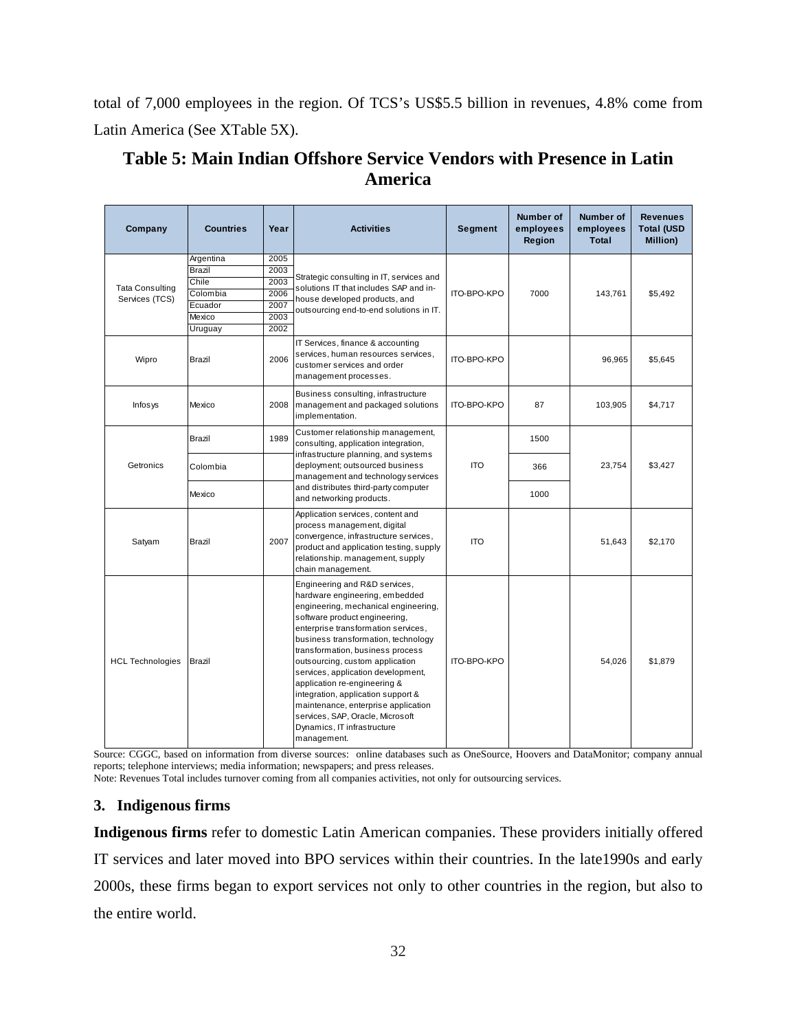total of 7,000 employees in the region. Of TCS's US$5.5 billion in revenues, 4.8% come from Latin America (See XTable 5X).

## Table 5: Main Indian Offshore Service Vendors with Presence in Latin America

| Company | Countries | Year | Activities | Segment | Number of employees Region | Number of employees Total | Revenues Total (USD Million) |
|---|---|---|---|---|---|---|---|
| Tata Consulting Services (TCS) | Argentina | 2005 | Strategic consulting in IT, services and solutions IT that includes SAP and in-house developed products, and outsourcing end-to-end solutions in IT. | ITO-BPO-KPO | 7000 | 143,761 | $5,492 |
| | Brazil | 2003 | | | | | |
| | Chile | 2003 | | | | | |
| | Colombia | 2006 | | | | | |
| | Ecuador | 2007 | | | | | |
| | Mexico | 2003 | | | | | |
| | Uruguay | 2002 | | | | | |
| Wipro | Brazil | 2006 | IT Services, finance & accounting services, human resources services, customer services and order management processes. | ITO-BPO-KPO | | 96,965 | $5,645 |
| Infosys | Mexico | 2008 | Business consulting, infrastructure management and packaged solutions implementation. | ITO-BPO-KPO | 87 | 103,905 | $4,717 |
| Getronics | Brazil | 1989 | Customer relationship management, consulting, application integration, infrastructure planning, and systems deployment; outsourced business management and technology services and distributes third-party computer and networking products. | ITO | 1500 | 23,754 | $3,427 |
| | Colombia | | | | 366 | | |
| | Mexico | | | | 1000 | | |
| Satyam | Brazil | 2007 | Application services, content and process management, digital convergence, infrastructure services, product and application testing, supply relationship. management, supply chain management. | ITO | | 51,643 | $2,170 |
| HCL Technologies | Brazil | | Engineering and R&D services, hardware engineering, embedded engineering, mechanical engineering, software product engineering, enterprise transformation services, business transformation, technology transformation, business process outsourcing, custom application services, application development, application re-engineering & integration, application support & maintenance, enterprise application services, SAP, Oracle, Microsoft Dynamics, IT infrastructure management. | ITO-BPO-KPO | | 54,026 | $1,879 |

Source: CGGC, based on information from diverse sources: online databases such as OneSource, Hoovers and DataMonitor; company annual reports; telephone interviews; media information; newspapers; and press releases.
Note: Revenues Total includes turnover coming from all companies activities, not only for outsourcing services.

### 3. Indigenous firms

**Indigenous firms** refer to domestic Latin American companies. These providers initially offered IT services and later moved into BPO services within their countries. In the late1990s and early 2000s, these firms began to export services not only to other countries in the region, but also to the entire world.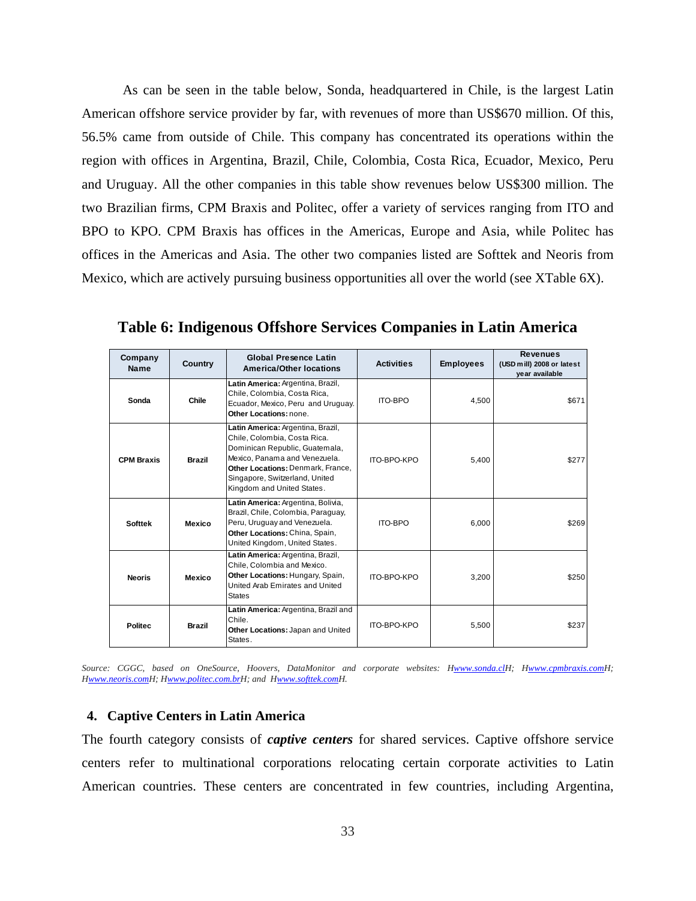As can be seen in the table below, Sonda, headquartered in Chile, is the largest Latin American offshore service provider by far, with revenues of more than US$670 million. Of this, 56.5% came from outside of Chile. This company has concentrated its operations within the region with offices in Argentina, Brazil, Chile, Colombia, Costa Rica, Ecuador, Mexico, Peru and Uruguay. All the other companies in this table show revenues below US$300 million. The two Brazilian firms, CPM Braxis and Politec, offer a variety of services ranging from ITO and BPO to KPO. CPM Braxis has offices in the Americas, Europe and Asia, while Politec has offices in the Americas and Asia. The other two companies listed are Softtek and Neoris from Mexico, which are actively pursuing business opportunities all over the world (see XTable 6X).

**Table 6: Indigenous Offshore Services Companies in Latin America**

| Company Name | Country | Global Presence Latin America/Other locations | Activities | Employees | Revenues (USD mill) 2008 or latest year available |
|---|---|---|---|---|---|
| **Sonda** | **Chile** | **Latin America:** Argentina, Brazil, Chile, Colombia, Costa Rica, Ecuador, Mexico, Peru and Uruguay. **Other Locations:** none. | ITO-BPO | 4,500 | $671 |
| **CPM Braxis** | **Brazil** | **Latin America:** Argentina, Brazil, Chile, Colombia, Costa Rica. Dominican Republic, Guatemala, Mexico, Panama and Venezuela. **Other Locations:** Denmark, France, Singapore, Switzerland, United Kingdom and United States. | ITO-BPO-KPO | 5,400 | $277 |
| **Softtek** | **Mexico** | **Latin America:** Argentina, Bolivia, Brazil, Chile, Colombia, Paraguay, Peru, Uruguay and Venezuela. **Other Locations:** China, Spain, United Kingdom, United States. | ITO-BPO | 6,000 | $269 |
| **Neoris** | **Mexico** | **Latin America:** Argentina, Brazil, Chile, Colombia and Mexico. **Other Locations:** Hungary, Spain, United Arab Emirates and United States | ITO-BPO-KPO | 3,200 | $250 |
| **Politec** | **Brazil** | **Latin America:** Argentina, Brazil and Chile. **Other Locations:** Japan and United States. | ITO-BPO-KPO | 5,500 | $237 |

*Source: CGGC, based on OneSource, Hoovers, DataMonitor and corporate websites: Hwww.sonda.clH; Hwww.cpmbraxis.comH; Hwww.neoris.comH; Hwww.politec.com.brH; and Hwww.softtek.comH.*

## 4. Captive Centers in Latin America

The fourth category consists of ***captive centers*** for shared services. Captive offshore service centers refer to multinational corporations relocating certain corporate activities to Latin American countries. These centers are concentrated in few countries, including Argentina,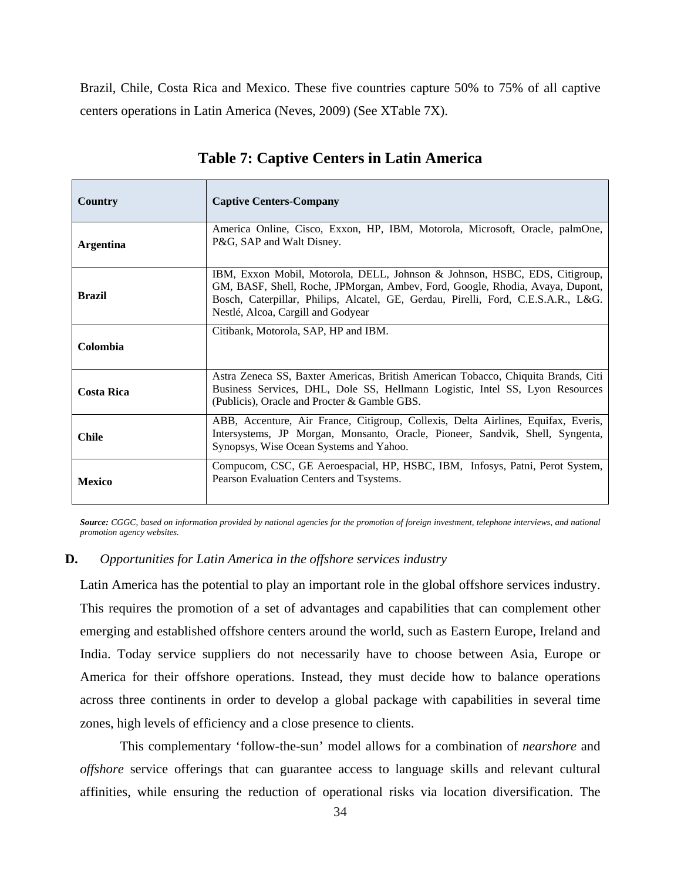Brazil, Chile, Costa Rica and Mexico. These five countries capture 50% to 75% of all captive centers operations in Latin America (Neves, 2009) (See XTable 7X).

**Table 7: Captive Centers in Latin America**

| Country | Captive Centers-Company |
|---|---|
| **Argentina** | America Online, Cisco, Exxon, HP, IBM, Motorola, Microsoft, Oracle, palmOne, P&G, SAP and Walt Disney. |
| **Brazil** | IBM, Exxon Mobil, Motorola, DELL, Johnson & Johnson, HSBC, EDS, Citigroup, GM, BASF, Shell, Roche, JPMorgan, Ambev, Ford, Google, Rhodia, Avaya, Dupont, Bosch, Caterpillar, Philips, Alcatel, GE, Gerdau, Pirelli, Ford, C.E.S.A.R., L&G. Nestlé, Alcoa, Cargill and Godyear |
| **Colombia** | Citibank, Motorola, SAP, HP and IBM. |
| **Costa Rica** | Astra Zeneca SS, Baxter Americas, British American Tobacco, Chiquita Brands, Citi Business Services, DHL, Dole SS, Hellmann Logistic, Intel SS, Lyon Resources (Publicis), Oracle and Procter & Gamble GBS. |
| **Chile** | ABB, Accenture, Air France, Citigroup, Collexis, Delta Airlines, Equifax, Everis, Intersystems, JP Morgan, Monsanto, Oracle, Pioneer, Sandvik, Shell, Syngenta, Synopsys, Wise Ocean Systems and Yahoo. |
| **Mexico** | Compucom, CSC, GE Aeroespacial, HP, HSBC, IBM, Infosys, Patni, Perot System, Pearson Evaluation Centers and Tsystems. |

***Source:*** *CGGC, based on information provided by national agencies for the promotion of foreign investment, telephone interviews, and national promotion agency websites.*

### D. *Opportunities for Latin America in the offshore services industry*

Latin America has the potential to play an important role in the global offshore services industry. This requires the promotion of a set of advantages and capabilities that can complement other emerging and established offshore centers around the world, such as Eastern Europe, Ireland and India. Today service suppliers do not necessarily have to choose between Asia, Europe or America for their offshore operations. Instead, they must decide how to balance operations across three continents in order to develop a global package with capabilities in several time zones, high levels of efficiency and a close presence to clients.

This complementary 'follow-the-sun' model allows for a combination of *nearshore* and *offshore* service offerings that can guarantee access to language skills and relevant cultural affinities, while ensuring the reduction of operational risks via location diversification. The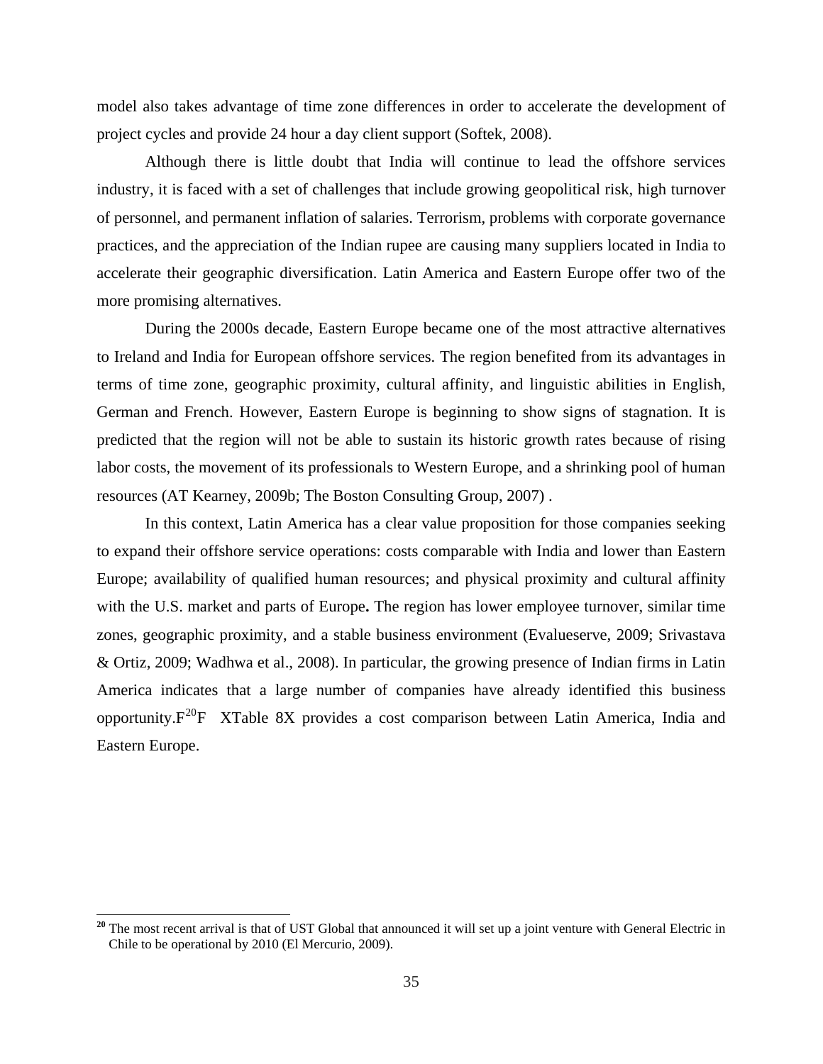model also takes advantage of time zone differences in order to accelerate the development of project cycles and provide 24 hour a day client support (Softek, 2008).

Although there is little doubt that India will continue to lead the offshore services industry, it is faced with a set of challenges that include growing geopolitical risk, high turnover of personnel, and permanent inflation of salaries. Terrorism, problems with corporate governance practices, and the appreciation of the Indian rupee are causing many suppliers located in India to accelerate their geographic diversification. Latin America and Eastern Europe offer two of the more promising alternatives.

During the 2000s decade, Eastern Europe became one of the most attractive alternatives to Ireland and India for European offshore services. The region benefited from its advantages in terms of time zone, geographic proximity, cultural affinity, and linguistic abilities in English, German and French. However, Eastern Europe is beginning to show signs of stagnation. It is predicted that the region will not be able to sustain its historic growth rates because of rising labor costs, the movement of its professionals to Western Europe, and a shrinking pool of human resources (AT Kearney, 2009b; The Boston Consulting Group, 2007) .

In this context, Latin America has a clear value proposition for those companies seeking to expand their offshore service operations: costs comparable with India and lower than Eastern Europe; availability of qualified human resources; and physical proximity and cultural affinity with the U.S. market and parts of Europe**.** The region has lower employee turnover, similar time zones, geographic proximity, and a stable business environment (Evalueserve, 2009; Srivastava & Ortiz, 2009; Wadhwa et al., 2008). In particular, the growing presence of Indian firms in Latin America indicates that a large number of companies have already identified this business opportunity.[20] Table 8 provides a cost comparison between Latin America, India and Eastern Europe.

---

[20] The most recent arrival is that of UST Global that announced it will set up a joint venture with General Electric in Chile to be operational by 2010 (El Mercurio, 2009).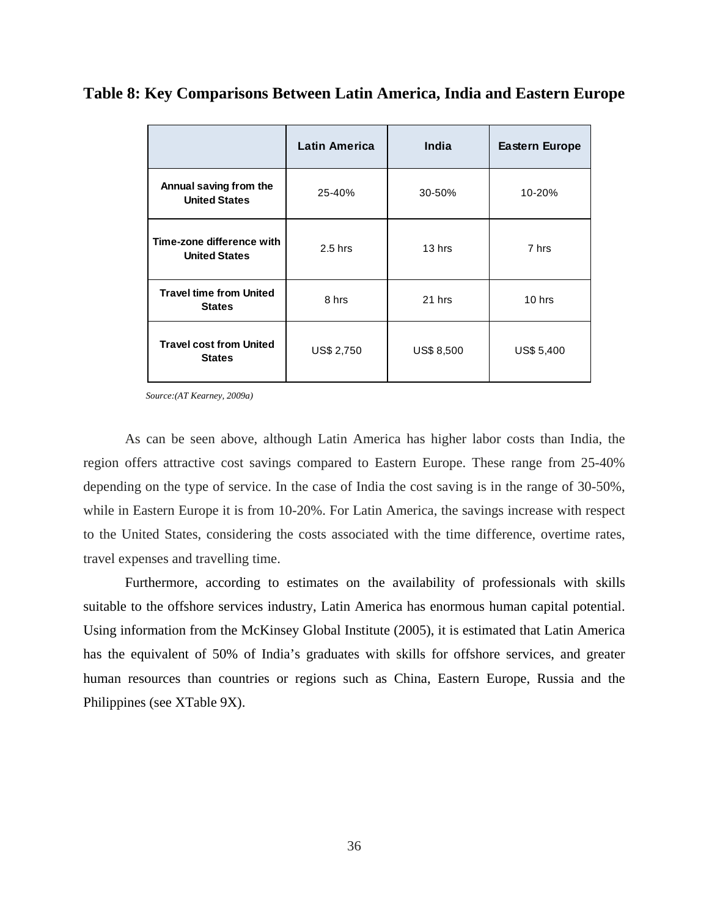**Table 8: Key Comparisons Between Latin America, India and Eastern Europe**

| | Latin America | India | Eastern Europe |
|---|---|---|---|
| **Annual saving from the United States** | 25-40% | 30-50% | 10-20% |
| **Time-zone difference with United States** | 2.5 hrs | 13 hrs | 7 hrs |
| **Travel time from United States** | 8 hrs | 21 hrs | 10 hrs |
| **Travel cost from United States** | US$ 2,750 | US$ 8,500 | US$ 5,400 |

*Source:(AT Kearney, 2009a)*

As can be seen above, although Latin America has higher labor costs than India, the region offers attractive cost savings compared to Eastern Europe. These range from 25-40% depending on the type of service. In the case of India the cost saving is in the range of 30-50%, while in Eastern Europe it is from 10-20%. For Latin America, the savings increase with respect to the United States, considering the costs associated with the time difference, overtime rates, travel expenses and travelling time.

Furthermore, according to estimates on the availability of professionals with skills suitable to the offshore services industry, Latin America has enormous human capital potential. Using information from the McKinsey Global Institute (2005), it is estimated that Latin America has the equivalent of 50% of India's graduates with skills for offshore services, and greater human resources than countries or regions such as China, Eastern Europe, Russia and the Philippines (see XTable 9X).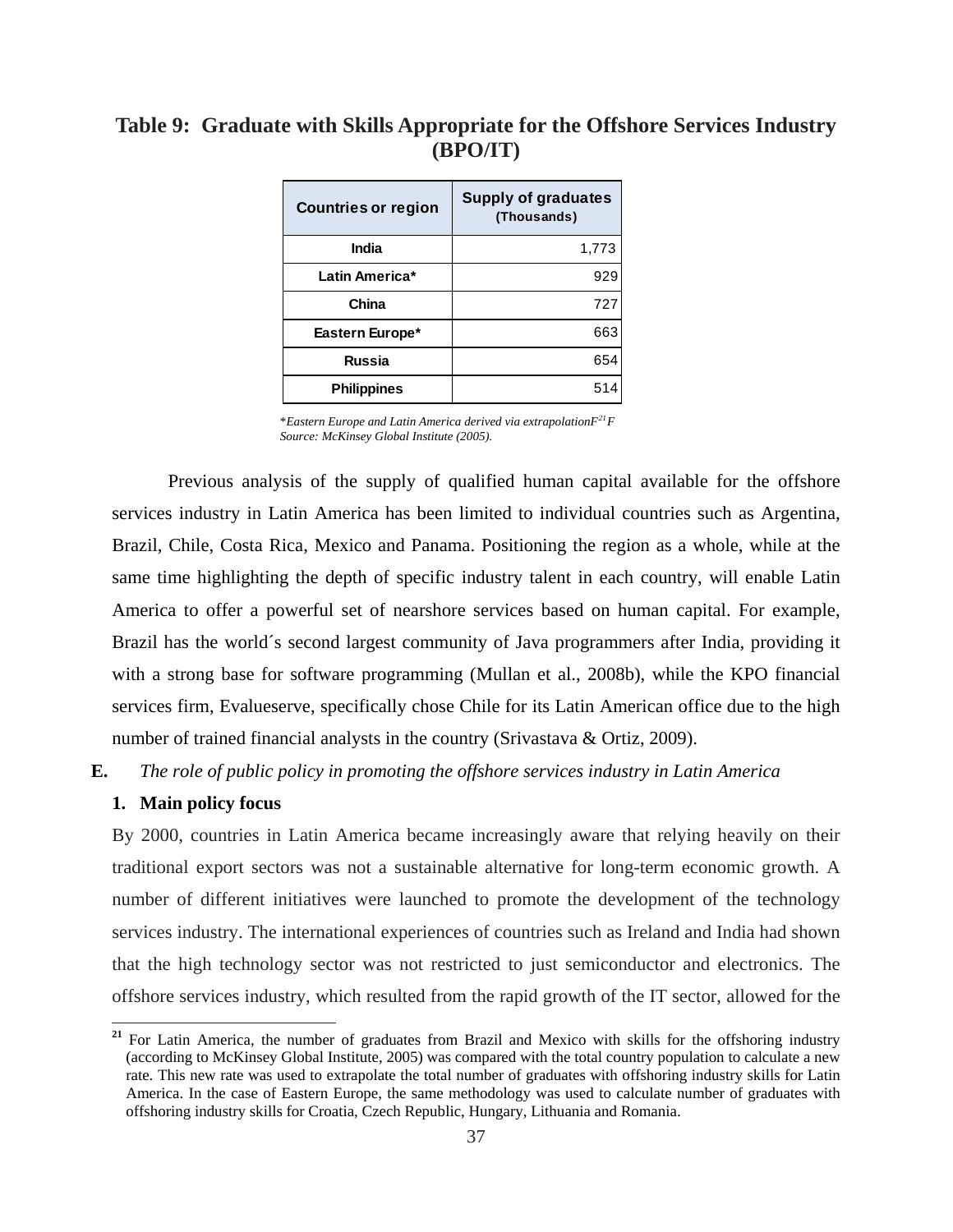**Table 9: Graduate with Skills Appropriate for the Offshore Services Industry (BPO/IT)**

| Countries or region | Supply of graduates (Thousands) |
|---|---|
| India | 1,773 |
| Latin America* | 929 |
| China | 727 |
| Eastern Europe* | 663 |
| Russia | 654 |
| Philippines | 514 |

*\*Eastern Europe and Latin America derived via extrapolation*[21]
*Source: McKinsey Global Institute (2005).*

Previous analysis of the supply of qualified human capital available for the offshore services industry in Latin America has been limited to individual countries such as Argentina, Brazil, Chile, Costa Rica, Mexico and Panama. Positioning the region as a whole, while at the same time highlighting the depth of specific industry talent in each country, will enable Latin America to offer a powerful set of nearshore services based on human capital. For example, Brazil has the world´s second largest community of Java programmers after India, providing it with a strong base for software programming (Mullan et al., 2008b), while the KPO financial services firm, Evalueserve, specifically chose Chile for its Latin American office due to the high number of trained financial analysts in the country (Srivastava & Ortiz, 2009).

**E.** *The role of public policy in promoting the offshore services industry in Latin America*

**1. Main policy focus**

By 2000, countries in Latin America became increasingly aware that relying heavily on their traditional export sectors was not a sustainable alternative for long-term economic growth. A number of different initiatives were launched to promote the development of the technology services industry. The international experiences of countries such as Ireland and India had shown that the high technology sector was not restricted to just semiconductor and electronics. The offshore services industry, which resulted from the rapid growth of the IT sector, allowed for the

[21] For Latin America, the number of graduates from Brazil and Mexico with skills for the offshoring industry (according to McKinsey Global Institute, 2005) was compared with the total country population to calculate a new rate. This new rate was used to extrapolate the total number of graduates with offshoring industry skills for Latin America. In the case of Eastern Europe, the same methodology was used to calculate number of graduates with offshoring industry skills for Croatia, Czech Republic, Hungary, Lithuania and Romania.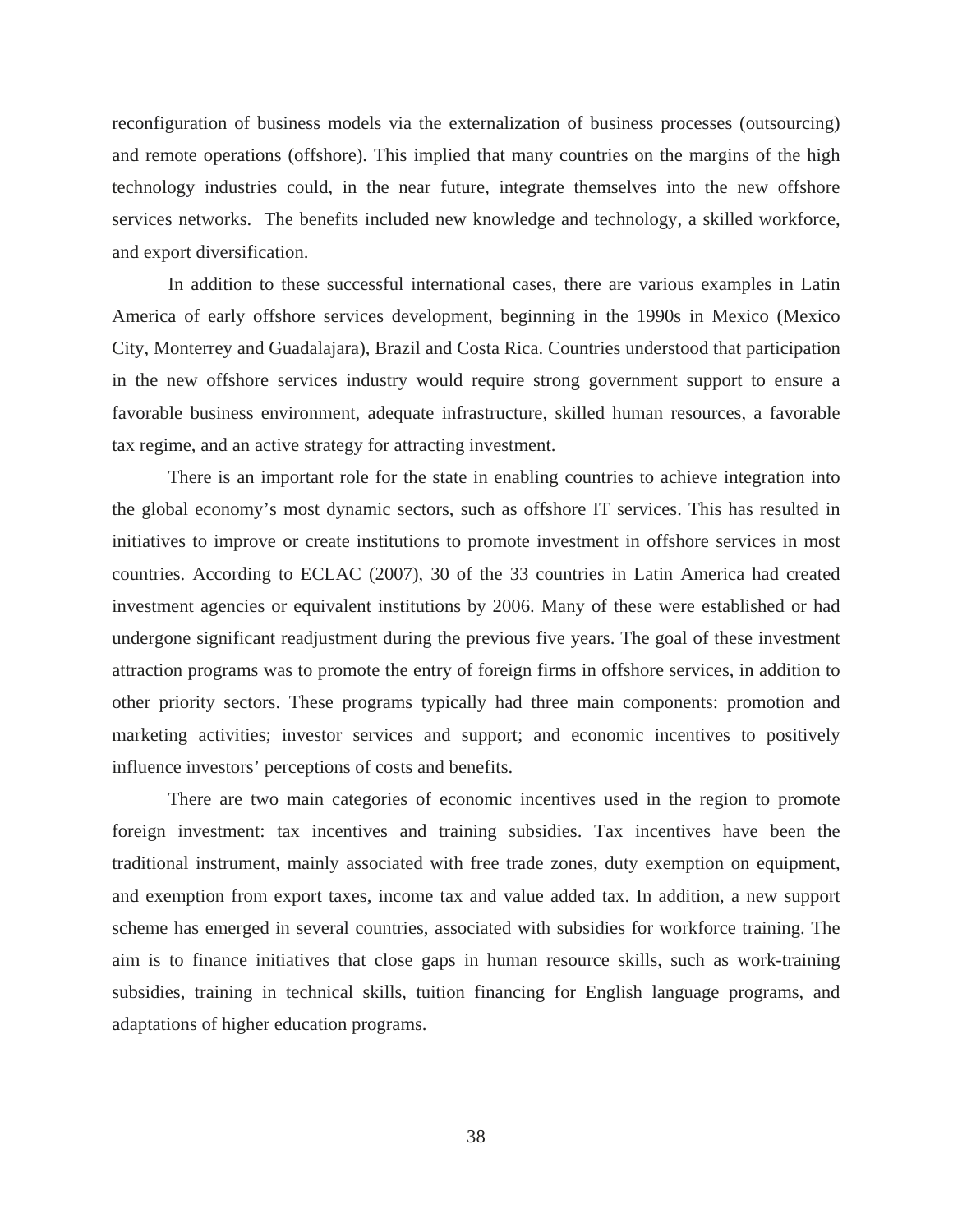reconfiguration of business models via the externalization of business processes (outsourcing) and remote operations (offshore). This implied that many countries on the margins of the high technology industries could, in the near future, integrate themselves into the new offshore services networks. The benefits included new knowledge and technology, a skilled workforce, and export diversification.

In addition to these successful international cases, there are various examples in Latin America of early offshore services development, beginning in the 1990s in Mexico (Mexico City, Monterrey and Guadalajara), Brazil and Costa Rica. Countries understood that participation in the new offshore services industry would require strong government support to ensure a favorable business environment, adequate infrastructure, skilled human resources, a favorable tax regime, and an active strategy for attracting investment.

There is an important role for the state in enabling countries to achieve integration into the global economy's most dynamic sectors, such as offshore IT services. This has resulted in initiatives to improve or create institutions to promote investment in offshore services in most countries. According to ECLAC (2007), 30 of the 33 countries in Latin America had created investment agencies or equivalent institutions by 2006. Many of these were established or had undergone significant readjustment during the previous five years. The goal of these investment attraction programs was to promote the entry of foreign firms in offshore services, in addition to other priority sectors. These programs typically had three main components: promotion and marketing activities; investor services and support; and economic incentives to positively influence investors' perceptions of costs and benefits.

There are two main categories of economic incentives used in the region to promote foreign investment: tax incentives and training subsidies. Tax incentives have been the traditional instrument, mainly associated with free trade zones, duty exemption on equipment, and exemption from export taxes, income tax and value added tax. In addition, a new support scheme has emerged in several countries, associated with subsidies for workforce training. The aim is to finance initiatives that close gaps in human resource skills, such as work-training subsidies, training in technical skills, tuition financing for English language programs, and adaptations of higher education programs.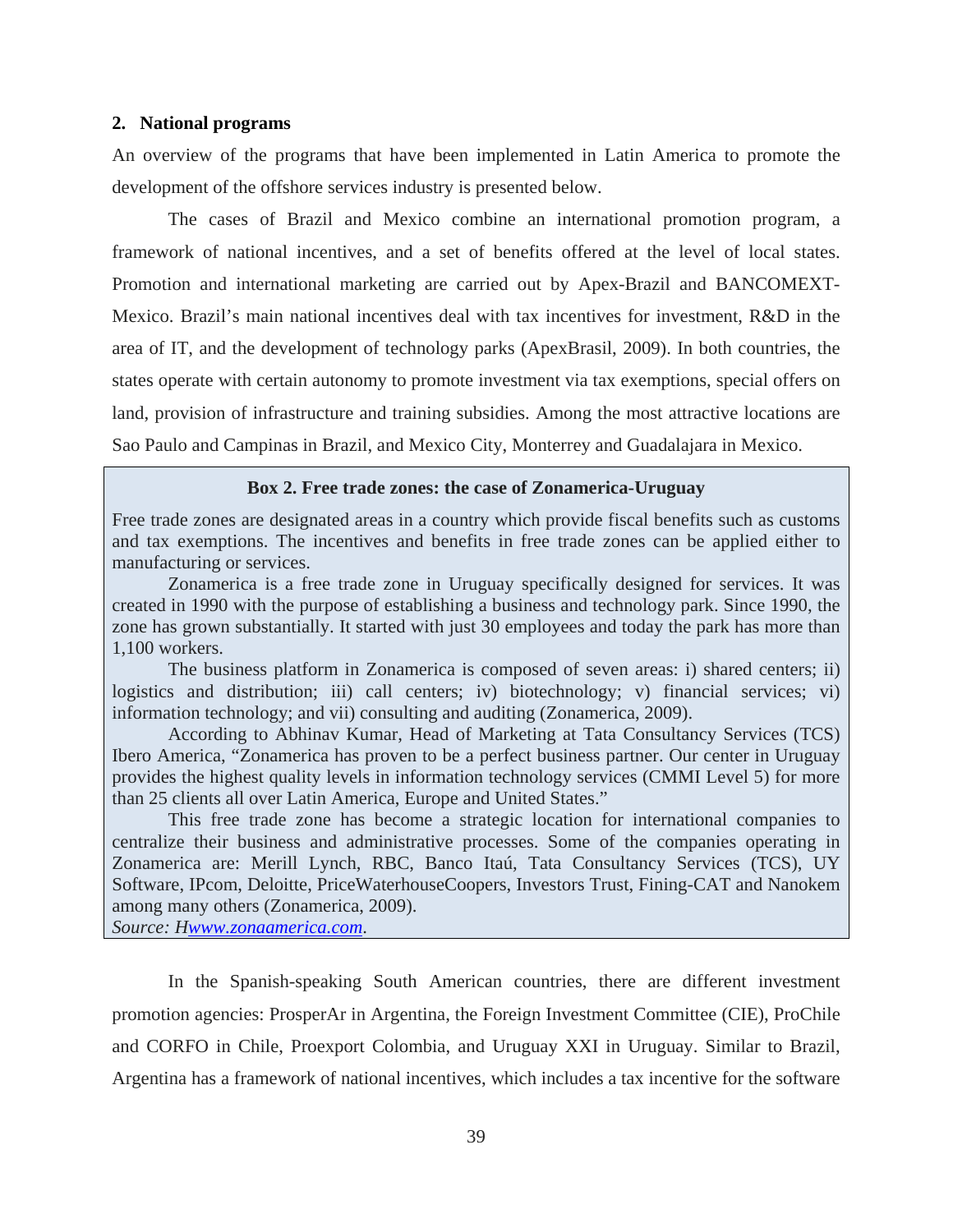## 2. National programs

An overview of the programs that have been implemented in Latin America to promote the development of the offshore services industry is presented below.

The cases of Brazil and Mexico combine an international promotion program, a framework of national incentives, and a set of benefits offered at the level of local states. Promotion and international marketing are carried out by Apex-Brazil and BANCOMEXT-Mexico. Brazil's main national incentives deal with tax incentives for investment, R&D in the area of IT, and the development of technology parks (ApexBrasil, 2009). In both countries, the states operate with certain autonomy to promote investment via tax exemptions, special offers on land, provision of infrastructure and training subsidies. Among the most attractive locations are Sao Paulo and Campinas in Brazil, and Mexico City, Monterrey and Guadalajara in Mexico.

**Box 2. Free trade zones: the case of Zonamerica-Uruguay**

Free trade zones are designated areas in a country which provide fiscal benefits such as customs and tax exemptions. The incentives and benefits in free trade zones can be applied either to manufacturing or services.

Zonamerica is a free trade zone in Uruguay specifically designed for services. It was created in 1990 with the purpose of establishing a business and technology park. Since 1990, the zone has grown substantially. It started with just 30 employees and today the park has more than 1,100 workers.

The business platform in Zonamerica is composed of seven areas: i) shared centers; ii) logistics and distribution; iii) call centers; iv) biotechnology; v) financial services; vi) information technology; and vii) consulting and auditing (Zonamerica, 2009).

According to Abhinav Kumar, Head of Marketing at Tata Consultancy Services (TCS) Ibero America, "Zonamerica has proven to be a perfect business partner. Our center in Uruguay provides the highest quality levels in information technology services (CMMI Level 5) for more than 25 clients all over Latin America, Europe and United States."

This free trade zone has become a strategic location for international companies to centralize their business and administrative processes. Some of the companies operating in Zonamerica are: Merill Lynch, RBC, Banco Itaú, Tata Consultancy Services (TCS), UY Software, IPcom, Deloitte, PriceWaterhouseCoopers, Investors Trust, Fining-CAT and Nanokem among many others (Zonamerica, 2009).

*Source: Hwww.zonaamerica.com.*

In the Spanish-speaking South American countries, there are different investment promotion agencies: ProsperAr in Argentina, the Foreign Investment Committee (CIE), ProChile and CORFO in Chile, Proexport Colombia, and Uruguay XXI in Uruguay. Similar to Brazil, Argentina has a framework of national incentives, which includes a tax incentive for the software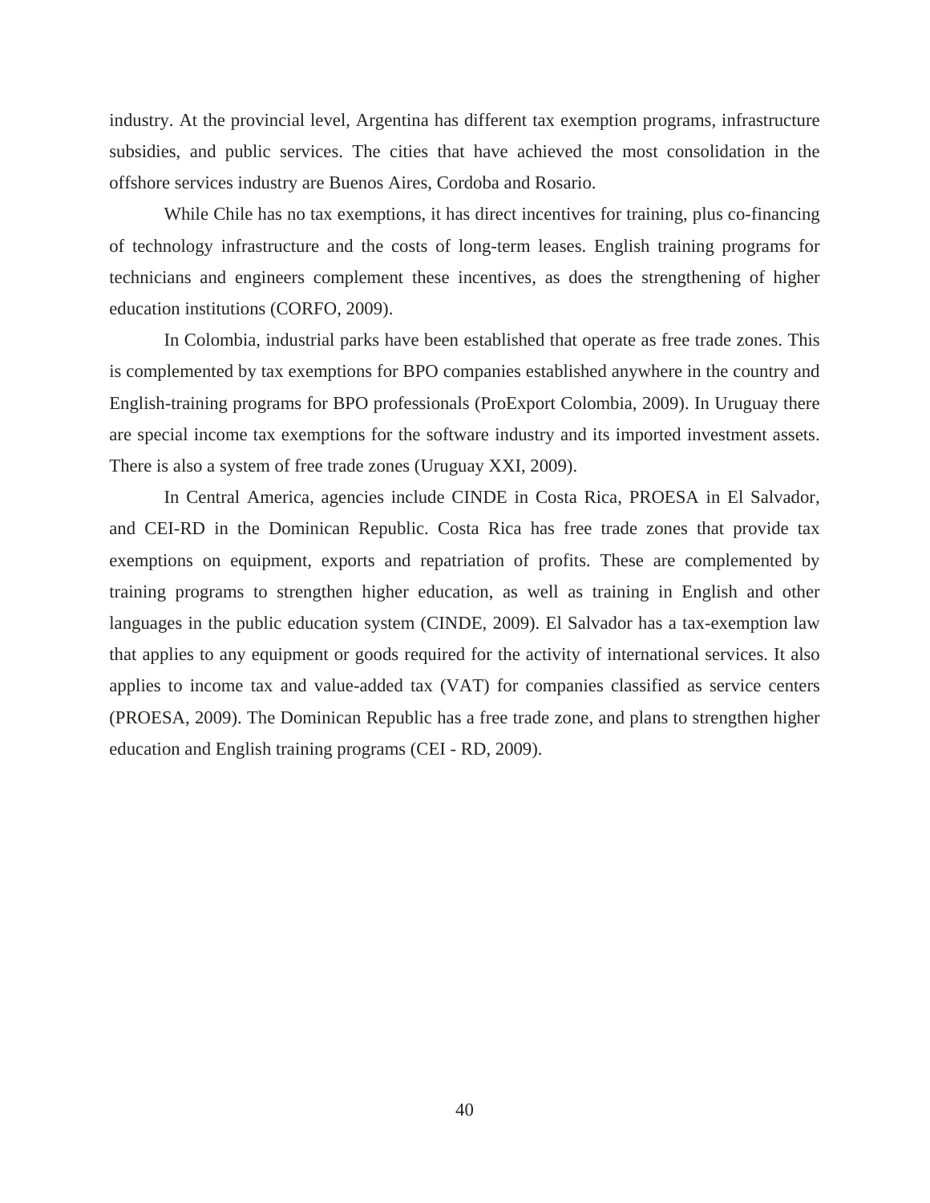industry. At the provincial level, Argentina has different tax exemption programs, infrastructure subsidies, and public services. The cities that have achieved the most consolidation in the offshore services industry are Buenos Aires, Cordoba and Rosario.

While Chile has no tax exemptions, it has direct incentives for training, plus co-financing of technology infrastructure and the costs of long-term leases. English training programs for technicians and engineers complement these incentives, as does the strengthening of higher education institutions (CORFO, 2009).

In Colombia, industrial parks have been established that operate as free trade zones. This is complemented by tax exemptions for BPO companies established anywhere in the country and English-training programs for BPO professionals (ProExport Colombia, 2009). In Uruguay there are special income tax exemptions for the software industry and its imported investment assets. There is also a system of free trade zones (Uruguay XXI, 2009).

In Central America, agencies include CINDE in Costa Rica, PROESA in El Salvador, and CEI-RD in the Dominican Republic. Costa Rica has free trade zones that provide tax exemptions on equipment, exports and repatriation of profits. These are complemented by training programs to strengthen higher education, as well as training in English and other languages in the public education system (CINDE, 2009). El Salvador has a tax-exemption law that applies to any equipment or goods required for the activity of international services. It also applies to income tax and value-added tax (VAT) for companies classified as service centers (PROESA, 2009). The Dominican Republic has a free trade zone, and plans to strengthen higher education and English training programs (CEI - RD, 2009).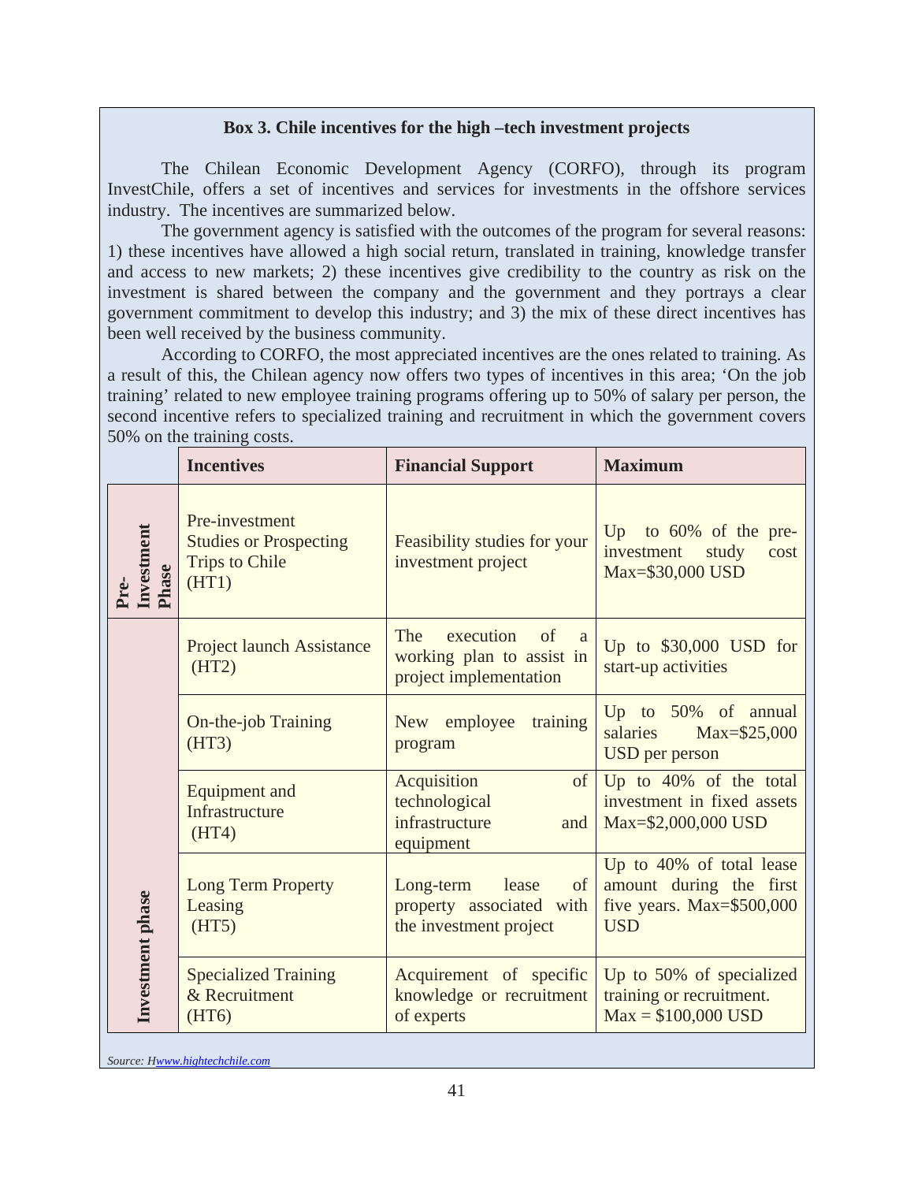**Box 3. Chile incentives for the high –tech investment projects**

The Chilean Economic Development Agency (CORFO), through its program InvestChile, offers a set of incentives and services for investments in the offshore services industry. The incentives are summarized below.

The government agency is satisfied with the outcomes of the program for several reasons: 1) these incentives have allowed a high social return, translated in training, knowledge transfer and access to new markets; 2) these incentives give credibility to the country as risk on the investment is shared between the company and the government and they portrays a clear government commitment to develop this industry; and 3) the mix of these direct incentives has been well received by the business community.

According to CORFO, the most appreciated incentives are the ones related to training. As a result of this, the Chilean agency now offers two types of incentives in this area; 'On the job training' related to new employee training programs offering up to 50% of salary per person, the second incentive refers to specialized training and recruitment in which the government covers 50% on the training costs.

| | Incentives | Financial Support | Maximum |
|---|---|---|---|
| **Pre-Investment Phase** | Pre-investment Studies or Prospecting Trips to Chile (HT1) | Feasibility studies for your investment project | Up to 60% of the pre-investment study cost Max=$30,000 USD |
| **Investment phase** | Project launch Assistance (HT2) | The execution of a working plan to assist in project implementation | Up to $30,000 USD for start-up activities |
| | On-the-job Training (HT3) | New employee training program | Up to 50% of annual salaries Max=$25,000 USD per person |
| | Equipment and Infrastructure (HT4) | Acquisition of technological infrastructure and equipment | Up to 40% of the total investment in fixed assets Max=$2,000,000 USD |
| | Long Term Property Leasing (HT5) | Long-term lease of property associated with the investment project | Up to 40% of total lease amount during the first five years. Max=$500,000 USD |
| | Specialized Training & Recruitment (HT6) | Acquirement of specific knowledge or recruitment of experts | Up to 50% of specialized training or recruitment. Max = $100,000 USD |

*Source: Hwww.hightechchile.com*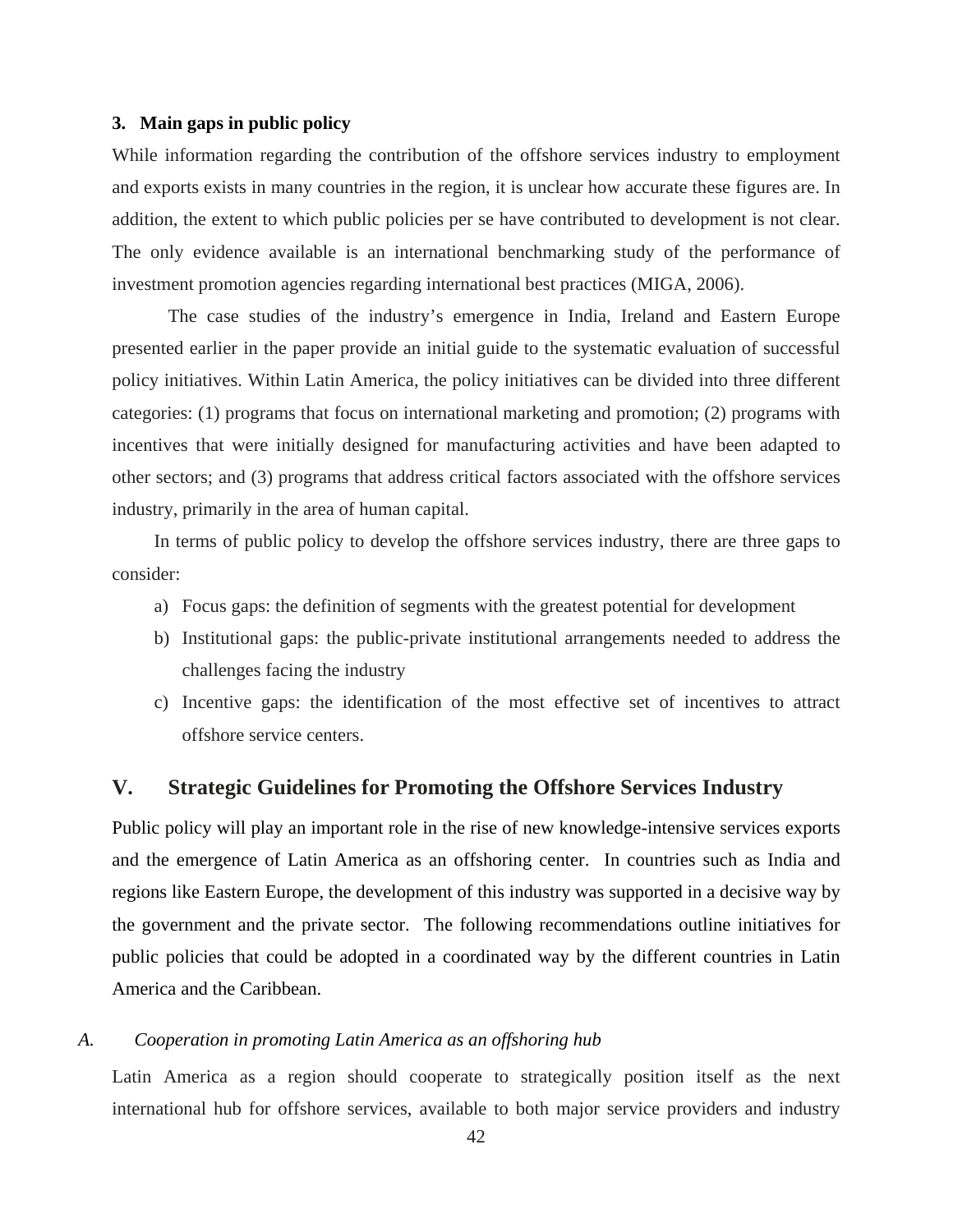### 3. Main gaps in public policy

While information regarding the contribution of the offshore services industry to employment and exports exists in many countries in the region, it is unclear how accurate these figures are. In addition, the extent to which public policies per se have contributed to development is not clear. The only evidence available is an international benchmarking study of the performance of investment promotion agencies regarding international best practices (MIGA, 2006).

The case studies of the industry's emergence in India, Ireland and Eastern Europe presented earlier in the paper provide an initial guide to the systematic evaluation of successful policy initiatives. Within Latin America, the policy initiatives can be divided into three different categories: (1) programs that focus on international marketing and promotion; (2) programs with incentives that were initially designed for manufacturing activities and have been adapted to other sectors; and (3) programs that address critical factors associated with the offshore services industry, primarily in the area of human capital.

In terms of public policy to develop the offshore services industry, there are three gaps to consider:

a) Focus gaps: the definition of segments with the greatest potential for development
b) Institutional gaps: the public-private institutional arrangements needed to address the challenges facing the industry
c) Incentive gaps: the identification of the most effective set of incentives to attract offshore service centers.

## V. Strategic Guidelines for Promoting the Offshore Services Industry

Public policy will play an important role in the rise of new knowledge-intensive services exports and the emergence of Latin America as an offshoring center. In countries such as India and regions like Eastern Europe, the development of this industry was supported in a decisive way by the government and the private sector. The following recommendations outline initiatives for public policies that could be adopted in a coordinated way by the different countries in Latin America and the Caribbean.

### *A. Cooperation in promoting Latin America as an offshoring hub*

Latin America as a region should cooperate to strategically position itself as the next international hub for offshore services, available to both major service providers and industry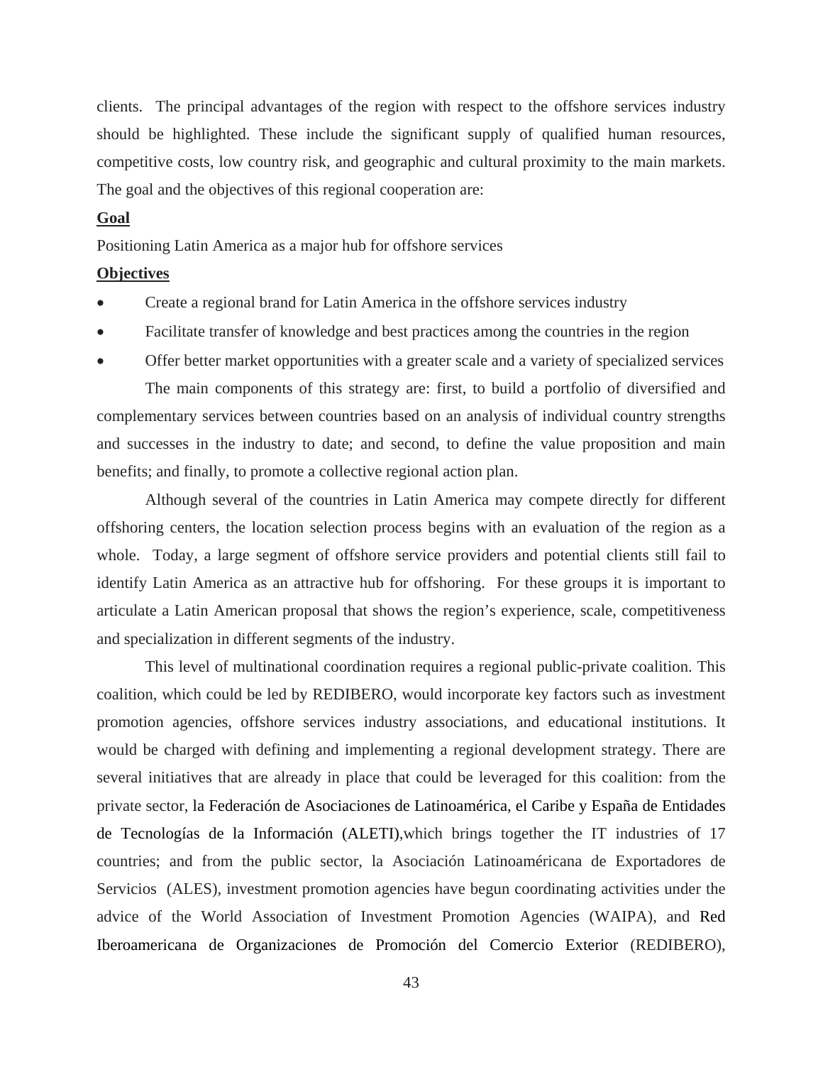clients. The principal advantages of the region with respect to the offshore services industry should be highlighted. These include the significant supply of qualified human resources, competitive costs, low country risk, and geographic and cultural proximity to the main markets. The goal and the objectives of this regional cooperation are:

**Goal**

Positioning Latin America as a major hub for offshore services

**Objectives**

- Create a regional brand for Latin America in the offshore services industry
- Facilitate transfer of knowledge and best practices among the countries in the region
- Offer better market opportunities with a greater scale and a variety of specialized services

The main components of this strategy are: first, to build a portfolio of diversified and complementary services between countries based on an analysis of individual country strengths and successes in the industry to date; and second, to define the value proposition and main benefits; and finally, to promote a collective regional action plan.

Although several of the countries in Latin America may compete directly for different offshoring centers, the location selection process begins with an evaluation of the region as a whole. Today, a large segment of offshore service providers and potential clients still fail to identify Latin America as an attractive hub for offshoring. For these groups it is important to articulate a Latin American proposal that shows the region's experience, scale, competitiveness and specialization in different segments of the industry.

This level of multinational coordination requires a regional public-private coalition. This coalition, which could be led by REDIBERO, would incorporate key factors such as investment promotion agencies, offshore services industry associations, and educational institutions. It would be charged with defining and implementing a regional development strategy. There are several initiatives that are already in place that could be leveraged for this coalition: from the private sector, la Federación de Asociaciones de Latinoamérica, el Caribe y España de Entidades de Tecnologías de la Información (ALETI),which brings together the IT industries of 17 countries; and from the public sector, la Asociación Latinoaméricana de Exportadores de Servicios (ALES), investment promotion agencies have begun coordinating activities under the advice of the World Association of Investment Promotion Agencies (WAIPA), and Red Iberoamericana de Organizaciones de Promoción del Comercio Exterior (REDIBERO),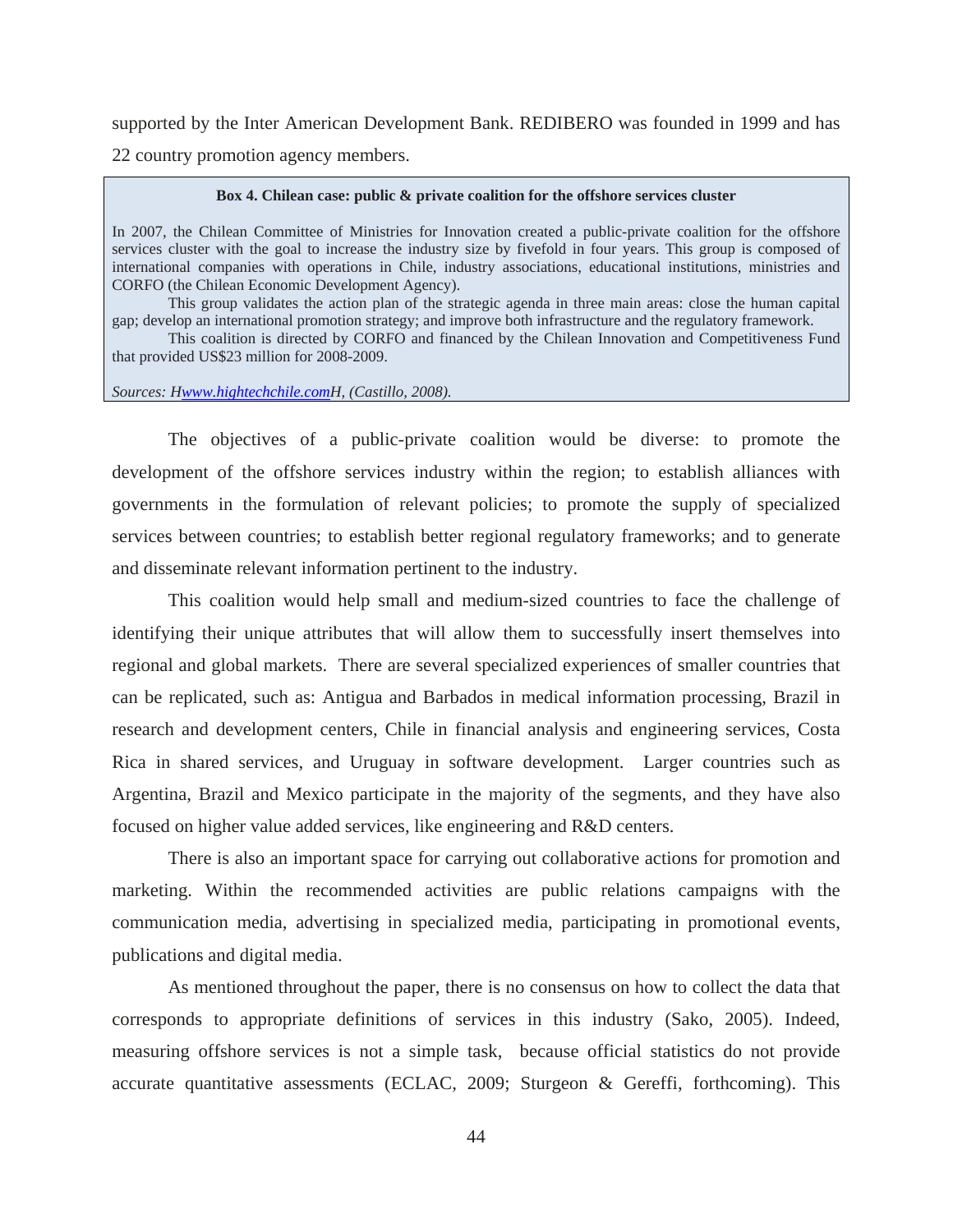supported by the Inter American Development Bank. REDIBERO was founded in 1999 and has 22 country promotion agency members.

**Box 4. Chilean case: public & private coalition for the offshore services cluster**

In 2007, the Chilean Committee of Ministries for Innovation created a public-private coalition for the offshore services cluster with the goal to increase the industry size by fivefold in four years. This group is composed of international companies with operations in Chile, industry associations, educational institutions, ministries and CORFO (the Chilean Economic Development Agency).

This group validates the action plan of the strategic agenda in three main areas: close the human capital gap; develop an international promotion strategy; and improve both infrastructure and the regulatory framework.

This coalition is directed by CORFO and financed by the Chilean Innovation and Competitiveness Fund that provided US$23 million for 2008-2009.

*Sources: Hwww.hightechchile.comH, (Castillo, 2008).*

The objectives of a public-private coalition would be diverse: to promote the development of the offshore services industry within the region; to establish alliances with governments in the formulation of relevant policies; to promote the supply of specialized services between countries; to establish better regional regulatory frameworks; and to generate and disseminate relevant information pertinent to the industry.

This coalition would help small and medium-sized countries to face the challenge of identifying their unique attributes that will allow them to successfully insert themselves into regional and global markets. There are several specialized experiences of smaller countries that can be replicated, such as: Antigua and Barbados in medical information processing, Brazil in research and development centers, Chile in financial analysis and engineering services, Costa Rica in shared services, and Uruguay in software development. Larger countries such as Argentina, Brazil and Mexico participate in the majority of the segments, and they have also focused on higher value added services, like engineering and R&D centers.

There is also an important space for carrying out collaborative actions for promotion and marketing. Within the recommended activities are public relations campaigns with the communication media, advertising in specialized media, participating in promotional events, publications and digital media.

As mentioned throughout the paper, there is no consensus on how to collect the data that corresponds to appropriate definitions of services in this industry (Sako, 2005). Indeed, measuring offshore services is not a simple task, because official statistics do not provide accurate quantitative assessments (ECLAC, 2009; Sturgeon & Gereffi, forthcoming). This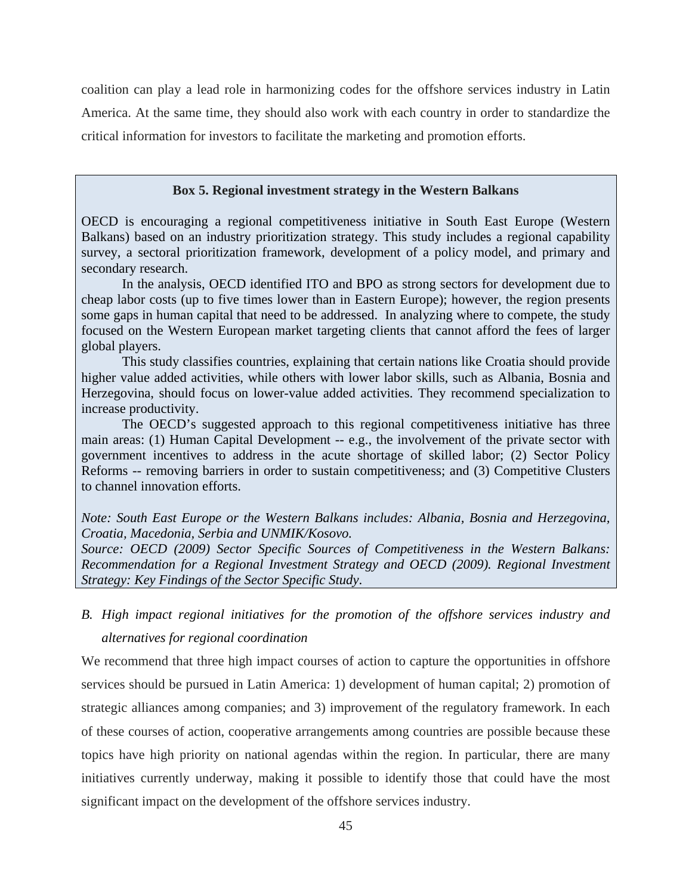coalition can play a lead role in harmonizing codes for the offshore services industry in Latin America. At the same time, they should also work with each country in order to standardize the critical information for investors to facilitate the marketing and promotion efforts.

**Box 5. Regional investment strategy in the Western Balkans**

OECD is encouraging a regional competitiveness initiative in South East Europe (Western Balkans) based on an industry prioritization strategy. This study includes a regional capability survey, a sectoral prioritization framework, development of a policy model, and primary and secondary research.

In the analysis, OECD identified ITO and BPO as strong sectors for development due to cheap labor costs (up to five times lower than in Eastern Europe); however, the region presents some gaps in human capital that need to be addressed. In analyzing where to compete, the study focused on the Western European market targeting clients that cannot afford the fees of larger global players.

This study classifies countries, explaining that certain nations like Croatia should provide higher value added activities, while others with lower labor skills, such as Albania, Bosnia and Herzegovina, should focus on lower-value added activities. They recommend specialization to increase productivity.

The OECD's suggested approach to this regional competitiveness initiative has three main areas: (1) Human Capital Development -- e.g., the involvement of the private sector with government incentives to address in the acute shortage of skilled labor; (2) Sector Policy Reforms -- removing barriers in order to sustain competitiveness; and (3) Competitive Clusters to channel innovation efforts.

*Note: South East Europe or the Western Balkans includes: Albania, Bosnia and Herzegovina, Croatia, Macedonia, Serbia and UNMIK/Kosovo.*
*Source: OECD (2009) Sector Specific Sources of Competitiveness in the Western Balkans: Recommendation for a Regional Investment Strategy and OECD (2009). Regional Investment Strategy: Key Findings of the Sector Specific Study.*

### *B. High impact regional initiatives for the promotion of the offshore services industry and alternatives for regional coordination*

We recommend that three high impact courses of action to capture the opportunities in offshore services should be pursued in Latin America: 1) development of human capital; 2) promotion of strategic alliances among companies; and 3) improvement of the regulatory framework. In each of these courses of action, cooperative arrangements among countries are possible because these topics have high priority on national agendas within the region. In particular, there are many initiatives currently underway, making it possible to identify those that could have the most significant impact on the development of the offshore services industry.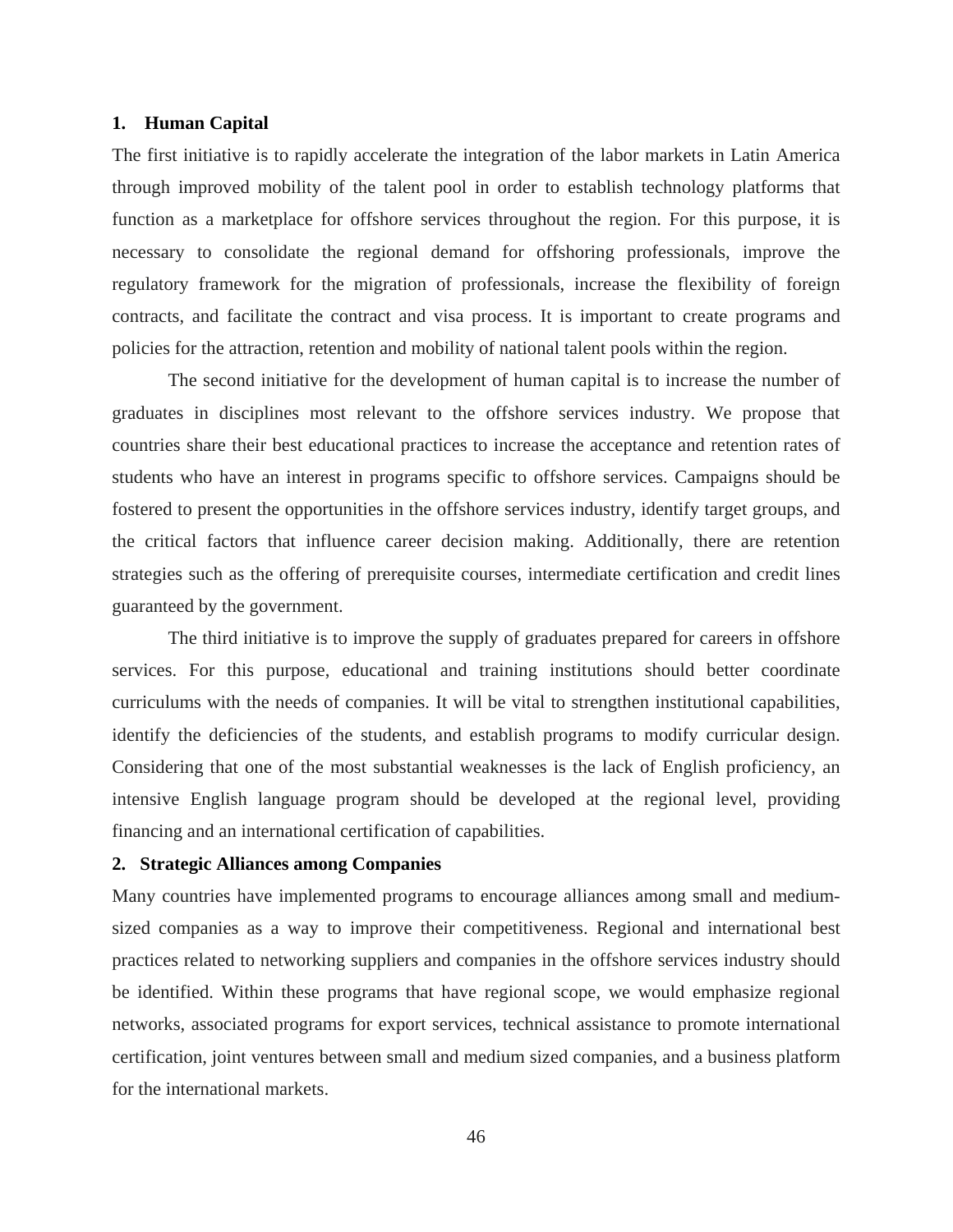### 1. Human Capital

The first initiative is to rapidly accelerate the integration of the labor markets in Latin America through improved mobility of the talent pool in order to establish technology platforms that function as a marketplace for offshore services throughout the region. For this purpose, it is necessary to consolidate the regional demand for offshoring professionals, improve the regulatory framework for the migration of professionals, increase the flexibility of foreign contracts, and facilitate the contract and visa process. It is important to create programs and policies for the attraction, retention and mobility of national talent pools within the region.

The second initiative for the development of human capital is to increase the number of graduates in disciplines most relevant to the offshore services industry. We propose that countries share their best educational practices to increase the acceptance and retention rates of students who have an interest in programs specific to offshore services. Campaigns should be fostered to present the opportunities in the offshore services industry, identify target groups, and the critical factors that influence career decision making. Additionally, there are retention strategies such as the offering of prerequisite courses, intermediate certification and credit lines guaranteed by the government.

The third initiative is to improve the supply of graduates prepared for careers in offshore services. For this purpose, educational and training institutions should better coordinate curriculums with the needs of companies. It will be vital to strengthen institutional capabilities, identify the deficiencies of the students, and establish programs to modify curricular design. Considering that one of the most substantial weaknesses is the lack of English proficiency, an intensive English language program should be developed at the regional level, providing financing and an international certification of capabilities.

### 2. Strategic Alliances among Companies

Many countries have implemented programs to encourage alliances among small and medium-sized companies as a way to improve their competitiveness. Regional and international best practices related to networking suppliers and companies in the offshore services industry should be identified. Within these programs that have regional scope, we would emphasize regional networks, associated programs for export services, technical assistance to promote international certification, joint ventures between small and medium sized companies, and a business platform for the international markets.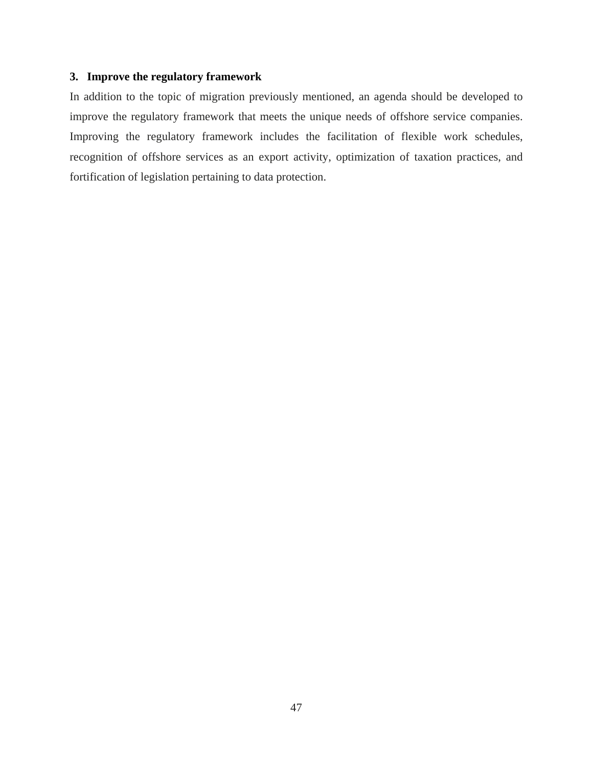### 3. Improve the regulatory framework

In addition to the topic of migration previously mentioned, an agenda should be developed to improve the regulatory framework that meets the unique needs of offshore service companies. Improving the regulatory framework includes the facilitation of flexible work schedules, recognition of offshore services as an export activity, optimization of taxation practices, and fortification of legislation pertaining to data protection.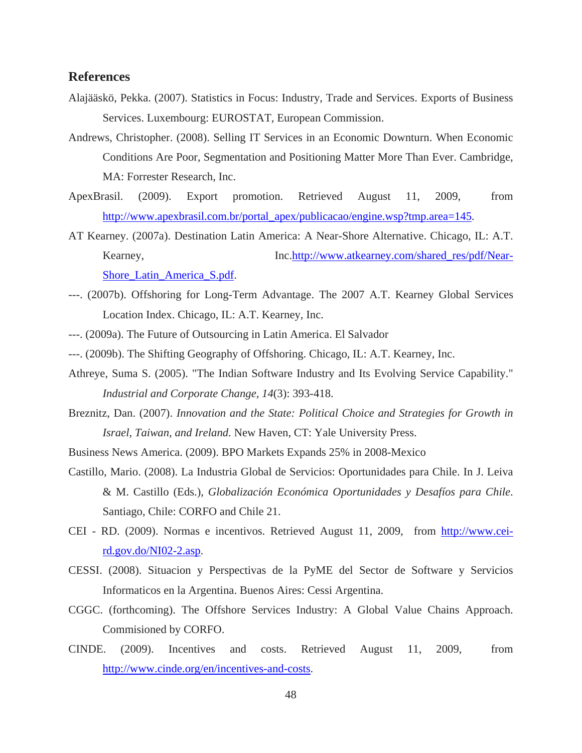## References

Alajääskö, Pekka. (2007). Statistics in Focus: Industry, Trade and Services. Exports of Business Services. Luxembourg: EUROSTAT, European Commission.

Andrews, Christopher. (2008). Selling IT Services in an Economic Downturn. When Economic Conditions Are Poor, Segmentation and Positioning Matter More Than Ever. Cambridge, MA: Forrester Research, Inc.

ApexBrasil. (2009). Export promotion. Retrieved August 11, 2009, from http://www.apexbrasil.com.br/portal_apex/publicacao/engine.wsp?tmp.area=145.

AT Kearney. (2007a). Destination Latin America: A Near-Shore Alternative. Chicago, IL: A.T. Kearney, Inc.http://www.atkearney.com/shared_res/pdf/Near-Shore_Latin_America_S.pdf.

---. (2007b). Offshoring for Long-Term Advantage. The 2007 A.T. Kearney Global Services Location Index. Chicago, IL: A.T. Kearney, Inc.

---. (2009a). The Future of Outsourcing in Latin America. El Salvador

---. (2009b). The Shifting Geography of Offshoring. Chicago, IL: A.T. Kearney, Inc.

Athreye, Suma S. (2005). "The Indian Software Industry and Its Evolving Service Capability." *Industrial and Corporate Change, 14*(3): 393-418.

Breznitz, Dan. (2007). *Innovation and the State: Political Choice and Strategies for Growth in Israel, Taiwan, and Ireland*. New Haven, CT: Yale University Press.

Business News America. (2009). BPO Markets Expands 25% in 2008-Mexico

Castillo, Mario. (2008). La Industria Global de Servicios: Oportunidades para Chile. In J. Leiva & M. Castillo (Eds.), *Globalización Económica Oportunidades y Desafíos para Chile*. Santiago, Chile: CORFO and Chile 21.

CEI - RD. (2009). Normas e incentivos. Retrieved August 11, 2009, from http://www.cei-rd.gov.do/NI02-2.asp.

CESSI. (2008). Situacion y Perspectivas de la PyME del Sector de Software y Servicios Informaticos en la Argentina. Buenos Aires: Cessi Argentina.

CGGC. (forthcoming). The Offshore Services Industry: A Global Value Chains Approach. Commisioned by CORFO.

CINDE. (2009). Incentives and costs. Retrieved August 11, 2009, from http://www.cinde.org/en/incentives-and-costs.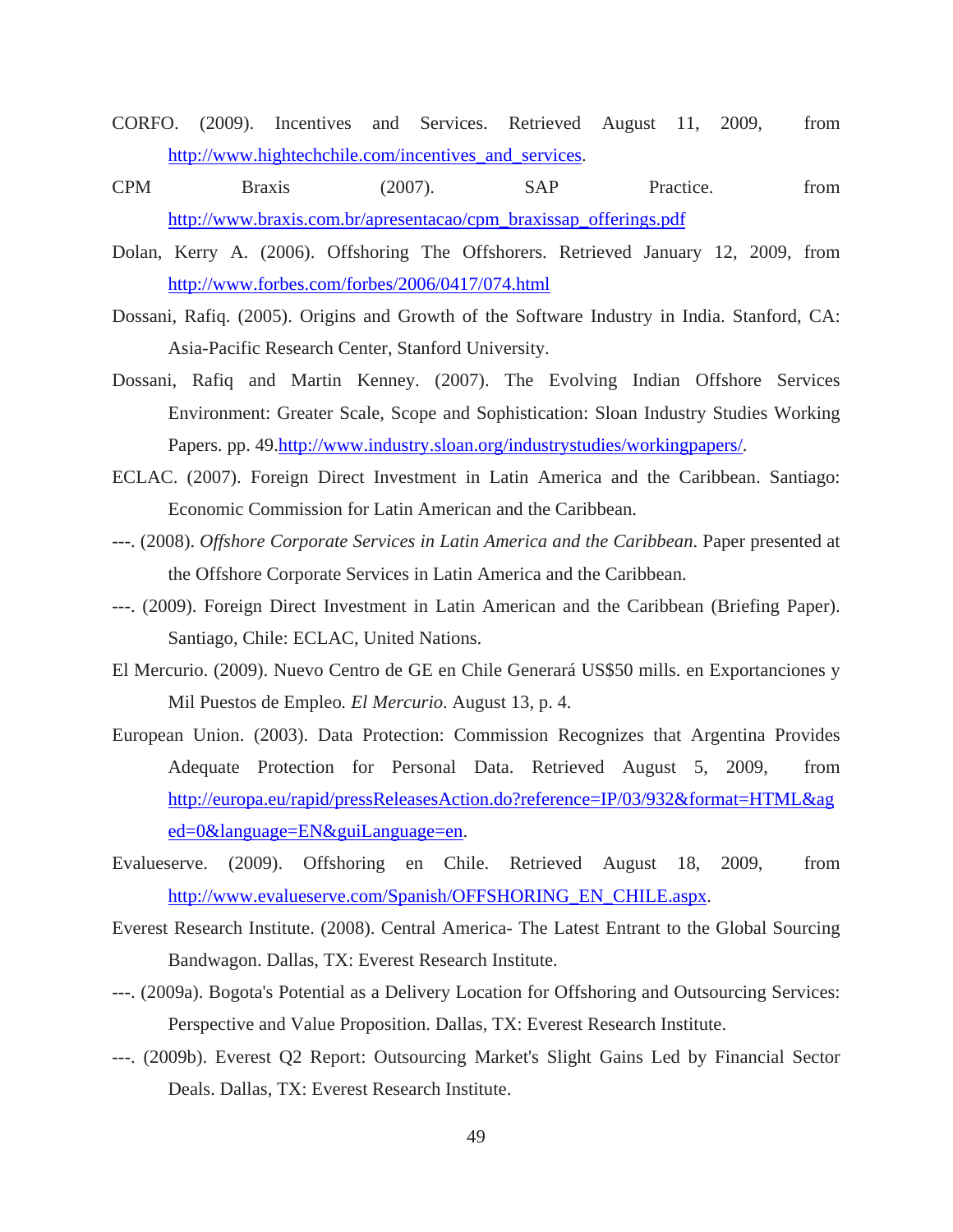CORFO. (2009). Incentives and Services. Retrieved August 11, 2009, from http://www.hightechchile.com/incentives_and_services.

CPM Braxis (2007). SAP Practice. from http://www.braxis.com.br/apresentacao/cpm_braxissap_offerings.pdf

Dolan, Kerry A. (2006). Offshoring The Offshorers. Retrieved January 12, 2009, from http://www.forbes.com/forbes/2006/0417/074.html

Dossani, Rafiq. (2005). Origins and Growth of the Software Industry in India. Stanford, CA: Asia-Pacific Research Center, Stanford University.

Dossani, Rafiq and Martin Kenney. (2007). The Evolving Indian Offshore Services Environment: Greater Scale, Scope and Sophistication: Sloan Industry Studies Working Papers. pp. 49.http://www.industry.sloan.org/industrystudies/workingpapers/.

ECLAC. (2007). Foreign Direct Investment in Latin America and the Caribbean. Santiago: Economic Commission for Latin American and the Caribbean.

---. (2008). *Offshore Corporate Services in Latin America and the Caribbean*. Paper presented at the Offshore Corporate Services in Latin America and the Caribbean.

---. (2009). Foreign Direct Investment in Latin American and the Caribbean (Briefing Paper). Santiago, Chile: ECLAC, United Nations.

El Mercurio. (2009). Nuevo Centro de GE en Chile Generará US$50 mills. en Exportanciones y Mil Puestos de Empleo. *El Mercurio*. August 13, p. 4.

European Union. (2003). Data Protection: Commission Recognizes that Argentina Provides Adequate Protection for Personal Data. Retrieved August 5, 2009, from http://europa.eu/rapid/pressReleasesAction.do?reference=IP/03/932&format=HTML&aged=0&language=EN&guiLanguage=en.

Evalueserve. (2009). Offshoring en Chile. Retrieved August 18, 2009, from http://www.evalueserve.com/Spanish/OFFSHORING_EN_CHILE.aspx.

Everest Research Institute. (2008). Central America- The Latest Entrant to the Global Sourcing Bandwagon. Dallas, TX: Everest Research Institute.

---. (2009a). Bogota's Potential as a Delivery Location for Offshoring and Outsourcing Services: Perspective and Value Proposition. Dallas, TX: Everest Research Institute.

---. (2009b). Everest Q2 Report: Outsourcing Market's Slight Gains Led by Financial Sector Deals. Dallas, TX: Everest Research Institute.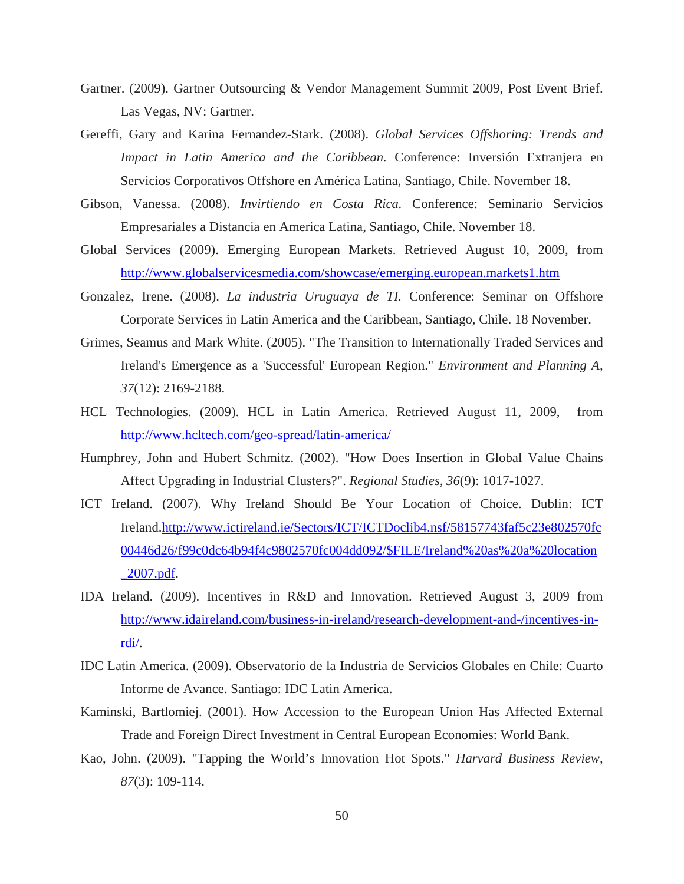Gartner. (2009). Gartner Outsourcing & Vendor Management Summit 2009, Post Event Brief. Las Vegas, NV: Gartner.

Gereffi, Gary and Karina Fernandez-Stark. (2008). *Global Services Offshoring: Trends and Impact in Latin America and the Caribbean.* Conference: Inversión Extranjera en Servicios Corporativos Offshore en América Latina, Santiago, Chile. November 18.

Gibson, Vanessa. (2008). *Invirtiendo en Costa Rica.* Conference: Seminario Servicios Empresariales a Distancia en America Latina, Santiago, Chile. November 18.

Global Services (2009). Emerging European Markets. Retrieved August 10, 2009, from http://www.globalservicesmedia.com/showcase/emerging.european.markets1.htm

Gonzalez, Irene. (2008). *La industria Uruguaya de TI.* Conference: Seminar on Offshore Corporate Services in Latin America and the Caribbean, Santiago, Chile. 18 November.

Grimes, Seamus and Mark White. (2005). "The Transition to Internationally Traded Services and Ireland's Emergence as a 'Successful' European Region." *Environment and Planning A, 37*(12): 2169-2188.

HCL Technologies. (2009). HCL in Latin America. Retrieved August 11, 2009, from http://www.hcltech.com/geo-spread/latin-america/

Humphrey, John and Hubert Schmitz. (2002). "How Does Insertion in Global Value Chains Affect Upgrading in Industrial Clusters?". *Regional Studies, 36*(9): 1017-1027.

ICT Ireland. (2007). Why Ireland Should Be Your Location of Choice. Dublin: ICT Ireland.http://www.ictireland.ie/Sectors/ICT/ICTDoclib4.nsf/58157743faf5c23e802570fc00446d26/f99c0dc64b94f4c9802570fc004dd092/$FILE/Ireland%20as%20a%20location_2007.pdf.

IDA Ireland. (2009). Incentives in R&D and Innovation. Retrieved August 3, 2009 from http://www.idaireland.com/business-in-ireland/research-development-and-/incentives-in-rdi/.

IDC Latin America. (2009). Observatorio de la Industria de Servicios Globales en Chile: Cuarto Informe de Avance. Santiago: IDC Latin America.

Kaminski, Bartlomiej. (2001). How Accession to the European Union Has Affected External Trade and Foreign Direct Investment in Central European Economies: World Bank.

Kao, John. (2009). "Tapping the World's Innovation Hot Spots." *Harvard Business Review, 87*(3): 109-114.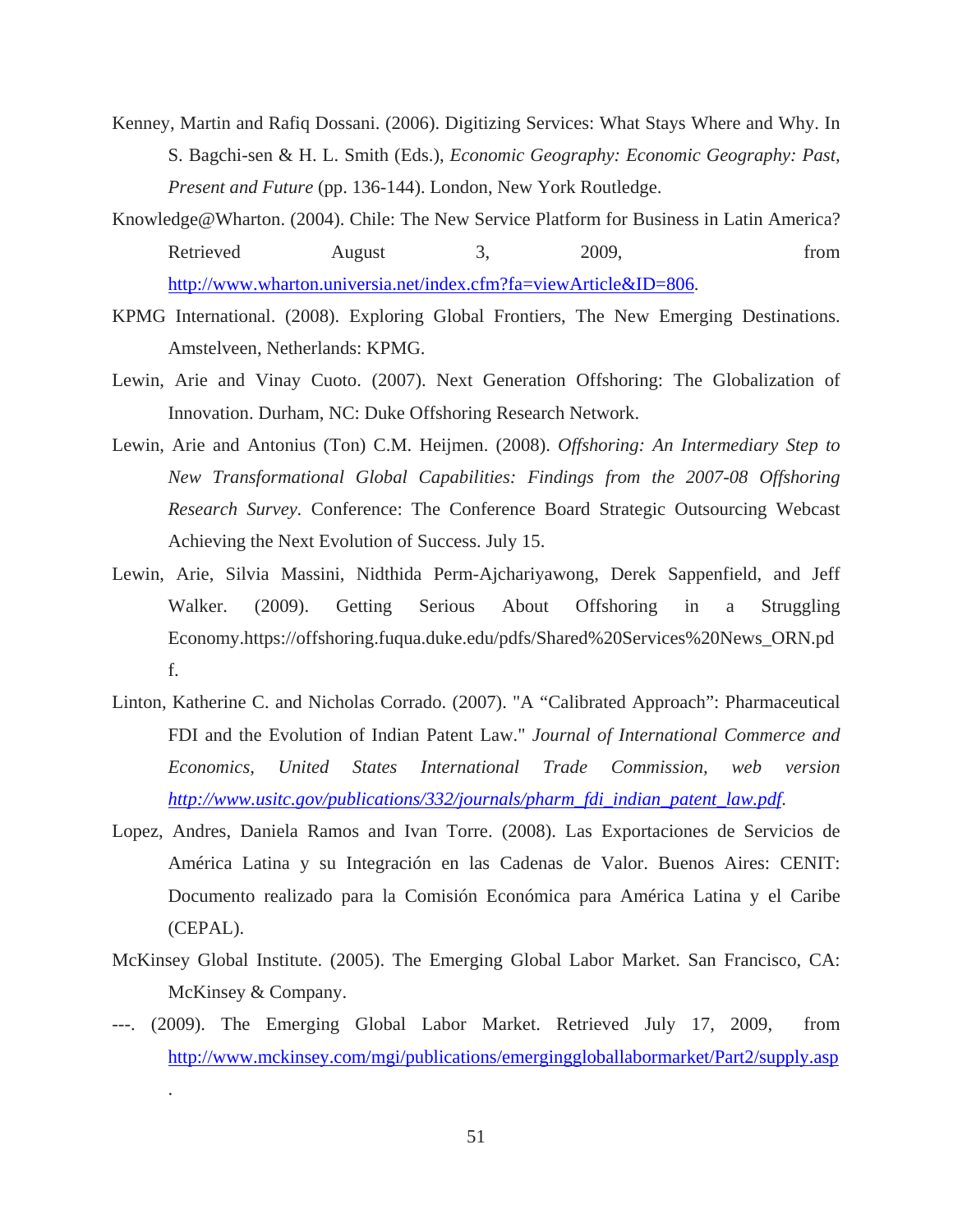Kenney, Martin and Rafiq Dossani. (2006). Digitizing Services: What Stays Where and Why. In S. Bagchi-sen & H. L. Smith (Eds.), *Economic Geography: Economic Geography: Past, Present and Future* (pp. 136-144). London, New York Routledge.

Knowledge@Wharton. (2004). Chile: The New Service Platform for Business in Latin America? Retrieved August 3, 2009, from http://www.wharton.universia.net/index.cfm?fa=viewArticle&ID=806.

KPMG International. (2008). Exploring Global Frontiers, The New Emerging Destinations. Amstelveen, Netherlands: KPMG.

Lewin, Arie and Vinay Cuoto. (2007). Next Generation Offshoring: The Globalization of Innovation. Durham, NC: Duke Offshoring Research Network.

Lewin, Arie and Antonius (Ton) C.M. Heijmen. (2008). *Offshoring: An Intermediary Step to New Transformational Global Capabilities: Findings from the 2007-08 Offshoring Research Survey*. Conference: The Conference Board Strategic Outsourcing Webcast Achieving the Next Evolution of Success. July 15.

Lewin, Arie, Silvia Massini, Nidthida Perm-Ajchariyawong, Derek Sappenfield, and Jeff Walker. (2009). Getting Serious About Offshoring in a Struggling Economy.https://offshoring.fuqua.duke.edu/pdfs/Shared%20Services%20News_ORN.pdf.

Linton, Katherine C. and Nicholas Corrado. (2007). "A "Calibrated Approach": Pharmaceutical FDI and the Evolution of Indian Patent Law." *Journal of International Commerce and Economics, United States International Trade Commission, web version http://www.usitc.gov/publications/332/journals/pharm_fdi_indian_patent_law.pdf.*

Lopez, Andres, Daniela Ramos and Ivan Torre. (2008). Las Exportaciones de Servicios de América Latina y su Integración en las Cadenas de Valor. Buenos Aires: CENIT: Documento realizado para la Comisión Económica para América Latina y el Caribe (CEPAL).

McKinsey Global Institute. (2005). The Emerging Global Labor Market. San Francisco, CA: McKinsey & Company.

---. (2009). The Emerging Global Labor Market. Retrieved July 17, 2009, from http://www.mckinsey.com/mgi/publications/emerginggloballabormarket/Part2/supply.asp.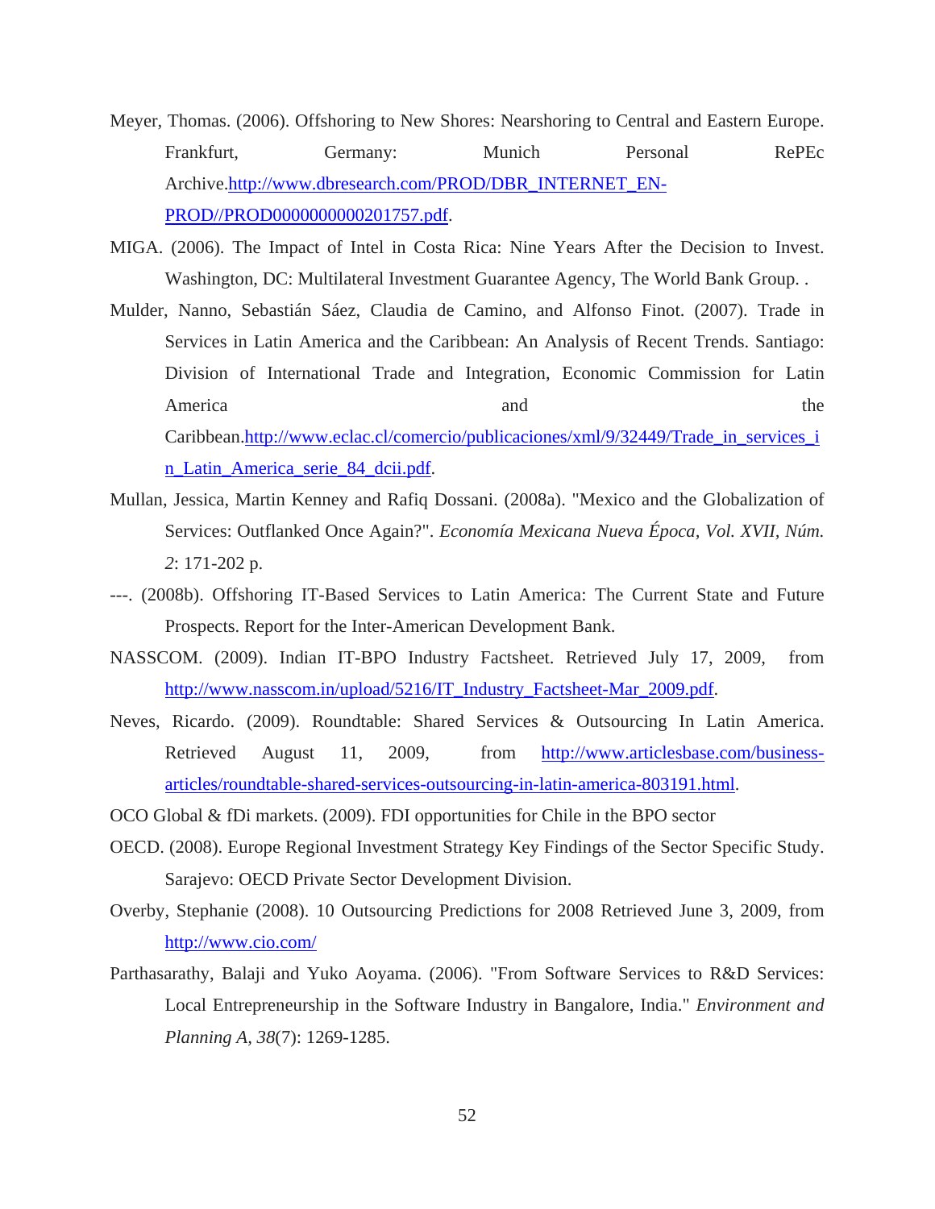Meyer, Thomas. (2006). Offshoring to New Shores: Nearshoring to Central and Eastern Europe. Frankfurt, Germany: Munich Personal RePEc Archive.http://www.dbresearch.com/PROD/DBR_INTERNET_EN-PROD//PROD0000000000201757.pdf.

MIGA. (2006). The Impact of Intel in Costa Rica: Nine Years After the Decision to Invest. Washington, DC: Multilateral Investment Guarantee Agency, The World Bank Group. .

Mulder, Nanno, Sebastián Sáez, Claudia de Camino, and Alfonso Finot. (2007). Trade in Services in Latin America and the Caribbean: An Analysis of Recent Trends. Santiago: Division of International Trade and Integration, Economic Commission for Latin America and the Caribbean.http://www.eclac.cl/comercio/publicaciones/xml/9/32449/Trade_in_services_in_Latin_America_serie_84_dcii.pdf.

Mullan, Jessica, Martin Kenney and Rafiq Dossani. (2008a). "Mexico and the Globalization of Services: Outflanked Once Again?". *Economía Mexicana Nueva Época, Vol. XVII, Núm. 2*: 171-202 p.

---. (2008b). Offshoring IT-Based Services to Latin America: The Current State and Future Prospects. Report for the Inter-American Development Bank.

NASSCOM. (2009). Indian IT-BPO Industry Factsheet. Retrieved July 17, 2009, from http://www.nasscom.in/upload/5216/IT_Industry_Factsheet-Mar_2009.pdf.

Neves, Ricardo. (2009). Roundtable: Shared Services & Outsourcing In Latin America. Retrieved August 11, 2009, from http://www.articlesbase.com/business-articles/roundtable-shared-services-outsourcing-in-latin-america-803191.html.

OCO Global & fDi markets. (2009). FDI opportunities for Chile in the BPO sector

OECD. (2008). Europe Regional Investment Strategy Key Findings of the Sector Specific Study. Sarajevo: OECD Private Sector Development Division.

Overby, Stephanie (2008). 10 Outsourcing Predictions for 2008 Retrieved June 3, 2009, from http://www.cio.com/

Parthasarathy, Balaji and Yuko Aoyama. (2006). "From Software Services to R&D Services: Local Entrepreneurship in the Software Industry in Bangalore, India." *Environment and Planning A, 38*(7): 1269-1285.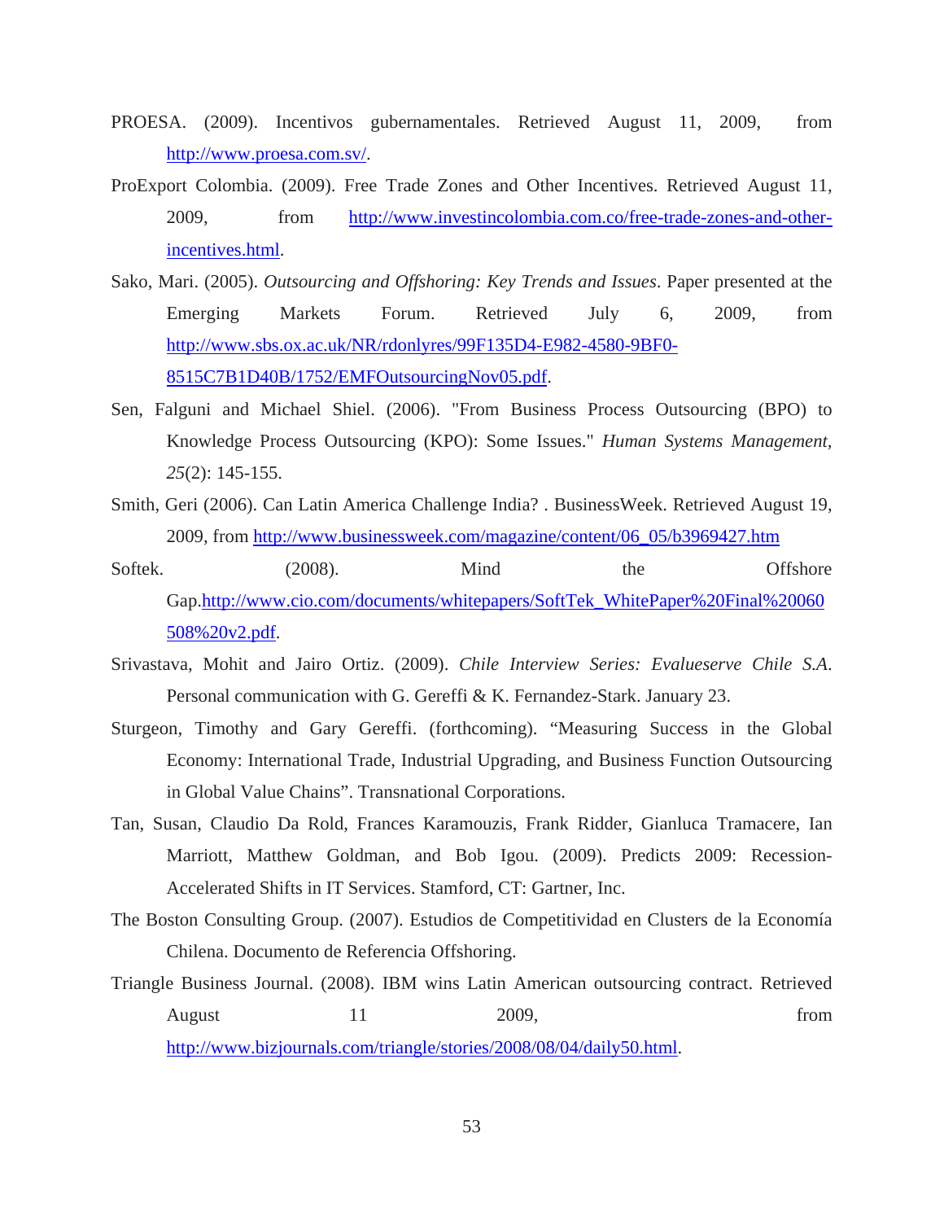PROESA. (2009). Incentivos gubernamentales. Retrieved August 11, 2009, from http://www.proesa.com.sv/.

ProExport Colombia. (2009). Free Trade Zones and Other Incentives. Retrieved August 11, 2009, from http://www.investincolombia.com.co/free-trade-zones-and-other-incentives.html.

Sako, Mari. (2005). *Outsourcing and Offshoring: Key Trends and Issues*. Paper presented at the Emerging Markets Forum. Retrieved July 6, 2009, from http://www.sbs.ox.ac.uk/NR/rdonlyres/99F135D4-E982-4580-9BF0-8515C7B1D40B/1752/EMFOutsourcingNov05.pdf.

Sen, Falguni and Michael Shiel. (2006). "From Business Process Outsourcing (BPO) to Knowledge Process Outsourcing (KPO): Some Issues." *Human Systems Management, 25*(2): 145-155.

Smith, Geri (2006). Can Latin America Challenge India? . BusinessWeek. Retrieved August 19, 2009, from http://www.businessweek.com/magazine/content/06_05/b3969427.htm

Softek. (2008). Mind the Offshore Gap.http://www.cio.com/documents/whitepapers/SoftTek_WhitePaper%20Final%20060508%20v2.pdf.

Srivastava, Mohit and Jairo Ortiz. (2009). *Chile Interview Series: Evalueserve Chile S.A*. Personal communication with G. Gereffi & K. Fernandez-Stark. January 23.

Sturgeon, Timothy and Gary Gereffi. (forthcoming). "Measuring Success in the Global Economy: International Trade, Industrial Upgrading, and Business Function Outsourcing in Global Value Chains". Transnational Corporations.

Tan, Susan, Claudio Da Rold, Frances Karamouzis, Frank Ridder, Gianluca Tramacere, Ian Marriott, Matthew Goldman, and Bob Igou. (2009). Predicts 2009: Recession-Accelerated Shifts in IT Services. Stamford, CT: Gartner, Inc.

The Boston Consulting Group. (2007). Estudios de Competitividad en Clusters de la Economía Chilena. Documento de Referencia Offshoring.

Triangle Business Journal. (2008). IBM wins Latin American outsourcing contract. Retrieved August 11 2009, from http://www.bizjournals.com/triangle/stories/2008/08/04/daily50.html.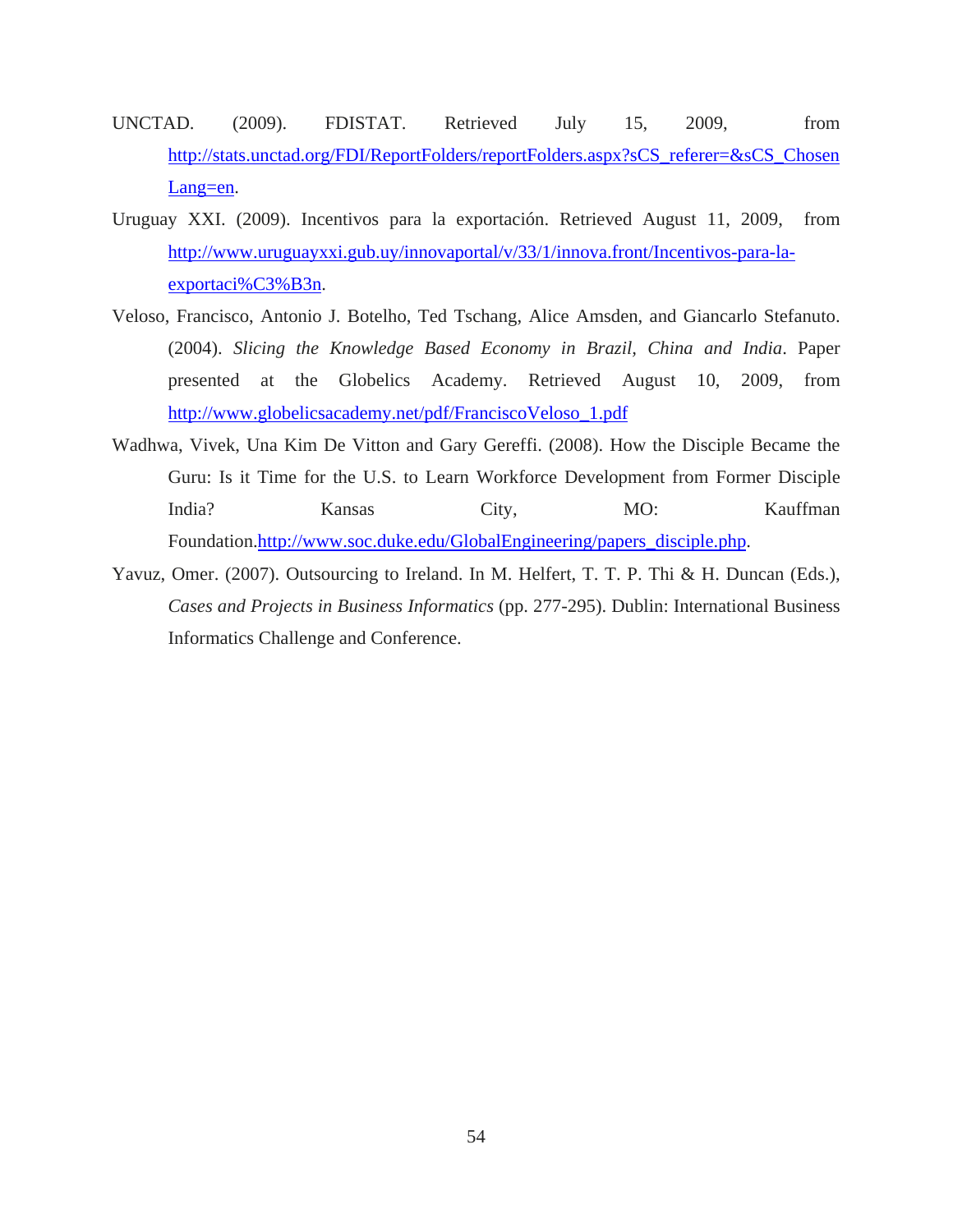UNCTAD. (2009). FDISTAT. Retrieved July 15, 2009, from http://stats.unctad.org/FDI/ReportFolders/reportFolders.aspx?sCS_referer=&sCS_ChosenLang=en.

Uruguay XXI. (2009). Incentivos para la exportación. Retrieved August 11, 2009, from http://www.uruguayxxi.gub.uy/innovaportal/v/33/1/innova.front/Incentivos-para-la-exportaci%C3%B3n.

Veloso, Francisco, Antonio J. Botelho, Ted Tschang, Alice Amsden, and Giancarlo Stefanuto. (2004). *Slicing the Knowledge Based Economy in Brazil, China and India*. Paper presented at the Globelics Academy. Retrieved August 10, 2009, from http://www.globelicsacademy.net/pdf/FranciscoVeloso_1.pdf

Wadhwa, Vivek, Una Kim De Vitton and Gary Gereffi. (2008). How the Disciple Became the Guru: Is it Time for the U.S. to Learn Workforce Development from Former Disciple India? Kansas City, MO: Kauffman Foundation.http://www.soc.duke.edu/GlobalEngineering/papers_disciple.php.

Yavuz, Omer. (2007). Outsourcing to Ireland. In M. Helfert, T. T. P. Thi & H. Duncan (Eds.), *Cases and Projects in Business Informatics* (pp. 277-295). Dublin: International Business Informatics Challenge and Conference.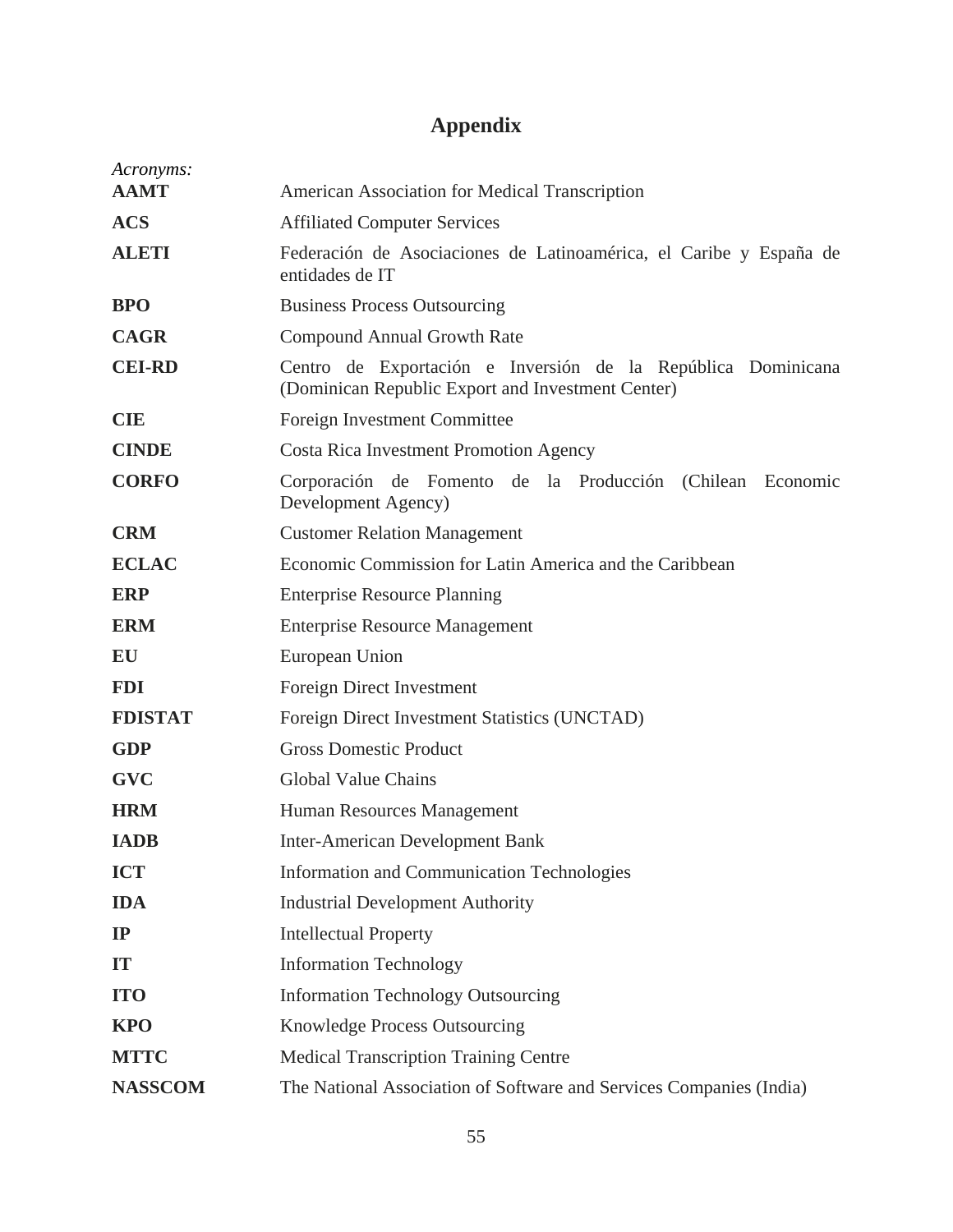# Appendix

*Acronyms:*

| | |
|---|---|
| **AAMT** | American Association for Medical Transcription |
| **ACS** | Affiliated Computer Services |
| **ALETI** | Federación de Asociaciones de Latinoamérica, el Caribe y España de entidades de IT |
| **BPO** | Business Process Outsourcing |
| **CAGR** | Compound Annual Growth Rate |
| **CEI-RD** | Centro de Exportación e Inversión de la República Dominicana (Dominican Republic Export and Investment Center) |
| **CIE** | Foreign Investment Committee |
| **CINDE** | Costa Rica Investment Promotion Agency |
| **CORFO** | Corporación de Fomento de la Producción (Chilean Economic Development Agency) |
| **CRM** | Customer Relation Management |
| **ECLAC** | Economic Commission for Latin America and the Caribbean |
| **ERP** | Enterprise Resource Planning |
| **ERM** | Enterprise Resource Management |
| **EU** | European Union |
| **FDI** | Foreign Direct Investment |
| **FDISTAT** | Foreign Direct Investment Statistics (UNCTAD) |
| **GDP** | Gross Domestic Product |
| **GVC** | Global Value Chains |
| **HRM** | Human Resources Management |
| **IADB** | Inter-American Development Bank |
| **ICT** | Information and Communication Technologies |
| **IDA** | Industrial Development Authority |
| **IP** | Intellectual Property |
| **IT** | Information Technology |
| **ITO** | Information Technology Outsourcing |
| **KPO** | Knowledge Process Outsourcing |
| **MTTC** | Medical Transcription Training Centre |
| **NASSCOM** | The National Association of Software and Services Companies (India) |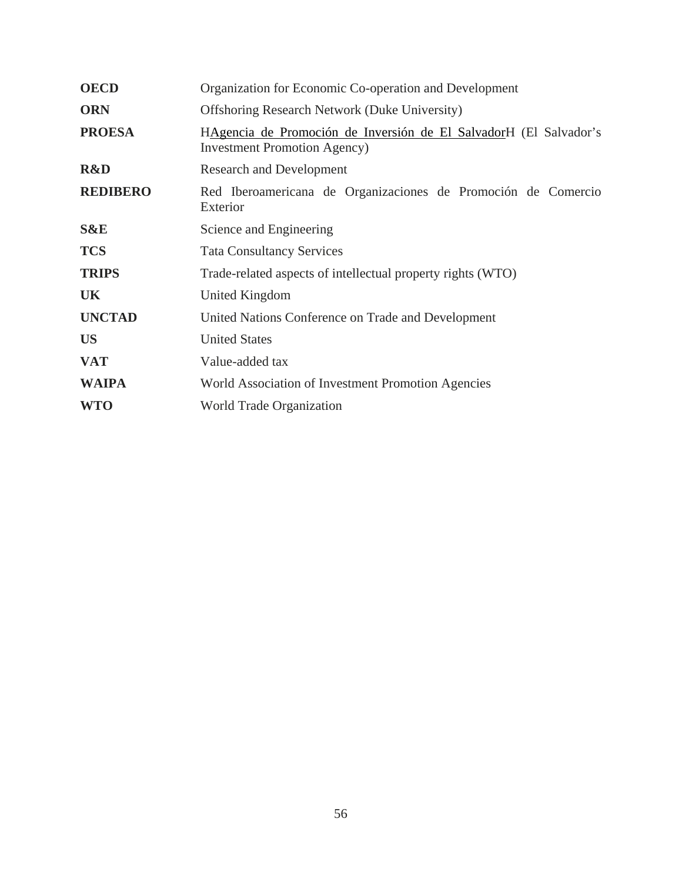| | |
|---|---|
| **OECD** | Organization for Economic Co-operation and Development |
| **ORN** | Offshoring Research Network (Duke University) |
| **PROESA** | HAgencia de Promoción de Inversión de El SalvadorH (El Salvador's Investment Promotion Agency) |
| **R&D** | Research and Development |
| **REDIBERO** | Red Iberoamericana de Organizaciones de Promoción de Comercio Exterior |
| **S&E** | Science and Engineering |
| **TCS** | Tata Consultancy Services |
| **TRIPS** | Trade-related aspects of intellectual property rights (WTO) |
| **UK** | United Kingdom |
| **UNCTAD** | United Nations Conference on Trade and Development |
| **US** | United States |
| **VAT** | Value-added tax |
| **WAIPA** | World Association of Investment Promotion Agencies |
| **WTO** | World Trade Organization |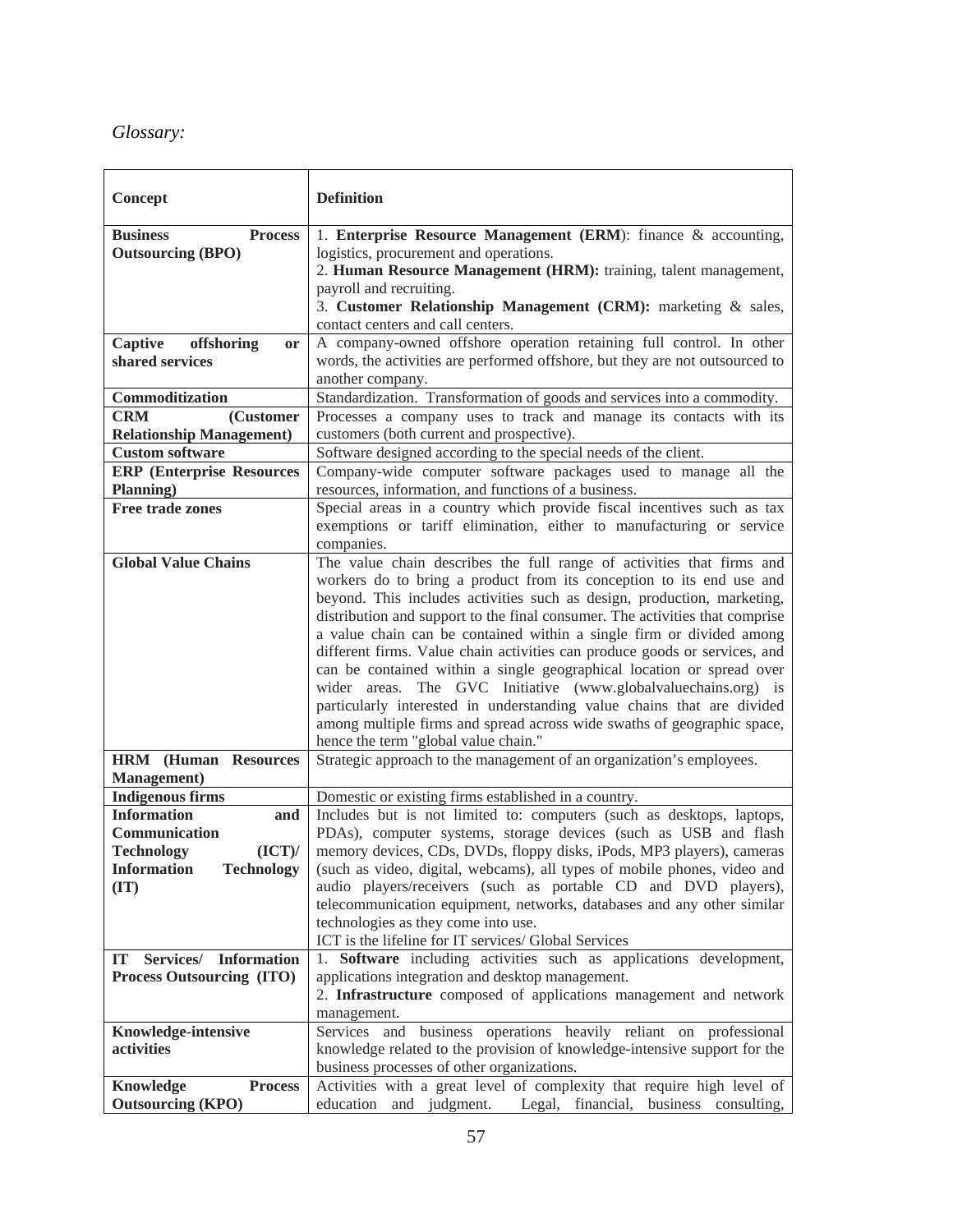*Glossary:*

| Concept | Definition |
| --- | --- |
| **Business Process Outsourcing (BPO)** | 1. **Enterprise Resource Management (ERM**): finance & accounting, logistics, procurement and operations.<br>2. **Human Resource Management (HRM):** training, talent management, payroll and recruiting.<br>3. **Customer Relationship Management (CRM):** marketing & sales, contact centers and call centers. |
| **Captive offshoring or shared services** | A company-owned offshore operation retaining full control. In other words, the activities are performed offshore, but they are not outsourced to another company. |
| **Commoditization** | Standardization. Transformation of goods and services into a commodity. |
| **CRM (Customer Relationship Management)** | Processes a company uses to track and manage its contacts with its customers (both current and prospective). |
| **Custom software** | Software designed according to the special needs of the client. |
| **ERP (Enterprise Resources Planning)** | Company-wide computer software packages used to manage all the resources, information, and functions of a business. |
| **Free trade zones** | Special areas in a country which provide fiscal incentives such as tax exemptions or tariff elimination, either to manufacturing or service companies. |
| **Global Value Chains** | The value chain describes the full range of activities that firms and workers do to bring a product from its conception to its end use and beyond. This includes activities such as design, production, marketing, distribution and support to the final consumer. The activities that comprise a value chain can be contained within a single firm or divided among different firms. Value chain activities can produce goods or services, and can be contained within a single geographical location or spread over wider areas. The GVC Initiative (www.globalvaluechains.org) is particularly interested in understanding value chains that are divided among multiple firms and spread across wide swaths of geographic space, hence the term "global value chain." |
| **HRM (Human Resources Management)** | Strategic approach to the management of an organization's employees. |
| **Indigenous firms** | Domestic or existing firms established in a country. |
| **Information and Communication Technology (ICT)/ Information Technology (IT)** | Includes but is not limited to: computers (such as desktops, laptops, PDAs), computer systems, storage devices (such as USB and flash memory devices, CDs, DVDs, floppy disks, iPods, MP3 players), cameras (such as video, digital, webcams), all types of mobile phones, video and audio players/receivers (such as portable CD and DVD players), telecommunication equipment, networks, databases and any other similar technologies as they come into use.<br>ICT is the lifeline for IT services/ Global Services |
| **IT Services/ Information Process Outsourcing (ITO)** | 1. **Software** including activities such as applications development, applications integration and desktop management.<br>2. **Infrastructure** composed of applications management and network management. |
| **Knowledge-intensive activities** | Services and business operations heavily reliant on professional knowledge related to the provision of knowledge-intensive support for the business processes of other organizations. |
| **Knowledge Process Outsourcing (KPO)** | Activities with a great level of complexity that require high level of education and judgment. Legal, financial, business consulting, |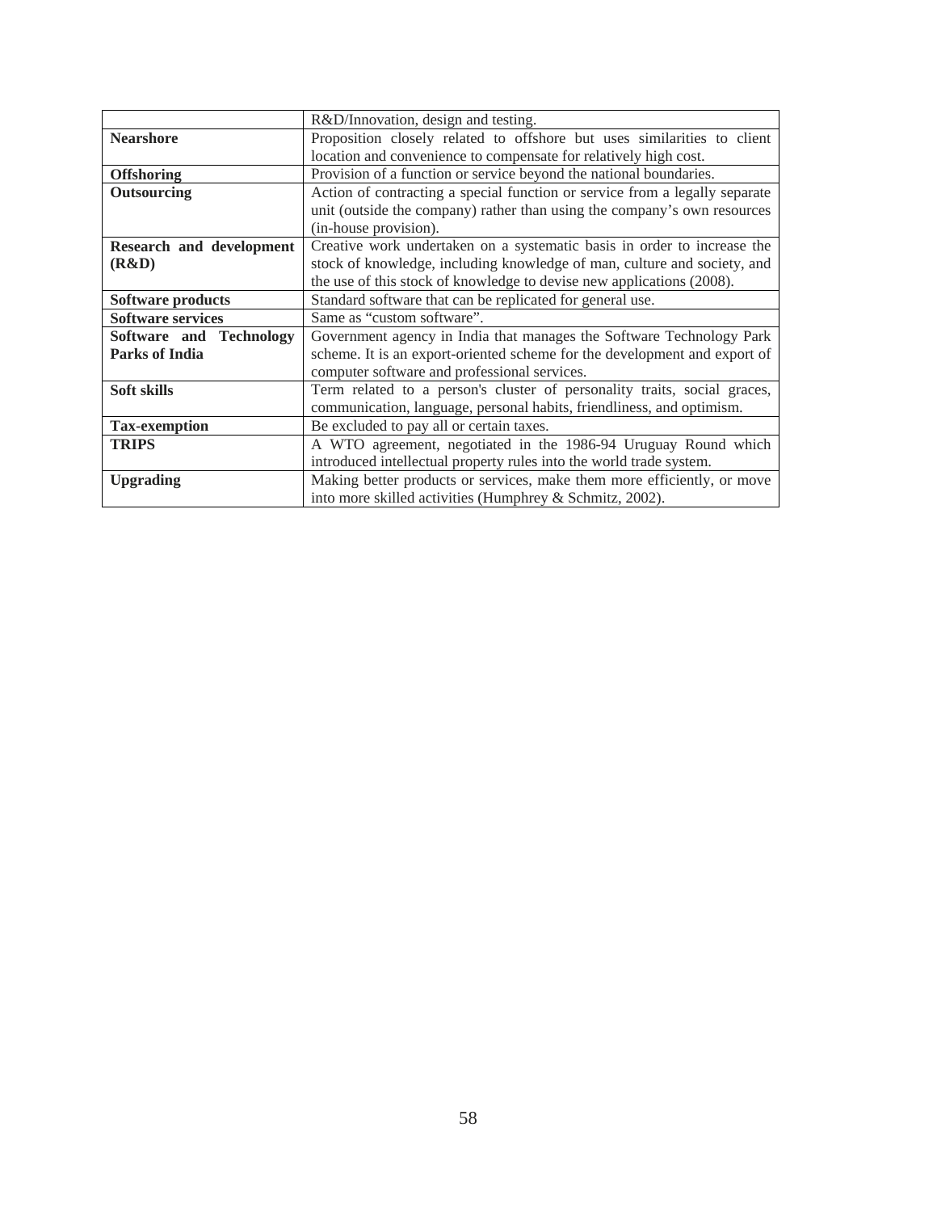| | |
|---|---|
| | R&D/Innovation, design and testing. |
| **Nearshore** | Proposition closely related to offshore but uses similarities to client location and convenience to compensate for relatively high cost. |
| **Offshoring** | Provision of a function or service beyond the national boundaries. |
| **Outsourcing** | Action of contracting a special function or service from a legally separate unit (outside the company) rather than using the company's own resources (in-house provision). |
| **Research and development (R&D)** | Creative work undertaken on a systematic basis in order to increase the stock of knowledge, including knowledge of man, culture and society, and the use of this stock of knowledge to devise new applications (2008). |
| **Software products** | Standard software that can be replicated for general use. |
| **Software services** | Same as "custom software". |
| **Software and Technology Parks of India** | Government agency in India that manages the Software Technology Park scheme. It is an export-oriented scheme for the development and export of computer software and professional services. |
| **Soft skills** | Term related to a person's cluster of personality traits, social graces, communication, language, personal habits, friendliness, and optimism. |
| **Tax-exemption** | Be excluded to pay all or certain taxes. |
| **TRIPS** | A WTO agreement, negotiated in the 1986-94 Uruguay Round which introduced intellectual property rules into the world trade system. |
| **Upgrading** | Making better products or services, make them more efficiently, or move into more skilled activities (Humphrey & Schmitz, 2002). |